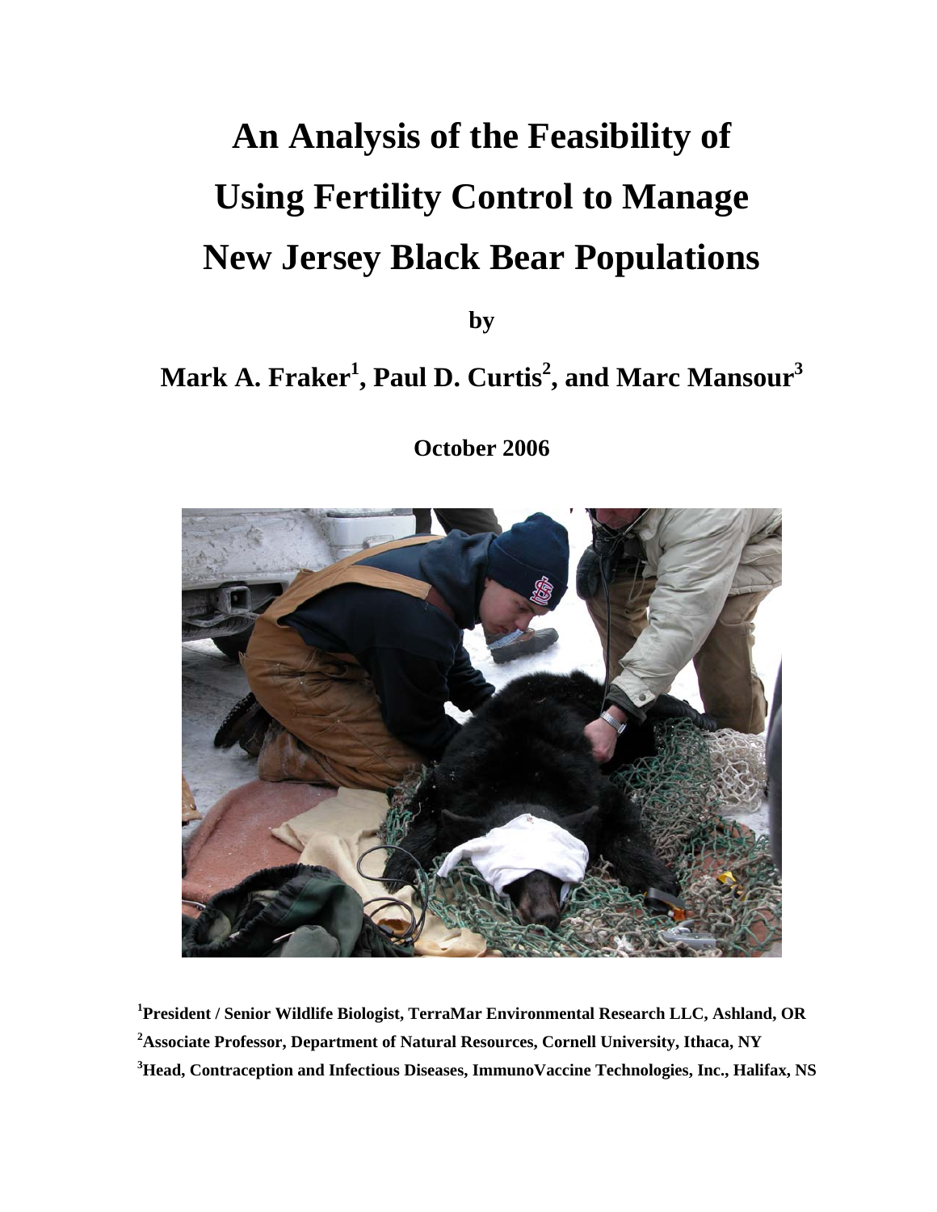# An Analysis of the Feasibility of Using Fertility Control to Manage New Jersey Black Bear Populations

**by**

**Mark A. Fraker[1], Paul D. Curtis[2], and Marc Mansour[3]**

**October 2006**

[1]**President / Senior Wildlife Biologist, TerraMar Environmental Research LLC, Ashland, OR**

[2]**Associate Professor, Department of Natural Resources, Cornell University, Ithaca, NY**

[3]**Head, Contraception and Infectious Diseases, ImmunoVaccine Technologies, Inc., Halifax, NS**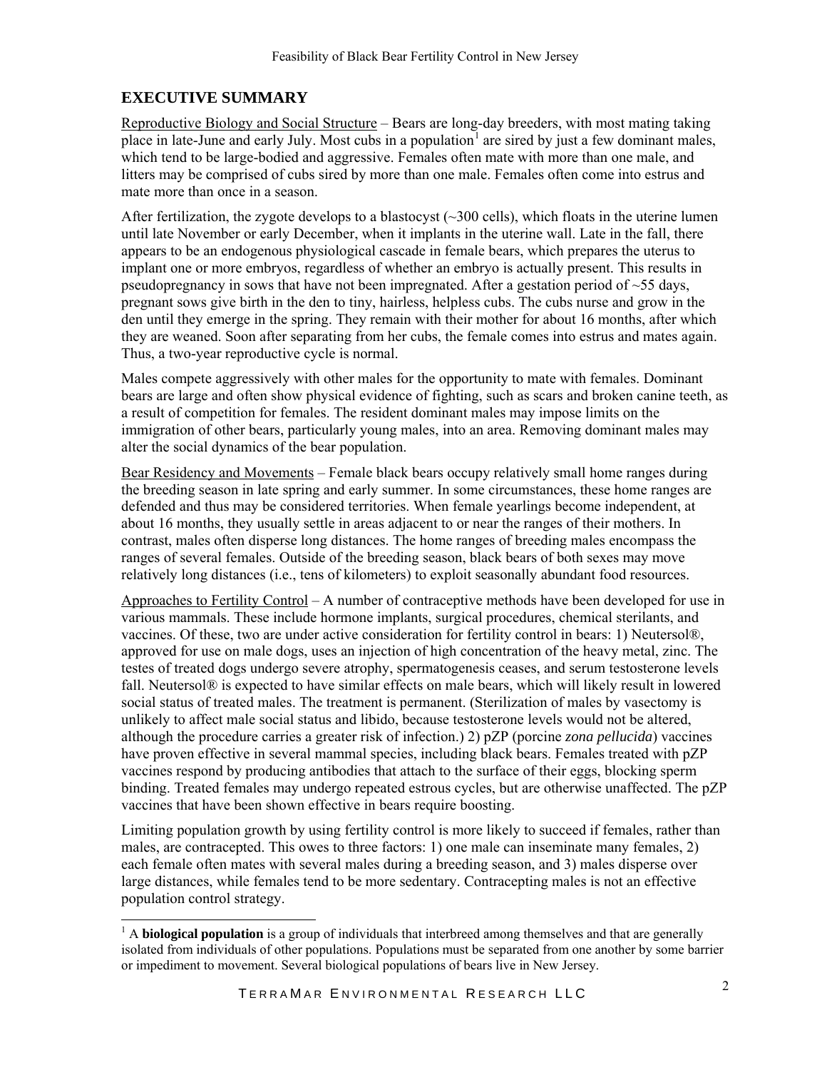## EXECUTIVE SUMMARY

Reproductive Biology and Social Structure – Bears are long-day breeders, with most mating taking place in late-June and early July. Most cubs in a population[1] are sired by just a few dominant males, which tend to be large-bodied and aggressive. Females often mate with more than one male, and litters may be comprised of cubs sired by more than one male. Females often come into estrus and mate more than once in a season.

After fertilization, the zygote develops to a blastocyst (~300 cells), which floats in the uterine lumen until late November or early December, when it implants in the uterine wall. Late in the fall, there appears to be an endogenous physiological cascade in female bears, which prepares the uterus to implant one or more embryos, regardless of whether an embryo is actually present. This results in pseudopregnancy in sows that have not been impregnated. After a gestation period of ~55 days, pregnant sows give birth in the den to tiny, hairless, helpless cubs. The cubs nurse and grow in the den until they emerge in the spring. They remain with their mother for about 16 months, after which they are weaned. Soon after separating from her cubs, the female comes into estrus and mates again. Thus, a two-year reproductive cycle is normal.

Males compete aggressively with other males for the opportunity to mate with females. Dominant bears are large and often show physical evidence of fighting, such as scars and broken canine teeth, as a result of competition for females. The resident dominant males may impose limits on the immigration of other bears, particularly young males, into an area. Removing dominant males may alter the social dynamics of the bear population.

Bear Residency and Movements – Female black bears occupy relatively small home ranges during the breeding season in late spring and early summer. In some circumstances, these home ranges are defended and thus may be considered territories. When female yearlings become independent, at about 16 months, they usually settle in areas adjacent to or near the ranges of their mothers. In contrast, males often disperse long distances. The home ranges of breeding males encompass the ranges of several females. Outside of the breeding season, black bears of both sexes may move relatively long distances (i.e., tens of kilometers) to exploit seasonally abundant food resources.

Approaches to Fertility Control – A number of contraceptive methods have been developed for use in various mammals. These include hormone implants, surgical procedures, chemical sterilants, and vaccines. Of these, two are under active consideration for fertility control in bears: 1) Neutersol®, approved for use on male dogs, uses an injection of high concentration of the heavy metal, zinc. The testes of treated dogs undergo severe atrophy, spermatogenesis ceases, and serum testosterone levels fall. Neutersol® is expected to have similar effects on male bears, which will likely result in lowered social status of treated males. The treatment is permanent. (Sterilization of males by vasectomy is unlikely to affect male social status and libido, because testosterone levels would not be altered, although the procedure carries a greater risk of infection.) 2) pZP (porcine *zona pellucida*) vaccines have proven effective in several mammal species, including black bears. Females treated with pZP vaccines respond by producing antibodies that attach to the surface of their eggs, blocking sperm binding. Treated females may undergo repeated estrous cycles, but are otherwise unaffected. The pZP vaccines that have been shown effective in bears require boosting.

Limiting population growth by using fertility control is more likely to succeed if females, rather than males, are contracepted. This owes to three factors: 1) one male can inseminate many females, 2) each female often mates with several males during a breeding season, and 3) males disperse over large distances, while females tend to be more sedentary. Contracepting males is not an effective population control strategy.

[1] A **biological population** is a group of individuals that interbreed among themselves and that are generally isolated from individuals of other populations. Populations must be separated from one another by some barrier or impediment to movement. Several biological populations of bears live in New Jersey.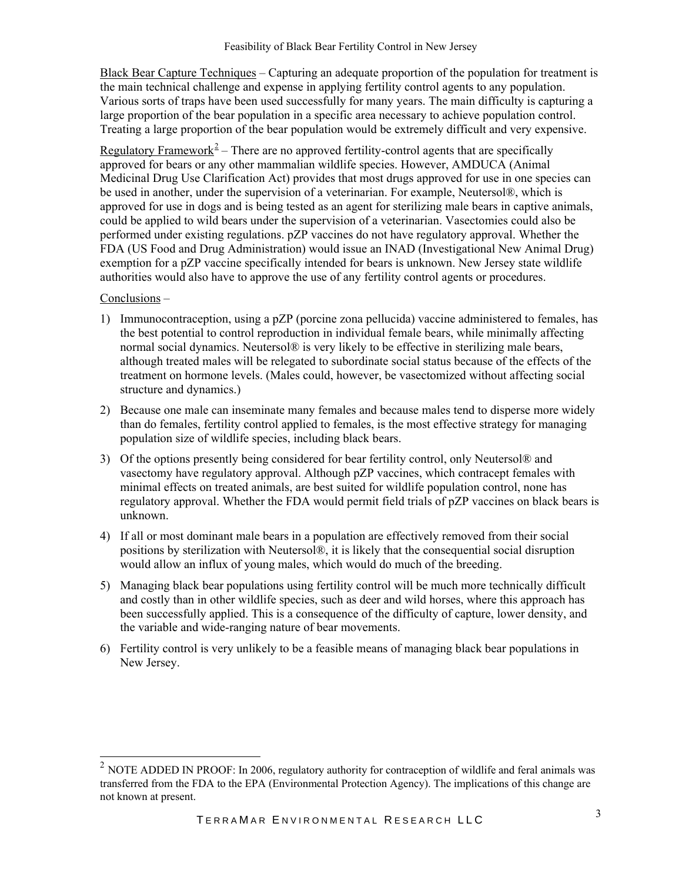Black Bear Capture Techniques – Capturing an adequate proportion of the population for treatment is the main technical challenge and expense in applying fertility control agents to any population. Various sorts of traps have been used successfully for many years. The main difficulty is capturing a large proportion of the bear population in a specific area necessary to achieve population control. Treating a large proportion of the bear population would be extremely difficult and very expensive.

Regulatory Framework[2] – There are no approved fertility-control agents that are specifically approved for bears or any other mammalian wildlife species. However, AMDUCA (Animal Medicinal Drug Use Clarification Act) provides that most drugs approved for use in one species can be used in another, under the supervision of a veterinarian. For example, Neutersol®, which is approved for use in dogs and is being tested as an agent for sterilizing male bears in captive animals, could be applied to wild bears under the supervision of a veterinarian. Vasectomies could also be performed under existing regulations. pZP vaccines do not have regulatory approval. Whether the FDA (US Food and Drug Administration) would issue an INAD (Investigational New Animal Drug) exemption for a pZP vaccine specifically intended for bears is unknown. New Jersey state wildlife authorities would also have to approve the use of any fertility control agents or procedures.

Conclusions –

1) Immunocontraception, using a pZP (porcine zona pellucida) vaccine administered to females, has the best potential to control reproduction in individual female bears, while minimally affecting normal social dynamics. Neutersol® is very likely to be effective in sterilizing male bears, although treated males will be relegated to subordinate social status because of the effects of the treatment on hormone levels. (Males could, however, be vasectomized without affecting social structure and dynamics.)
2) Because one male can inseminate many females and because males tend to disperse more widely than do females, fertility control applied to females, is the most effective strategy for managing population size of wildlife species, including black bears.
3) Of the options presently being considered for bear fertility control, only Neutersol® and vasectomy have regulatory approval. Although pZP vaccines, which contracept females with minimal effects on treated animals, are best suited for wildlife population control, none has regulatory approval. Whether the FDA would permit field trials of pZP vaccines on black bears is unknown.
4) If all or most dominant male bears in a population are effectively removed from their social positions by sterilization with Neutersol®, it is likely that the consequential social disruption would allow an influx of young males, which would do much of the breeding.
5) Managing black bear populations using fertility control will be much more technically difficult and costly than in other wildlife species, such as deer and wild horses, where this approach has been successfully applied. This is a consequence of the difficulty of capture, lower density, and the variable and wide-ranging nature of bear movements.
6) Fertility control is very unlikely to be a feasible means of managing black bear populations in New Jersey.

---

[2] NOTE ADDED IN PROOF: In 2006, regulatory authority for contraception of wildlife and feral animals was transferred from the FDA to the EPA (Environmental Protection Agency). The implications of this change are not known at present.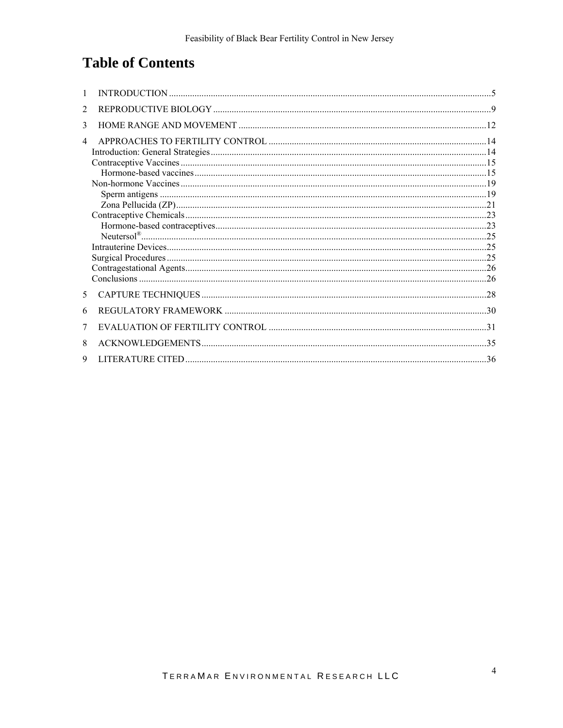# Table of Contents

1 INTRODUCTION ....................................................................................5

2 REPRODUCTIVE BIOLOGY ....................................................................................9

3 HOME RANGE AND MOVEMENT ....................................................................................12

4 APPROACHES TO FERTILITY CONTROL ....................................................................................14

- Introduction: General Strategies ....................................................................................14
- Contraceptive Vaccines ....................................................................................15
  - Hormone-based vaccines ....................................................................................15
- Non-hormone Vaccines ....................................................................................19
  - Sperm antigens ....................................................................................19
  - Zona Pellucida (ZP) ....................................................................................21
- Contraceptive Chemicals ....................................................................................23
  - Hormone-based contraceptives ....................................................................................23
  - Neutersol® ....................................................................................25
- Intrauterine Devices ....................................................................................25
- Surgical Procedures ....................................................................................25
- Contragestational Agents ....................................................................................26
- Conclusions ....................................................................................26

5 CAPTURE TECHNIQUES ....................................................................................28

6 REGULATORY FRAMEWORK ....................................................................................30

7 EVALUATION OF FERTILITY CONTROL ....................................................................................31

8 ACKNOWLEDGEMENTS ....................................................................................35

9 LITERATURE CITED ....................................................................................36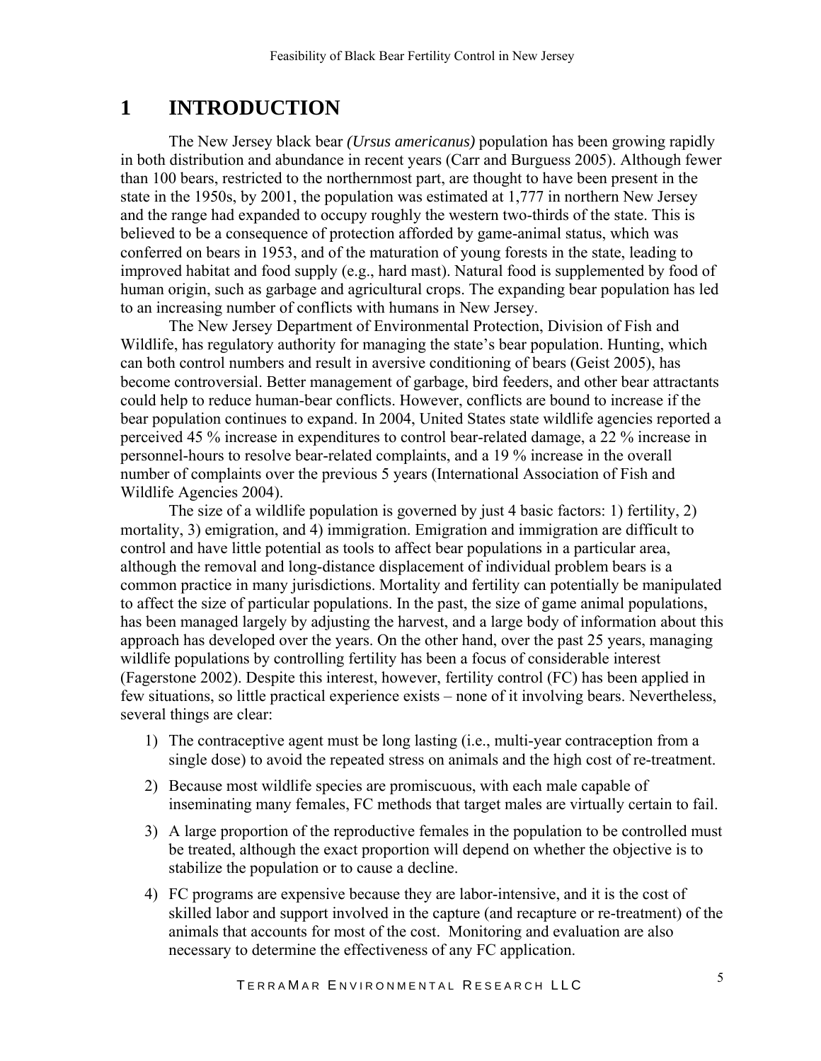# 1 INTRODUCTION

The New Jersey black bear *(Ursus americanus)* population has been growing rapidly in both distribution and abundance in recent years (Carr and Burguess 2005). Although fewer than 100 bears, restricted to the northernmost part, are thought to have been present in the state in the 1950s, by 2001, the population was estimated at 1,777 in northern New Jersey and the range had expanded to occupy roughly the western two-thirds of the state. This is believed to be a consequence of protection afforded by game-animal status, which was conferred on bears in 1953, and of the maturation of young forests in the state, leading to improved habitat and food supply (e.g., hard mast). Natural food is supplemented by food of human origin, such as garbage and agricultural crops. The expanding bear population has led to an increasing number of conflicts with humans in New Jersey.

The New Jersey Department of Environmental Protection, Division of Fish and Wildlife, has regulatory authority for managing the state's bear population. Hunting, which can both control numbers and result in aversive conditioning of bears (Geist 2005), has become controversial. Better management of garbage, bird feeders, and other bear attractants could help to reduce human-bear conflicts. However, conflicts are bound to increase if the bear population continues to expand. In 2004, United States state wildlife agencies reported a perceived 45 % increase in expenditures to control bear-related damage, a 22 % increase in personnel-hours to resolve bear-related complaints, and a 19 % increase in the overall number of complaints over the previous 5 years (International Association of Fish and Wildlife Agencies 2004).

The size of a wildlife population is governed by just 4 basic factors: 1) fertility, 2) mortality, 3) emigration, and 4) immigration. Emigration and immigration are difficult to control and have little potential as tools to affect bear populations in a particular area, although the removal and long-distance displacement of individual problem bears is a common practice in many jurisdictions. Mortality and fertility can potentially be manipulated to affect the size of particular populations. In the past, the size of game animal populations, has been managed largely by adjusting the harvest, and a large body of information about this approach has developed over the years. On the other hand, over the past 25 years, managing wildlife populations by controlling fertility has been a focus of considerable interest (Fagerstone 2002). Despite this interest, however, fertility control (FC) has been applied in few situations, so little practical experience exists – none of it involving bears. Nevertheless, several things are clear:

1) The contraceptive agent must be long lasting (i.e., multi-year contraception from a single dose) to avoid the repeated stress on animals and the high cost of re-treatment.
2) Because most wildlife species are promiscuous, with each male capable of inseminating many females, FC methods that target males are virtually certain to fail.
3) A large proportion of the reproductive females in the population to be controlled must be treated, although the exact proportion will depend on whether the objective is to stabilize the population or to cause a decline.
4) FC programs are expensive because they are labor-intensive, and it is the cost of skilled labor and support involved in the capture (and recapture or re-treatment) of the animals that accounts for most of the cost. Monitoring and evaluation are also necessary to determine the effectiveness of any FC application.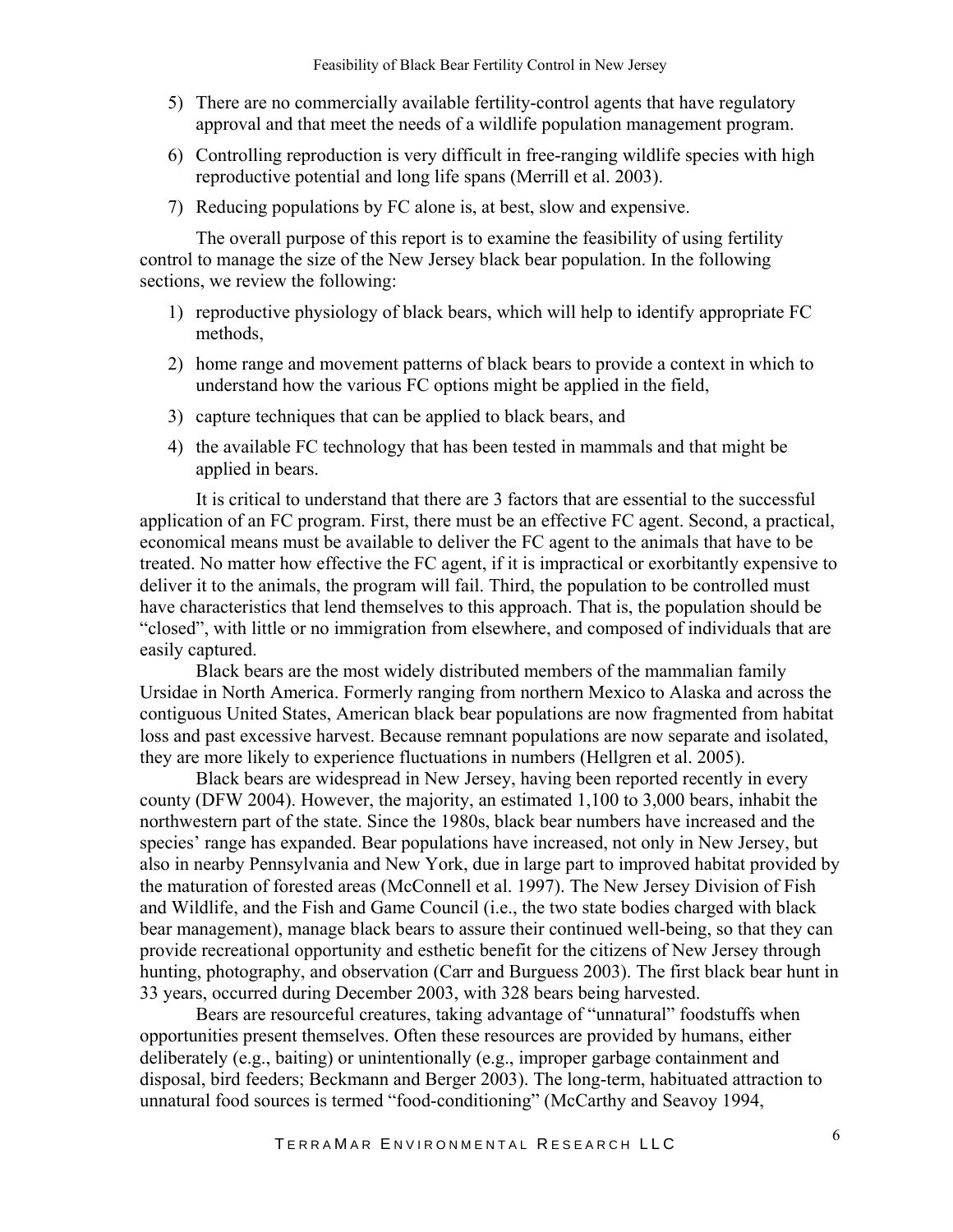5) There are no commercially available fertility-control agents that have regulatory approval and that meet the needs of a wildlife population management program.

6) Controlling reproduction is very difficult in free-ranging wildlife species with high reproductive potential and long life spans (Merrill et al. 2003).

7) Reducing populations by FC alone is, at best, slow and expensive.

The overall purpose of this report is to examine the feasibility of using fertility control to manage the size of the New Jersey black bear population. In the following sections, we review the following:

1) reproductive physiology of black bears, which will help to identify appropriate FC methods,

2) home range and movement patterns of black bears to provide a context in which to understand how the various FC options might be applied in the field,

3) capture techniques that can be applied to black bears, and

4) the available FC technology that has been tested in mammals and that might be applied in bears.

It is critical to understand that there are 3 factors that are essential to the successful application of an FC program. First, there must be an effective FC agent. Second, a practical, economical means must be available to deliver the FC agent to the animals that have to be treated. No matter how effective the FC agent, if it is impractical or exorbitantly expensive to deliver it to the animals, the program will fail. Third, the population to be controlled must have characteristics that lend themselves to this approach. That is, the population should be "closed", with little or no immigration from elsewhere, and composed of individuals that are easily captured.

Black bears are the most widely distributed members of the mammalian family Ursidae in North America. Formerly ranging from northern Mexico to Alaska and across the contiguous United States, American black bear populations are now fragmented from habitat loss and past excessive harvest. Because remnant populations are now separate and isolated, they are more likely to experience fluctuations in numbers (Hellgren et al. 2005).

Black bears are widespread in New Jersey, having been reported recently in every county (DFW 2004). However, the majority, an estimated 1,100 to 3,000 bears, inhabit the northwestern part of the state. Since the 1980s, black bear numbers have increased and the species' range has expanded. Bear populations have increased, not only in New Jersey, but also in nearby Pennsylvania and New York, due in large part to improved habitat provided by the maturation of forested areas (McConnell et al. 1997). The New Jersey Division of Fish and Wildlife, and the Fish and Game Council (i.e., the two state bodies charged with black bear management), manage black bears to assure their continued well-being, so that they can provide recreational opportunity and esthetic benefit for the citizens of New Jersey through hunting, photography, and observation (Carr and Burguess 2003). The first black bear hunt in 33 years, occurred during December 2003, with 328 bears being harvested.

Bears are resourceful creatures, taking advantage of "unnatural" foodstuffs when opportunities present themselves. Often these resources are provided by humans, either deliberately (e.g., baiting) or unintentionally (e.g., improper garbage containment and disposal, bird feeders; Beckmann and Berger 2003). The long-term, habituated attraction to unnatural food sources is termed "food-conditioning" (McCarthy and Seavoy 1994,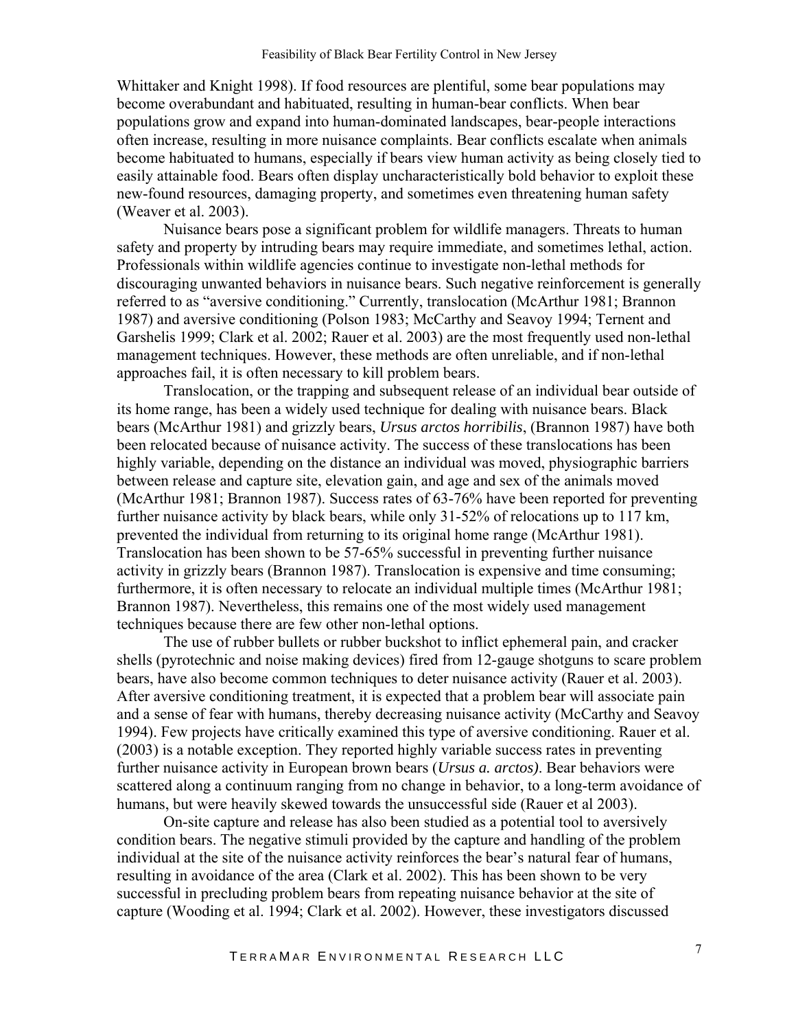Whittaker and Knight 1998). If food resources are plentiful, some bear populations may become overabundant and habituated, resulting in human-bear conflicts. When bear populations grow and expand into human-dominated landscapes, bear-people interactions often increase, resulting in more nuisance complaints. Bear conflicts escalate when animals become habituated to humans, especially if bears view human activity as being closely tied to easily attainable food. Bears often display uncharacteristically bold behavior to exploit these new-found resources, damaging property, and sometimes even threatening human safety (Weaver et al. 2003).

Nuisance bears pose a significant problem for wildlife managers. Threats to human safety and property by intruding bears may require immediate, and sometimes lethal, action. Professionals within wildlife agencies continue to investigate non-lethal methods for discouraging unwanted behaviors in nuisance bears. Such negative reinforcement is generally referred to as "aversive conditioning." Currently, translocation (McArthur 1981; Brannon 1987) and aversive conditioning (Polson 1983; McCarthy and Seavoy 1994; Ternent and Garshelis 1999; Clark et al. 2002; Rauer et al. 2003) are the most frequently used non-lethal management techniques. However, these methods are often unreliable, and if non-lethal approaches fail, it is often necessary to kill problem bears.

Translocation, or the trapping and subsequent release of an individual bear outside of its home range, has been a widely used technique for dealing with nuisance bears. Black bears (McArthur 1981) and grizzly bears, *Ursus arctos horribilis*, (Brannon 1987) have both been relocated because of nuisance activity. The success of these translocations has been highly variable, depending on the distance an individual was moved, physiographic barriers between release and capture site, elevation gain, and age and sex of the animals moved (McArthur 1981; Brannon 1987). Success rates of 63-76% have been reported for preventing further nuisance activity by black bears, while only 31-52% of relocations up to 117 km, prevented the individual from returning to its original home range (McArthur 1981). Translocation has been shown to be 57-65% successful in preventing further nuisance activity in grizzly bears (Brannon 1987). Translocation is expensive and time consuming; furthermore, it is often necessary to relocate an individual multiple times (McArthur 1981; Brannon 1987). Nevertheless, this remains one of the most widely used management techniques because there are few other non-lethal options.

The use of rubber bullets or rubber buckshot to inflict ephemeral pain, and cracker shells (pyrotechnic and noise making devices) fired from 12-gauge shotguns to scare problem bears, have also become common techniques to deter nuisance activity (Rauer et al. 2003). After aversive conditioning treatment, it is expected that a problem bear will associate pain and a sense of fear with humans, thereby decreasing nuisance activity (McCarthy and Seavoy 1994). Few projects have critically examined this type of aversive conditioning. Rauer et al. (2003) is a notable exception. They reported highly variable success rates in preventing further nuisance activity in European brown bears (*Ursus a. arctos)*. Bear behaviors were scattered along a continuum ranging from no change in behavior, to a long-term avoidance of humans, but were heavily skewed towards the unsuccessful side (Rauer et al 2003).

On-site capture and release has also been studied as a potential tool to aversively condition bears. The negative stimuli provided by the capture and handling of the problem individual at the site of the nuisance activity reinforces the bear's natural fear of humans, resulting in avoidance of the area (Clark et al. 2002). This has been shown to be very successful in precluding problem bears from repeating nuisance behavior at the site of capture (Wooding et al. 1994; Clark et al. 2002). However, these investigators discussed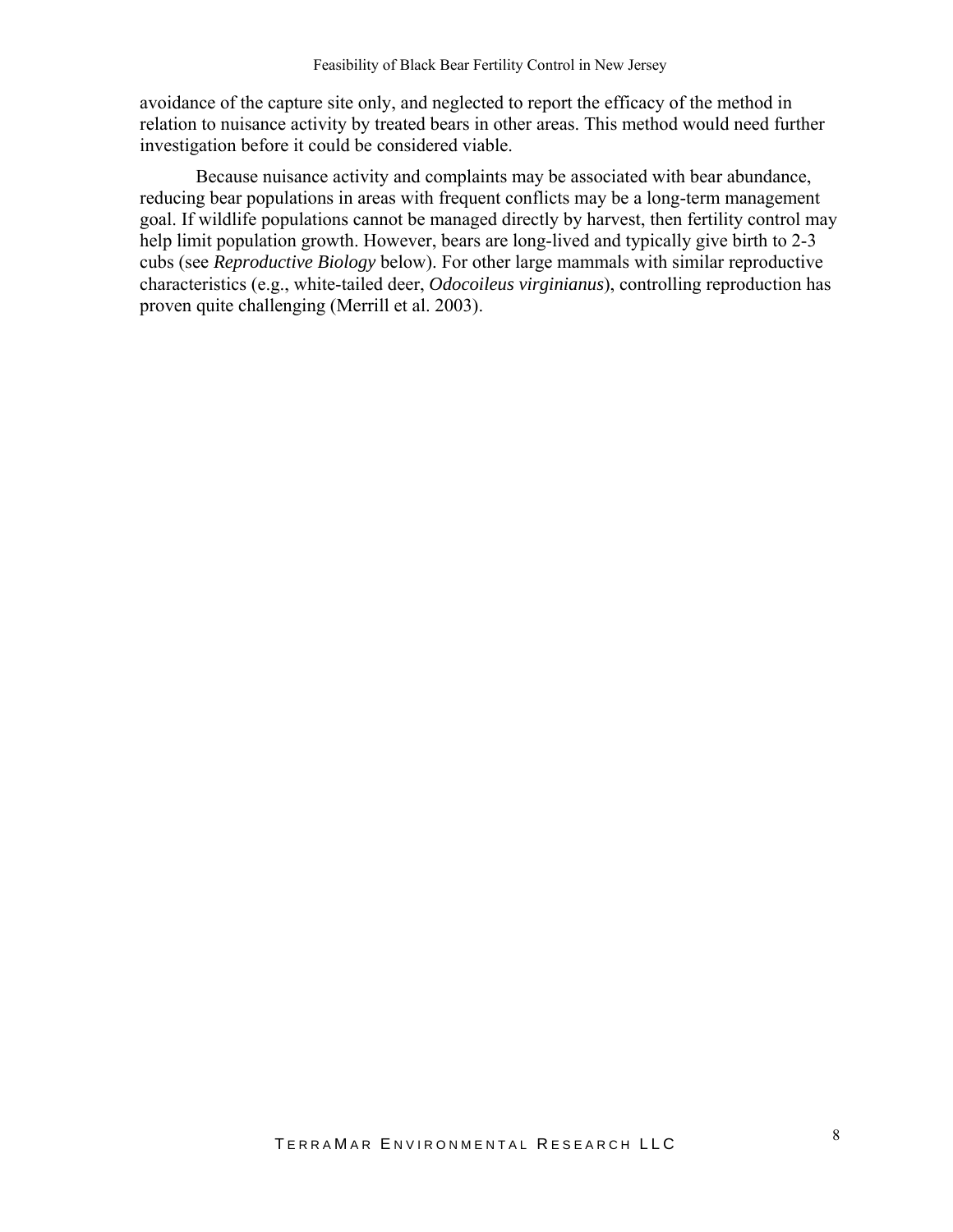avoidance of the capture site only, and neglected to report the efficacy of the method in relation to nuisance activity by treated bears in other areas. This method would need further investigation before it could be considered viable.

Because nuisance activity and complaints may be associated with bear abundance, reducing bear populations in areas with frequent conflicts may be a long-term management goal. If wildlife populations cannot be managed directly by harvest, then fertility control may help limit population growth. However, bears are long-lived and typically give birth to 2-3 cubs (see *Reproductive Biology* below). For other large mammals with similar reproductive characteristics (e.g., white-tailed deer, *Odocoileus virginianus*), controlling reproduction has proven quite challenging (Merrill et al. 2003).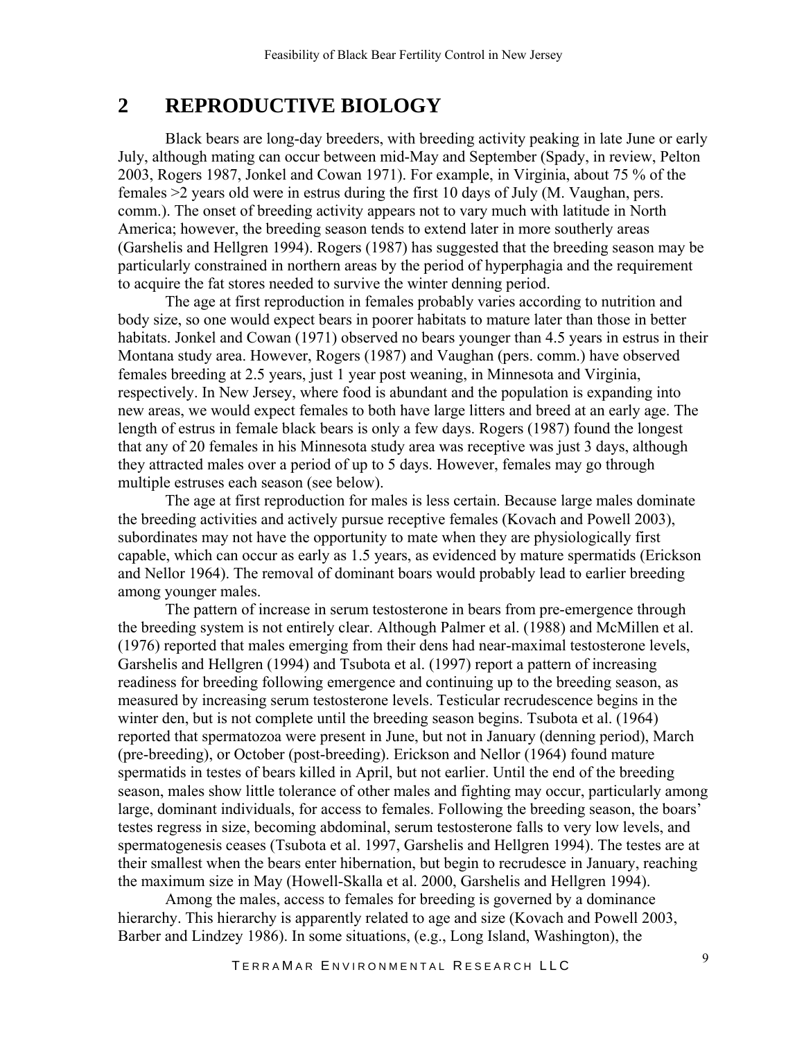## 2 REPRODUCTIVE BIOLOGY

Black bears are long-day breeders, with breeding activity peaking in late June or early July, although mating can occur between mid-May and September (Spady, in review, Pelton 2003, Rogers 1987, Jonkel and Cowan 1971). For example, in Virginia, about 75 % of the females >2 years old were in estrus during the first 10 days of July (M. Vaughan, pers. comm.). The onset of breeding activity appears not to vary much with latitude in North America; however, the breeding season tends to extend later in more southerly areas (Garshelis and Hellgren 1994). Rogers (1987) has suggested that the breeding season may be particularly constrained in northern areas by the period of hyperphagia and the requirement to acquire the fat stores needed to survive the winter denning period.

The age at first reproduction in females probably varies according to nutrition and body size, so one would expect bears in poorer habitats to mature later than those in better habitats. Jonkel and Cowan (1971) observed no bears younger than 4.5 years in estrus in their Montana study area. However, Rogers (1987) and Vaughan (pers. comm.) have observed females breeding at 2.5 years, just 1 year post weaning, in Minnesota and Virginia, respectively. In New Jersey, where food is abundant and the population is expanding into new areas, we would expect females to both have large litters and breed at an early age. The length of estrus in female black bears is only a few days. Rogers (1987) found the longest that any of 20 females in his Minnesota study area was receptive was just 3 days, although they attracted males over a period of up to 5 days. However, females may go through multiple estruses each season (see below).

The age at first reproduction for males is less certain. Because large males dominate the breeding activities and actively pursue receptive females (Kovach and Powell 2003), subordinates may not have the opportunity to mate when they are physiologically first capable, which can occur as early as 1.5 years, as evidenced by mature spermatids (Erickson and Nellor 1964). The removal of dominant boars would probably lead to earlier breeding among younger males.

The pattern of increase in serum testosterone in bears from pre-emergence through the breeding system is not entirely clear. Although Palmer et al. (1988) and McMillen et al. (1976) reported that males emerging from their dens had near-maximal testosterone levels, Garshelis and Hellgren (1994) and Tsubota et al. (1997) report a pattern of increasing readiness for breeding following emergence and continuing up to the breeding season, as measured by increasing serum testosterone levels. Testicular recrudescence begins in the winter den, but is not complete until the breeding season begins. Tsubota et al. (1964) reported that spermatozoa were present in June, but not in January (denning period), March (pre-breeding), or October (post-breeding). Erickson and Nellor (1964) found mature spermatids in testes of bears killed in April, but not earlier. Until the end of the breeding season, males show little tolerance of other males and fighting may occur, particularly among large, dominant individuals, for access to females. Following the breeding season, the boars' testes regress in size, becoming abdominal, serum testosterone falls to very low levels, and spermatogenesis ceases (Tsubota et al. 1997, Garshelis and Hellgren 1994). The testes are at their smallest when the bears enter hibernation, but begin to recrudesce in January, reaching the maximum size in May (Howell-Skalla et al. 2000, Garshelis and Hellgren 1994).

Among the males, access to females for breeding is governed by a dominance hierarchy. This hierarchy is apparently related to age and size (Kovach and Powell 2003, Barber and Lindzey 1986). In some situations, (e.g., Long Island, Washington), the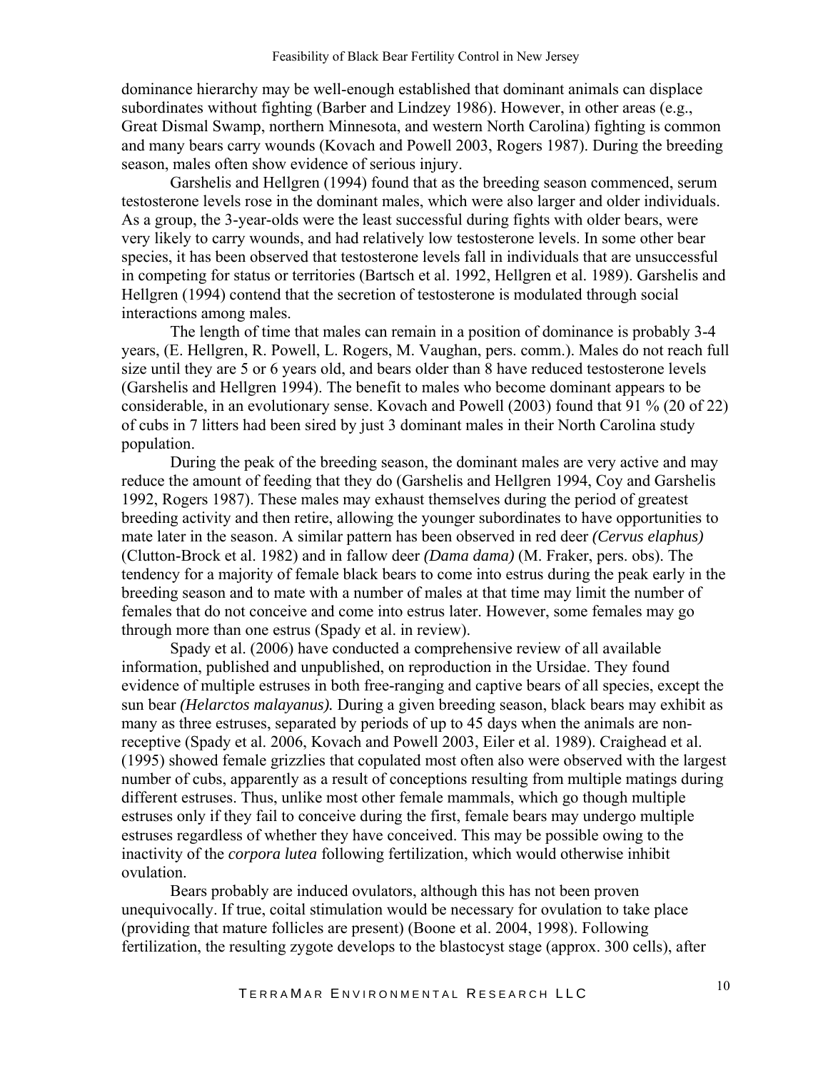dominance hierarchy may be well-enough established that dominant animals can displace subordinates without fighting (Barber and Lindzey 1986). However, in other areas (e.g., Great Dismal Swamp, northern Minnesota, and western North Carolina) fighting is common and many bears carry wounds (Kovach and Powell 2003, Rogers 1987). During the breeding season, males often show evidence of serious injury.

Garshelis and Hellgren (1994) found that as the breeding season commenced, serum testosterone levels rose in the dominant males, which were also larger and older individuals. As a group, the 3-year-olds were the least successful during fights with older bears, were very likely to carry wounds, and had relatively low testosterone levels. In some other bear species, it has been observed that testosterone levels fall in individuals that are unsuccessful in competing for status or territories (Bartsch et al. 1992, Hellgren et al. 1989). Garshelis and Hellgren (1994) contend that the secretion of testosterone is modulated through social interactions among males.

The length of time that males can remain in a position of dominance is probably 3-4 years, (E. Hellgren, R. Powell, L. Rogers, M. Vaughan, pers. comm.). Males do not reach full size until they are 5 or 6 years old, and bears older than 8 have reduced testosterone levels (Garshelis and Hellgren 1994). The benefit to males who become dominant appears to be considerable, in an evolutionary sense. Kovach and Powell (2003) found that 91 % (20 of 22) of cubs in 7 litters had been sired by just 3 dominant males in their North Carolina study population.

During the peak of the breeding season, the dominant males are very active and may reduce the amount of feeding that they do (Garshelis and Hellgren 1994, Coy and Garshelis 1992, Rogers 1987). These males may exhaust themselves during the period of greatest breeding activity and then retire, allowing the younger subordinates to have opportunities to mate later in the season. A similar pattern has been observed in red deer *(Cervus elaphus)* (Clutton-Brock et al. 1982) and in fallow deer *(Dama dama)* (M. Fraker, pers. obs). The tendency for a majority of female black bears to come into estrus during the peak early in the breeding season and to mate with a number of males at that time may limit the number of females that do not conceive and come into estrus later. However, some females may go through more than one estrus (Spady et al. in review).

Spady et al. (2006) have conducted a comprehensive review of all available information, published and unpublished, on reproduction in the Ursidae. They found evidence of multiple estruses in both free-ranging and captive bears of all species, except the sun bear *(Helarctos malayanus).* During a given breeding season, black bears may exhibit as many as three estruses, separated by periods of up to 45 days when the animals are non-receptive (Spady et al. 2006, Kovach and Powell 2003, Eiler et al. 1989). Craighead et al. (1995) showed female grizzlies that copulated most often also were observed with the largest number of cubs, apparently as a result of conceptions resulting from multiple matings during different estruses. Thus, unlike most other female mammals, which go though multiple estruses only if they fail to conceive during the first, female bears may undergo multiple estruses regardless of whether they have conceived. This may be possible owing to the inactivity of the *corpora lutea* following fertilization, which would otherwise inhibit ovulation.

Bears probably are induced ovulators, although this has not been proven unequivocally. If true, coital stimulation would be necessary for ovulation to take place (providing that mature follicles are present) (Boone et al. 2004, 1998). Following fertilization, the resulting zygote develops to the blastocyst stage (approx. 300 cells), after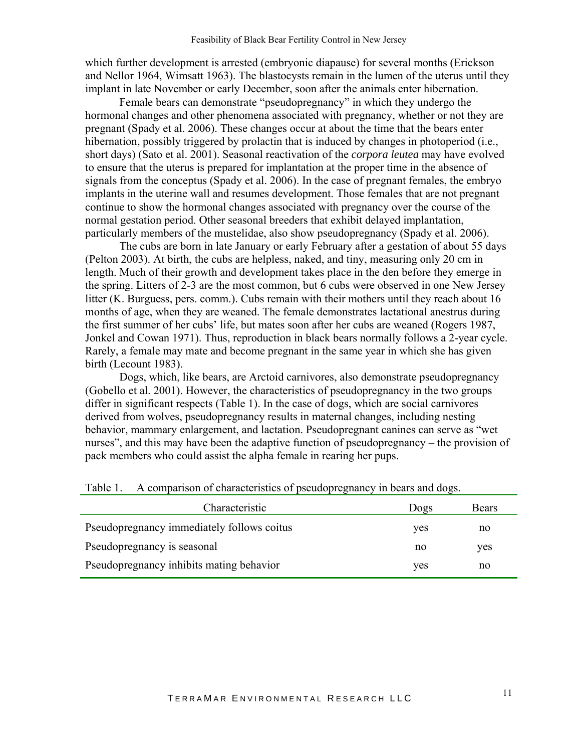which further development is arrested (embryonic diapause) for several months (Erickson and Nellor 1964, Wimsatt 1963). The blastocysts remain in the lumen of the uterus until they implant in late November or early December, soon after the animals enter hibernation.

Female bears can demonstrate "pseudopregnancy" in which they undergo the hormonal changes and other phenomena associated with pregnancy, whether or not they are pregnant (Spady et al. 2006). These changes occur at about the time that the bears enter hibernation, possibly triggered by prolactin that is induced by changes in photoperiod (i.e., short days) (Sato et al. 2001). Seasonal reactivation of the *corpora leutea* may have evolved to ensure that the uterus is prepared for implantation at the proper time in the absence of signals from the conceptus (Spady et al. 2006). In the case of pregnant females, the embryo implants in the uterine wall and resumes development. Those females that are not pregnant continue to show the hormonal changes associated with pregnancy over the course of the normal gestation period. Other seasonal breeders that exhibit delayed implantation, particularly members of the mustelidae, also show pseudopregnancy (Spady et al. 2006).

The cubs are born in late January or early February after a gestation of about 55 days (Pelton 2003). At birth, the cubs are helpless, naked, and tiny, measuring only 20 cm in length. Much of their growth and development takes place in the den before they emerge in the spring. Litters of 2-3 are the most common, but 6 cubs were observed in one New Jersey litter (K. Burguess, pers. comm.). Cubs remain with their mothers until they reach about 16 months of age, when they are weaned. The female demonstrates lactational anestrus during the first summer of her cubs' life, but mates soon after her cubs are weaned (Rogers 1987, Jonkel and Cowan 1971). Thus, reproduction in black bears normally follows a 2-year cycle. Rarely, a female may mate and become pregnant in the same year in which she has given birth (Lecount 1983).

Dogs, which, like bears, are Arctoid carnivores, also demonstrate pseudopregnancy (Gobello et al. 2001). However, the characteristics of pseudopregnancy in the two groups differ in significant respects (Table 1). In the case of dogs, which are social carnivores derived from wolves, pseudopregnancy results in maternal changes, including nesting behavior, mammary enlargement, and lactation. Pseudopregnant canines can serve as "wet nurses", and this may have been the adaptive function of pseudopregnancy – the provision of pack members who could assist the alpha female in rearing her pups.

Table 1. A comparison of characteristics of pseudopregnancy in bears and dogs.

| Characteristic | Dogs | Bears |
|---|---|---|
| Pseudopregnancy immediately follows coitus | yes | no |
| Pseudopregnancy is seasonal | no | yes |
| Pseudopregnancy inhibits mating behavior | yes | no |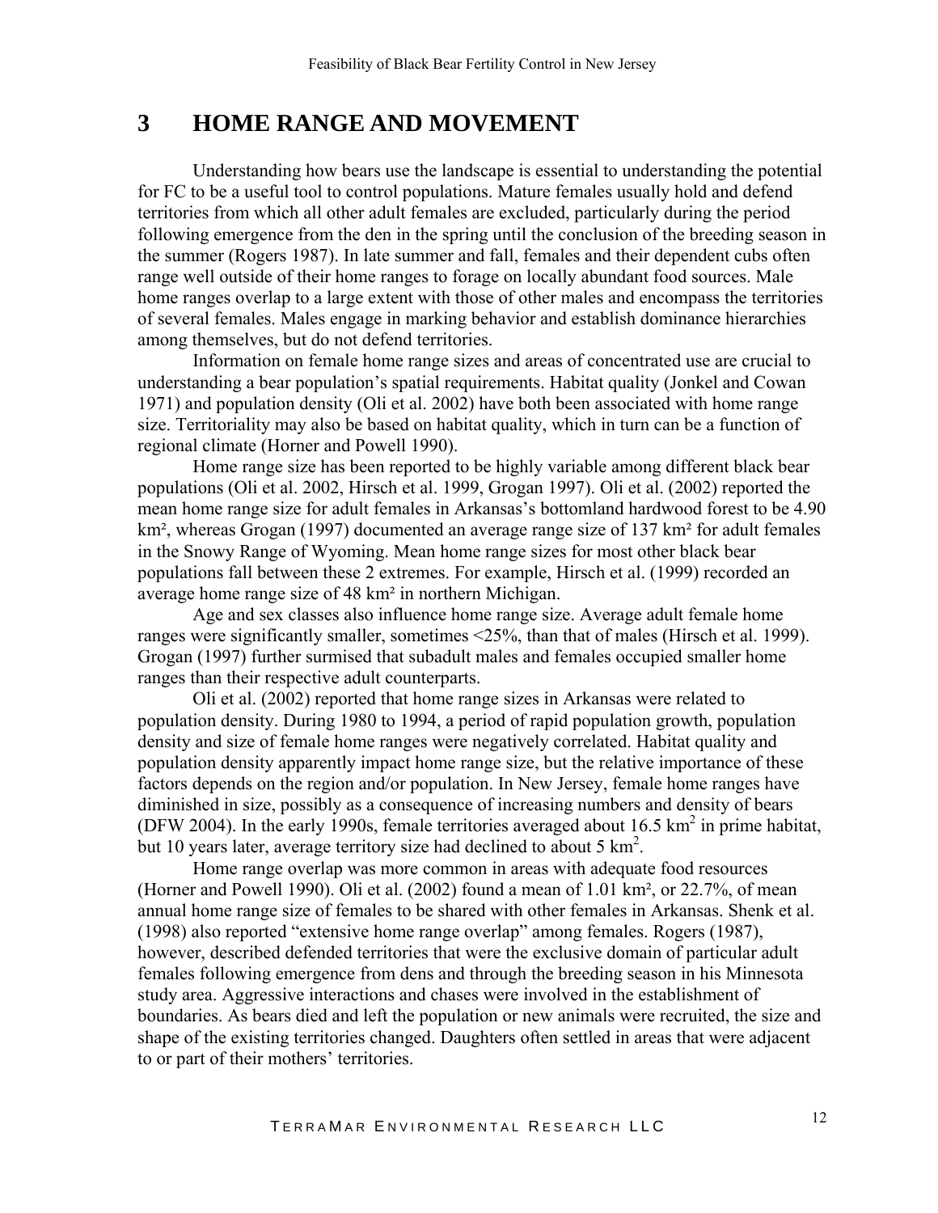# 3 HOME RANGE AND MOVEMENT

Understanding how bears use the landscape is essential to understanding the potential for FC to be a useful tool to control populations. Mature females usually hold and defend territories from which all other adult females are excluded, particularly during the period following emergence from the den in the spring until the conclusion of the breeding season in the summer (Rogers 1987). In late summer and fall, females and their dependent cubs often range well outside of their home ranges to forage on locally abundant food sources. Male home ranges overlap to a large extent with those of other males and encompass the territories of several females. Males engage in marking behavior and establish dominance hierarchies among themselves, but do not defend territories.

Information on female home range sizes and areas of concentrated use are crucial to understanding a bear population's spatial requirements. Habitat quality (Jonkel and Cowan 1971) and population density (Oli et al. 2002) have both been associated with home range size. Territoriality may also be based on habitat quality, which in turn can be a function of regional climate (Horner and Powell 1990).

Home range size has been reported to be highly variable among different black bear populations (Oli et al. 2002, Hirsch et al. 1999, Grogan 1997). Oli et al. (2002) reported the mean home range size for adult females in Arkansas's bottomland hardwood forest to be 4.90 km², whereas Grogan (1997) documented an average range size of 137 km² for adult females in the Snowy Range of Wyoming. Mean home range sizes for most other black bear populations fall between these 2 extremes. For example, Hirsch et al. (1999) recorded an average home range size of 48 km² in northern Michigan.

Age and sex classes also influence home range size. Average adult female home ranges were significantly smaller, sometimes <25%, than that of males (Hirsch et al. 1999). Grogan (1997) further surmised that subadult males and females occupied smaller home ranges than their respective adult counterparts.

Oli et al. (2002) reported that home range sizes in Arkansas were related to population density. During 1980 to 1994, a period of rapid population growth, population density and size of female home ranges were negatively correlated. Habitat quality and population density apparently impact home range size, but the relative importance of these factors depends on the region and/or population. In New Jersey, female home ranges have diminished in size, possibly as a consequence of increasing numbers and density of bears (DFW 2004). In the early 1990s, female territories averaged about 16.5 $km^2$ in prime habitat, but 10 years later, average territory size had declined to about 5 $km^2$.

Home range overlap was more common in areas with adequate food resources (Horner and Powell 1990). Oli et al. (2002) found a mean of 1.01 km², or 22.7%, of mean annual home range size of females to be shared with other females in Arkansas. Shenk et al. (1998) also reported "extensive home range overlap" among females. Rogers (1987), however, described defended territories that were the exclusive domain of particular adult females following emergence from dens and through the breeding season in his Minnesota study area. Aggressive interactions and chases were involved in the establishment of boundaries. As bears died and left the population or new animals were recruited, the size and shape of the existing territories changed. Daughters often settled in areas that were adjacent to or part of their mothers' territories.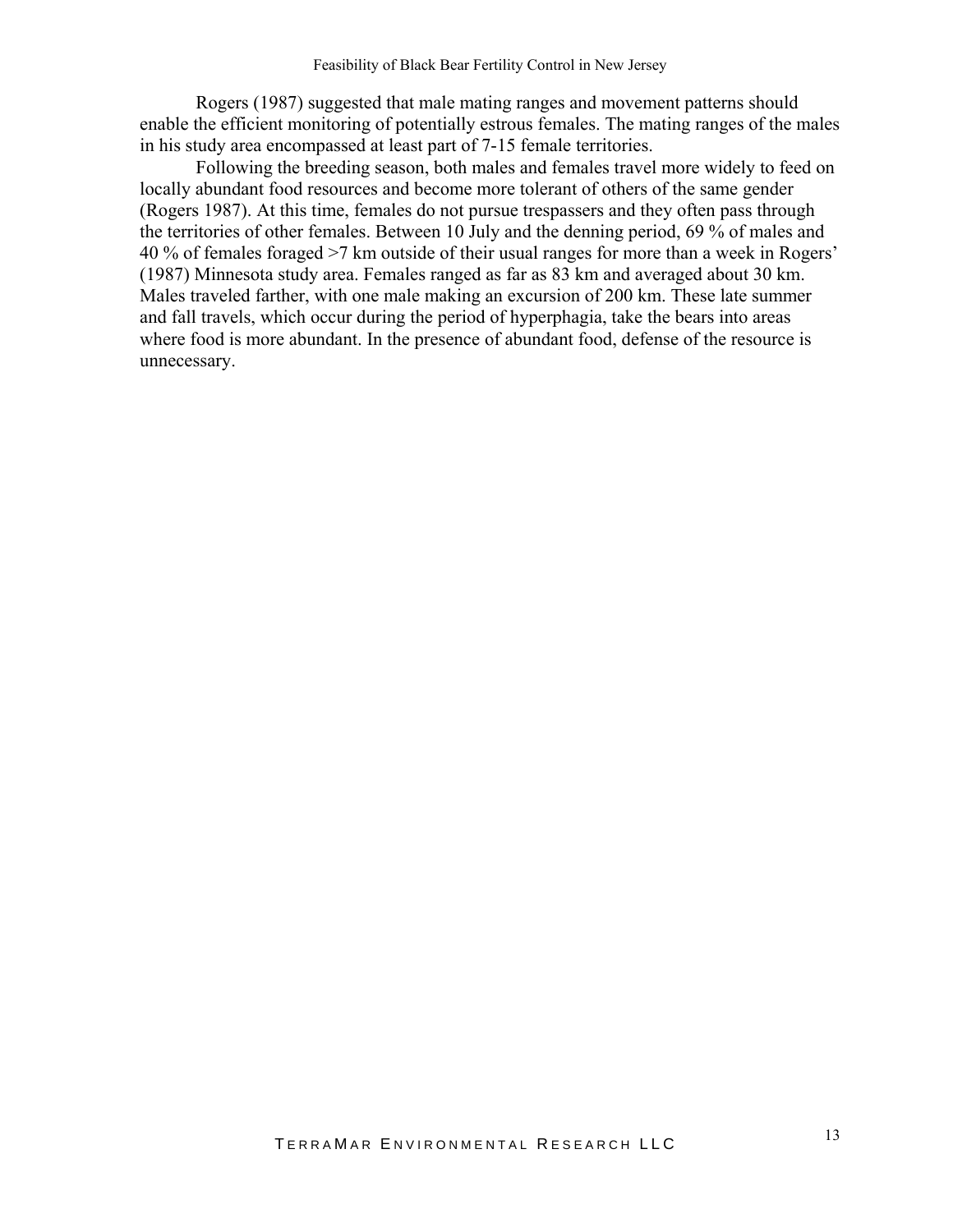Rogers (1987) suggested that male mating ranges and movement patterns should enable the efficient monitoring of potentially estrous females. The mating ranges of the males in his study area encompassed at least part of 7-15 female territories.

Following the breeding season, both males and females travel more widely to feed on locally abundant food resources and become more tolerant of others of the same gender (Rogers 1987). At this time, females do not pursue trespassers and they often pass through the territories of other females. Between 10 July and the denning period, 69 % of males and 40 % of females foraged >7 km outside of their usual ranges for more than a week in Rogers' (1987) Minnesota study area. Females ranged as far as 83 km and averaged about 30 km. Males traveled farther, with one male making an excursion of 200 km. These late summer and fall travels, which occur during the period of hyperphagia, take the bears into areas where food is more abundant. In the presence of abundant food, defense of the resource is unnecessary.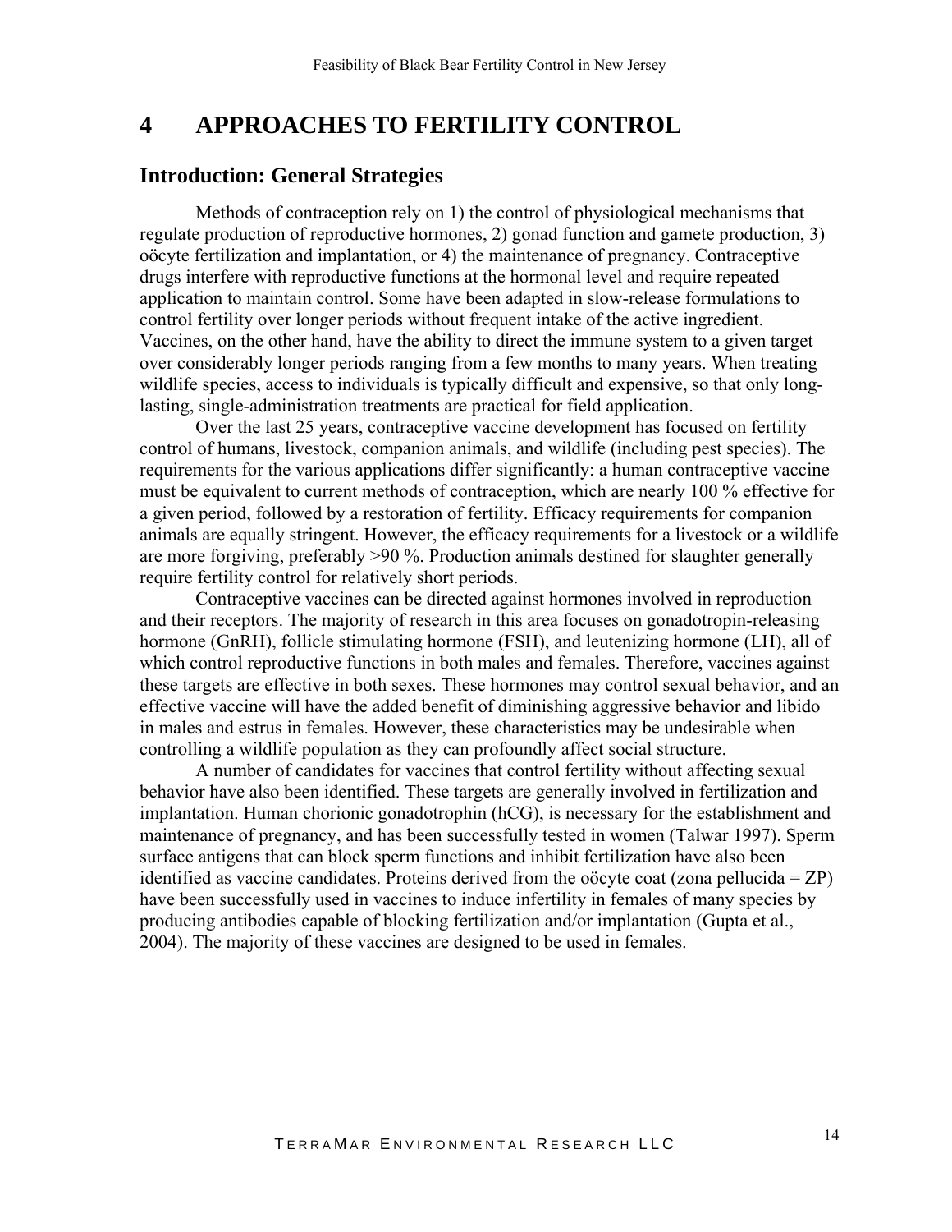# 4 APPROACHES TO FERTILITY CONTROL

## Introduction: General Strategies

Methods of contraception rely on 1) the control of physiological mechanisms that regulate production of reproductive hormones, 2) gonad function and gamete production, 3) oöcyte fertilization and implantation, or 4) the maintenance of pregnancy. Contraceptive drugs interfere with reproductive functions at the hormonal level and require repeated application to maintain control. Some have been adapted in slow-release formulations to control fertility over longer periods without frequent intake of the active ingredient. Vaccines, on the other hand, have the ability to direct the immune system to a given target over considerably longer periods ranging from a few months to many years. When treating wildlife species, access to individuals is typically difficult and expensive, so that only long-lasting, single-administration treatments are practical for field application.

Over the last 25 years, contraceptive vaccine development has focused on fertility control of humans, livestock, companion animals, and wildlife (including pest species). The requirements for the various applications differ significantly: a human contraceptive vaccine must be equivalent to current methods of contraception, which are nearly 100 % effective for a given period, followed by a restoration of fertility. Efficacy requirements for companion animals are equally stringent. However, the efficacy requirements for a livestock or a wildlife are more forgiving, preferably >90 %. Production animals destined for slaughter generally require fertility control for relatively short periods.

Contraceptive vaccines can be directed against hormones involved in reproduction and their receptors. The majority of research in this area focuses on gonadotropin-releasing hormone (GnRH), follicle stimulating hormone (FSH), and leutenizing hormone (LH), all of which control reproductive functions in both males and females. Therefore, vaccines against these targets are effective in both sexes. These hormones may control sexual behavior, and an effective vaccine will have the added benefit of diminishing aggressive behavior and libido in males and estrus in females. However, these characteristics may be undesirable when controlling a wildlife population as they can profoundly affect social structure.

A number of candidates for vaccines that control fertility without affecting sexual behavior have also been identified. These targets are generally involved in fertilization and implantation. Human chorionic gonadotrophin (hCG), is necessary for the establishment and maintenance of pregnancy, and has been successfully tested in women (Talwar 1997). Sperm surface antigens that can block sperm functions and inhibit fertilization have also been identified as vaccine candidates. Proteins derived from the oöcyte coat (zona pellucida = ZP) have been successfully used in vaccines to induce infertility in females of many species by producing antibodies capable of blocking fertilization and/or implantation (Gupta et al., 2004). The majority of these vaccines are designed to be used in females.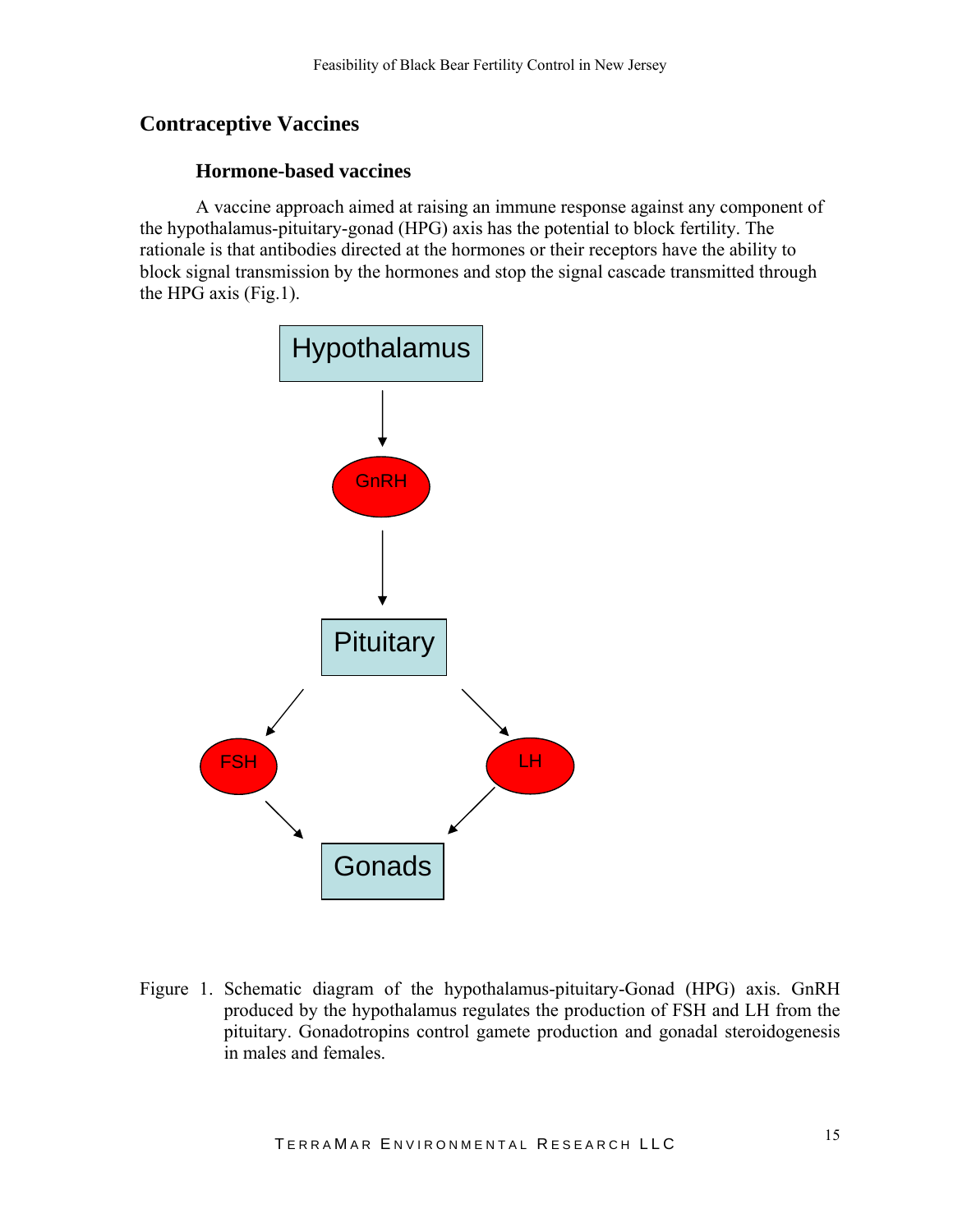## Contraceptive Vaccines

### Hormone-based vaccines

A vaccine approach aimed at raising an immune response against any component of the hypothalamus-pituitary-gonad (HPG) axis has the potential to block fertility. The rationale is that antibodies directed at the hormones or their receptors have the ability to block signal transmission by the hormones and stop the signal cascade transmitted through the HPG axis (Fig.1).

Hypothalamus

GnRH

Pituitary

FSH

LH

Gonads

Figure 1. Schematic diagram of the hypothalamus-pituitary-Gonad (HPG) axis. GnRH produced by the hypothalamus regulates the production of FSH and LH from the pituitary. Gonadotropins control gamete production and gonadal steroidogenesis in males and females.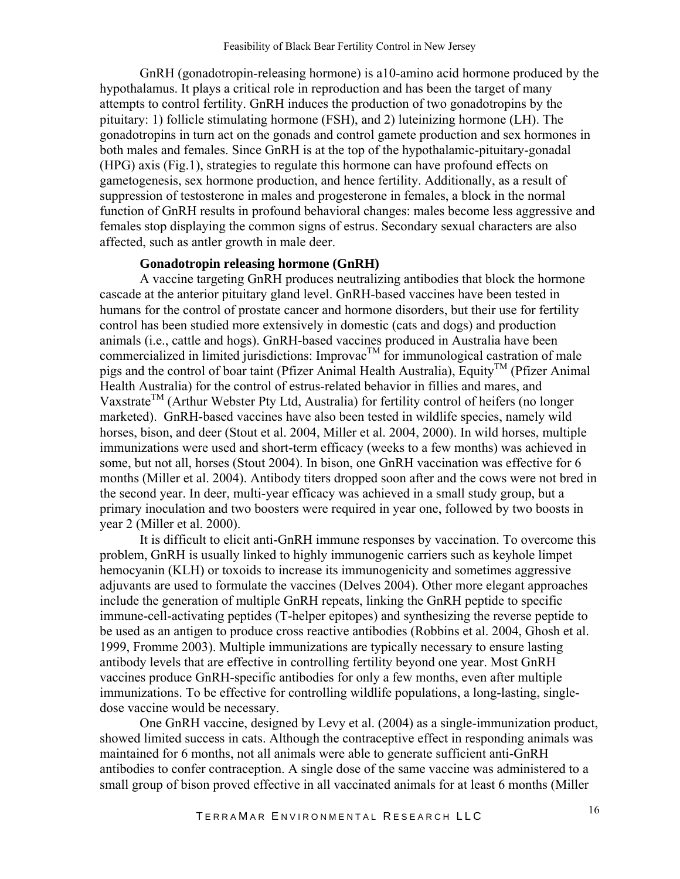GnRH (gonadotropin-releasing hormone) is a10-amino acid hormone produced by the hypothalamus. It plays a critical role in reproduction and has been the target of many attempts to control fertility. GnRH induces the production of two gonadotropins by the pituitary: 1) follicle stimulating hormone (FSH), and 2) luteinizing hormone (LH). The gonadotropins in turn act on the gonads and control gamete production and sex hormones in both males and females. Since GnRH is at the top of the hypothalamic-pituitary-gonadal (HPG) axis (Fig.1), strategies to regulate this hormone can have profound effects on gametogenesis, sex hormone production, and hence fertility. Additionally, as a result of suppression of testosterone in males and progesterone in females, a block in the normal function of GnRH results in profound behavioral changes: males become less aggressive and females stop displaying the common signs of estrus. Secondary sexual characters are also affected, such as antler growth in male deer.

**Gonadotropin releasing hormone (GnRH)**

A vaccine targeting GnRH produces neutralizing antibodies that block the hormone cascade at the anterior pituitary gland level. GnRH-based vaccines have been tested in humans for the control of prostate cancer and hormone disorders, but their use for fertility control has been studied more extensively in domestic (cats and dogs) and production animals (i.e., cattle and hogs). GnRH-based vaccines produced in Australia have been commercialized in limited jurisdictions: Improvac™ for immunological castration of male pigs and the control of boar taint (Pfizer Animal Health Australia), Equity™ (Pfizer Animal Health Australia) for the control of estrus-related behavior in fillies and mares, and Vaxstrate™ (Arthur Webster Pty Ltd, Australia) for fertility control of heifers (no longer marketed). GnRH-based vaccines have also been tested in wildlife species, namely wild horses, bison, and deer (Stout et al. 2004, Miller et al. 2004, 2000). In wild horses, multiple immunizations were used and short-term efficacy (weeks to a few months) was achieved in some, but not all, horses (Stout 2004). In bison, one GnRH vaccination was effective for 6 months (Miller et al. 2004). Antibody titers dropped soon after and the cows were not bred in the second year. In deer, multi-year efficacy was achieved in a small study group, but a primary inoculation and two boosters were required in year one, followed by two boosts in year 2 (Miller et al. 2000).

It is difficult to elicit anti-GnRH immune responses by vaccination. To overcome this problem, GnRH is usually linked to highly immunogenic carriers such as keyhole limpet hemocyanin (KLH) or toxoids to increase its immunogenicity and sometimes aggressive adjuvants are used to formulate the vaccines (Delves 2004). Other more elegant approaches include the generation of multiple GnRH repeats, linking the GnRH peptide to specific immune-cell-activating peptides (T-helper epitopes) and synthesizing the reverse peptide to be used as an antigen to produce cross reactive antibodies (Robbins et al. 2004, Ghosh et al. 1999, Fromme 2003). Multiple immunizations are typically necessary to ensure lasting antibody levels that are effective in controlling fertility beyond one year. Most GnRH vaccines produce GnRH-specific antibodies for only a few months, even after multiple immunizations. To be effective for controlling wildlife populations, a long-lasting, single-dose vaccine would be necessary.

One GnRH vaccine, designed by Levy et al. (2004) as a single-immunization product, showed limited success in cats. Although the contraceptive effect in responding animals was maintained for 6 months, not all animals were able to generate sufficient anti-GnRH antibodies to confer contraception. A single dose of the same vaccine was administered to a small group of bison proved effective in all vaccinated animals for at least 6 months (Miller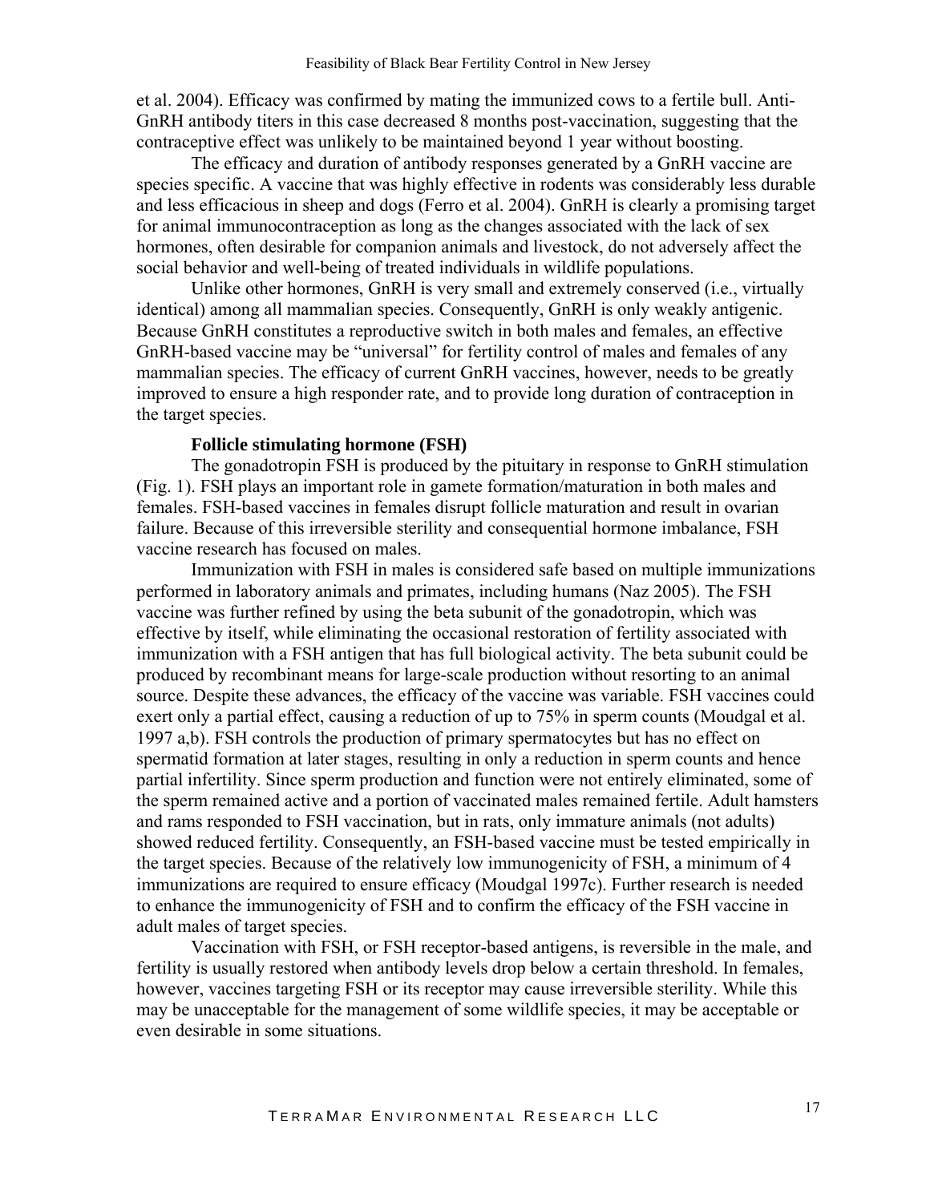et al. 2004). Efficacy was confirmed by mating the immunized cows to a fertile bull. Anti-GnRH antibody titers in this case decreased 8 months post-vaccination, suggesting that the contraceptive effect was unlikely to be maintained beyond 1 year without boosting.

The efficacy and duration of antibody responses generated by a GnRH vaccine are species specific. A vaccine that was highly effective in rodents was considerably less durable and less efficacious in sheep and dogs (Ferro et al. 2004). GnRH is clearly a promising target for animal immunocontraception as long as the changes associated with the lack of sex hormones, often desirable for companion animals and livestock, do not adversely affect the social behavior and well-being of treated individuals in wildlife populations.

Unlike other hormones, GnRH is very small and extremely conserved (i.e., virtually identical) among all mammalian species. Consequently, GnRH is only weakly antigenic. Because GnRH constitutes a reproductive switch in both males and females, an effective GnRH-based vaccine may be "universal" for fertility control of males and females of any mammalian species. The efficacy of current GnRH vaccines, however, needs to be greatly improved to ensure a high responder rate, and to provide long duration of contraception in the target species.

**Follicle stimulating hormone (FSH)**

The gonadotropin FSH is produced by the pituitary in response to GnRH stimulation (Fig. 1). FSH plays an important role in gamete formation/maturation in both males and females. FSH-based vaccines in females disrupt follicle maturation and result in ovarian failure. Because of this irreversible sterility and consequential hormone imbalance, FSH vaccine research has focused on males.

Immunization with FSH in males is considered safe based on multiple immunizations performed in laboratory animals and primates, including humans (Naz 2005). The FSH vaccine was further refined by using the beta subunit of the gonadotropin, which was effective by itself, while eliminating the occasional restoration of fertility associated with immunization with a FSH antigen that has full biological activity. The beta subunit could be produced by recombinant means for large-scale production without resorting to an animal source. Despite these advances, the efficacy of the vaccine was variable. FSH vaccines could exert only a partial effect, causing a reduction of up to 75% in sperm counts (Moudgal et al. 1997 a,b). FSH controls the production of primary spermatocytes but has no effect on spermatid formation at later stages, resulting in only a reduction in sperm counts and hence partial infertility. Since sperm production and function were not entirely eliminated, some of the sperm remained active and a portion of vaccinated males remained fertile. Adult hamsters and rams responded to FSH vaccination, but in rats, only immature animals (not adults) showed reduced fertility. Consequently, an FSH-based vaccine must be tested empirically in the target species. Because of the relatively low immunogenicity of FSH, a minimum of 4 immunizations are required to ensure efficacy (Moudgal 1997c). Further research is needed to enhance the immunogenicity of FSH and to confirm the efficacy of the FSH vaccine in adult males of target species.

Vaccination with FSH, or FSH receptor-based antigens, is reversible in the male, and fertility is usually restored when antibody levels drop below a certain threshold. In females, however, vaccines targeting FSH or its receptor may cause irreversible sterility. While this may be unacceptable for the management of some wildlife species, it may be acceptable or even desirable in some situations.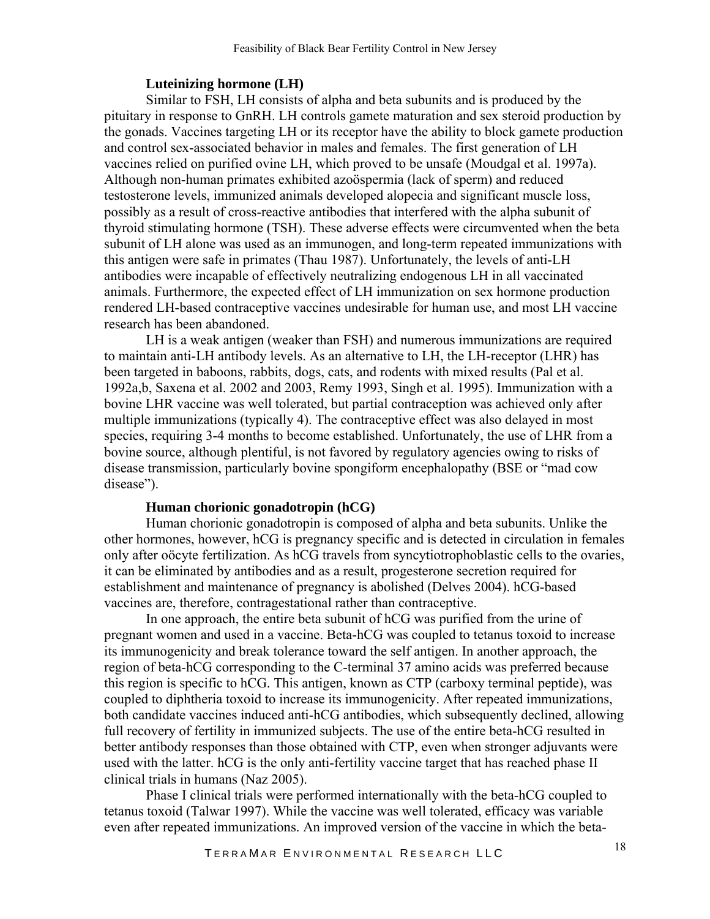### Luteinizing hormone (LH)

Similar to FSH, LH consists of alpha and beta subunits and is produced by the pituitary in response to GnRH. LH controls gamete maturation and sex steroid production by the gonads. Vaccines targeting LH or its receptor have the ability to block gamete production and control sex-associated behavior in males and females. The first generation of LH vaccines relied on purified ovine LH, which proved to be unsafe (Moudgal et al. 1997a). Although non-human primates exhibited azoöspermia (lack of sperm) and reduced testosterone levels, immunized animals developed alopecia and significant muscle loss, possibly as a result of cross-reactive antibodies that interfered with the alpha subunit of thyroid stimulating hormone (TSH). These adverse effects were circumvented when the beta subunit of LH alone was used as an immunogen, and long-term repeated immunizations with this antigen were safe in primates (Thau 1987). Unfortunately, the levels of anti-LH antibodies were incapable of effectively neutralizing endogenous LH in all vaccinated animals. Furthermore, the expected effect of LH immunization on sex hormone production rendered LH-based contraceptive vaccines undesirable for human use, and most LH vaccine research has been abandoned.

LH is a weak antigen (weaker than FSH) and numerous immunizations are required to maintain anti-LH antibody levels. As an alternative to LH, the LH-receptor (LHR) has been targeted in baboons, rabbits, dogs, cats, and rodents with mixed results (Pal et al. 1992a,b, Saxena et al. 2002 and 2003, Remy 1993, Singh et al. 1995). Immunization with a bovine LHR vaccine was well tolerated, but partial contraception was achieved only after multiple immunizations (typically 4). The contraceptive effect was also delayed in most species, requiring 3-4 months to become established. Unfortunately, the use of LHR from a bovine source, although plentiful, is not favored by regulatory agencies owing to risks of disease transmission, particularly bovine spongiform encephalopathy (BSE or "mad cow disease").

### Human chorionic gonadotropin (hCG)

Human chorionic gonadotropin is composed of alpha and beta subunits. Unlike the other hormones, however, hCG is pregnancy specific and is detected in circulation in females only after oöcyte fertilization. As hCG travels from syncytiotrophoblastic cells to the ovaries, it can be eliminated by antibodies and as a result, progesterone secretion required for establishment and maintenance of pregnancy is abolished (Delves 2004). hCG-based vaccines are, therefore, contragestational rather than contraceptive.

In one approach, the entire beta subunit of hCG was purified from the urine of pregnant women and used in a vaccine. Beta-hCG was coupled to tetanus toxoid to increase its immunogenicity and break tolerance toward the self antigen. In another approach, the region of beta-hCG corresponding to the C-terminal 37 amino acids was preferred because this region is specific to hCG. This antigen, known as CTP (carboxy terminal peptide), was coupled to diphtheria toxoid to increase its immunogenicity. After repeated immunizations, both candidate vaccines induced anti-hCG antibodies, which subsequently declined, allowing full recovery of fertility in immunized subjects. The use of the entire beta-hCG resulted in better antibody responses than those obtained with CTP, even when stronger adjuvants were used with the latter. hCG is the only anti-fertility vaccine target that has reached phase II clinical trials in humans (Naz 2005).

Phase I clinical trials were performed internationally with the beta-hCG coupled to tetanus toxoid (Talwar 1997). While the vaccine was well tolerated, efficacy was variable even after repeated immunizations. An improved version of the vaccine in which the beta-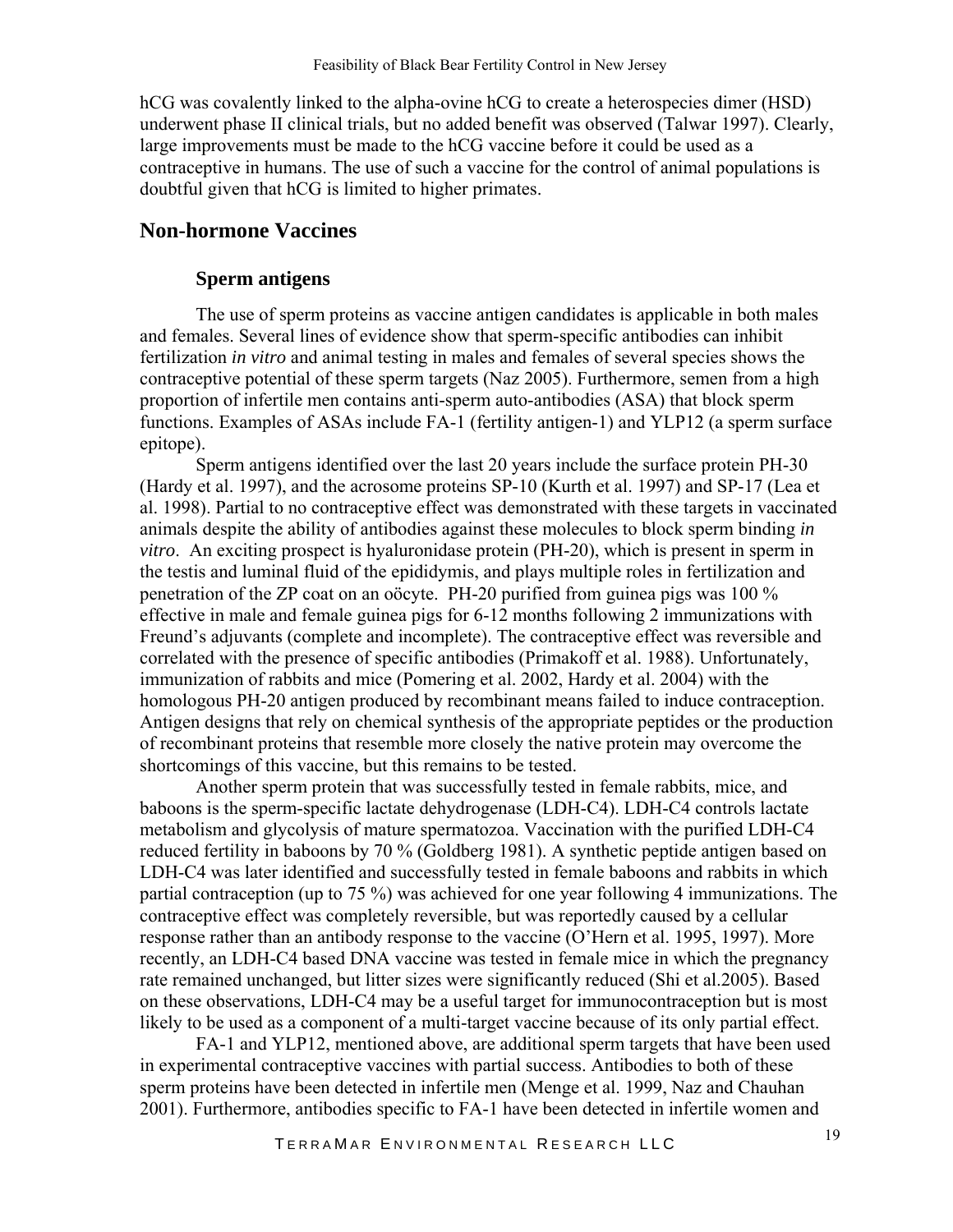hCG was covalently linked to the alpha-ovine hCG to create a heterospecies dimer (HSD) underwent phase II clinical trials, but no added benefit was observed (Talwar 1997). Clearly, large improvements must be made to the hCG vaccine before it could be used as a contraceptive in humans. The use of such a vaccine for the control of animal populations is doubtful given that hCG is limited to higher primates.

## Non-hormone Vaccines

### Sperm antigens

The use of sperm proteins as vaccine antigen candidates is applicable in both males and females. Several lines of evidence show that sperm-specific antibodies can inhibit fertilization *in vitro* and animal testing in males and females of several species shows the contraceptive potential of these sperm targets (Naz 2005). Furthermore, semen from a high proportion of infertile men contains anti-sperm auto-antibodies (ASA) that block sperm functions. Examples of ASAs include FA-1 (fertility antigen-1) and YLP12 (a sperm surface epitope).

Sperm antigens identified over the last 20 years include the surface protein PH-30 (Hardy et al. 1997), and the acrosome proteins SP-10 (Kurth et al. 1997) and SP-17 (Lea et al. 1998). Partial to no contraceptive effect was demonstrated with these targets in vaccinated animals despite the ability of antibodies against these molecules to block sperm binding *in vitro*. An exciting prospect is hyaluronidase protein (PH-20), which is present in sperm in the testis and luminal fluid of the epididymis, and plays multiple roles in fertilization and penetration of the ZP coat on an oöcyte. PH-20 purified from guinea pigs was 100 % effective in male and female guinea pigs for 6-12 months following 2 immunizations with Freund's adjuvants (complete and incomplete). The contraceptive effect was reversible and correlated with the presence of specific antibodies (Primakoff et al. 1988). Unfortunately, immunization of rabbits and mice (Pomering et al. 2002, Hardy et al. 2004) with the homologous PH-20 antigen produced by recombinant means failed to induce contraception. Antigen designs that rely on chemical synthesis of the appropriate peptides or the production of recombinant proteins that resemble more closely the native protein may overcome the shortcomings of this vaccine, but this remains to be tested.

Another sperm protein that was successfully tested in female rabbits, mice, and baboons is the sperm-specific lactate dehydrogenase (LDH-C4). LDH-C4 controls lactate metabolism and glycolysis of mature spermatozoa. Vaccination with the purified LDH-C4 reduced fertility in baboons by 70 % (Goldberg 1981). A synthetic peptide antigen based on LDH-C4 was later identified and successfully tested in female baboons and rabbits in which partial contraception (up to 75 %) was achieved for one year following 4 immunizations. The contraceptive effect was completely reversible, but was reportedly caused by a cellular response rather than an antibody response to the vaccine (O'Hern et al. 1995, 1997). More recently, an LDH-C4 based DNA vaccine was tested in female mice in which the pregnancy rate remained unchanged, but litter sizes were significantly reduced (Shi et al.2005). Based on these observations, LDH-C4 may be a useful target for immunocontraception but is most likely to be used as a component of a multi-target vaccine because of its only partial effect.

FA-1 and YLP12, mentioned above, are additional sperm targets that have been used in experimental contraceptive vaccines with partial success. Antibodies to both of these sperm proteins have been detected in infertile men (Menge et al. 1999, Naz and Chauhan 2001). Furthermore, antibodies specific to FA-1 have been detected in infertile women and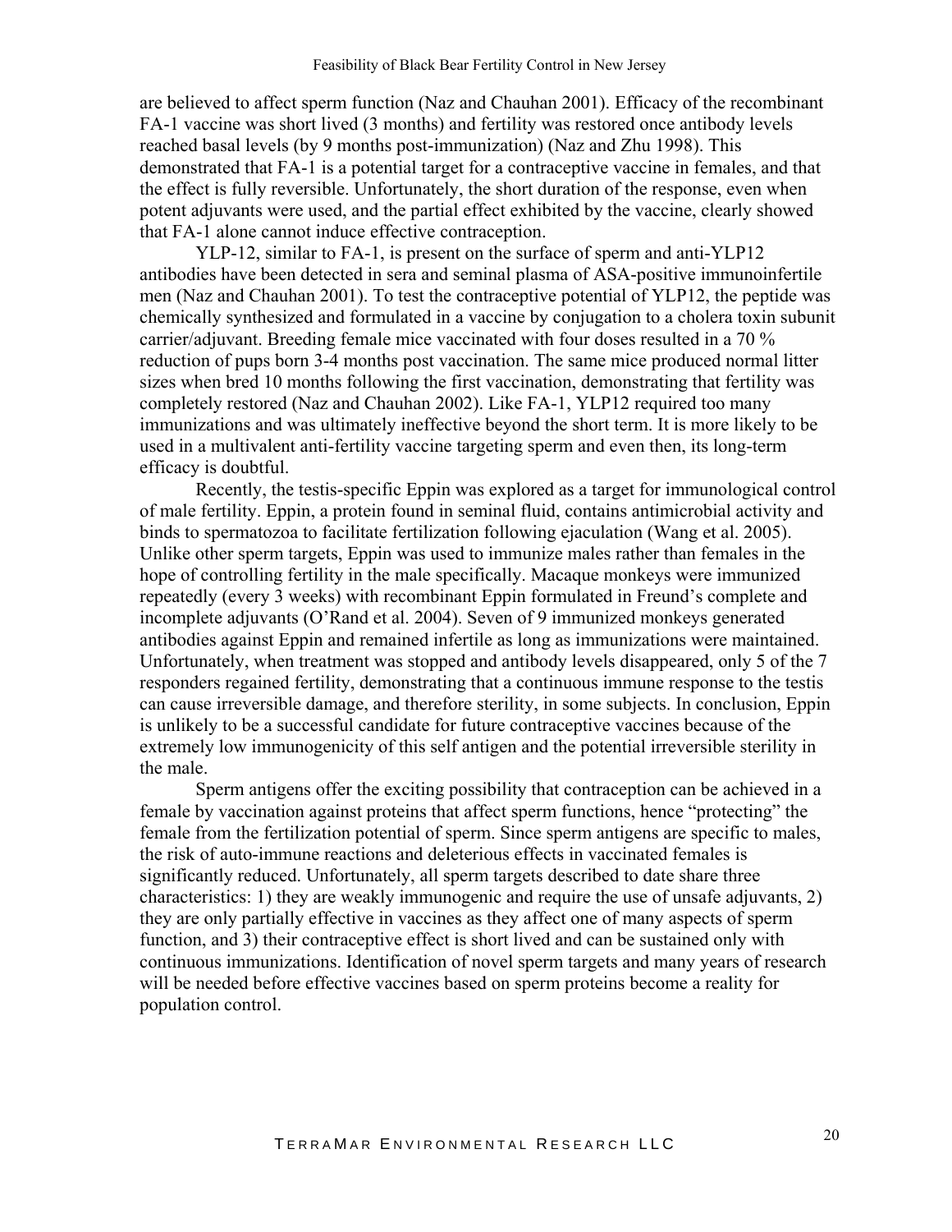are believed to affect sperm function (Naz and Chauhan 2001). Efficacy of the recombinant FA-1 vaccine was short lived (3 months) and fertility was restored once antibody levels reached basal levels (by 9 months post-immunization) (Naz and Zhu 1998). This demonstrated that FA-1 is a potential target for a contraceptive vaccine in females, and that the effect is fully reversible. Unfortunately, the short duration of the response, even when potent adjuvants were used, and the partial effect exhibited by the vaccine, clearly showed that FA-1 alone cannot induce effective contraception.

YLP-12, similar to FA-1, is present on the surface of sperm and anti-YLP12 antibodies have been detected in sera and seminal plasma of ASA-positive immunoinfertile men (Naz and Chauhan 2001). To test the contraceptive potential of YLP12, the peptide was chemically synthesized and formulated in a vaccine by conjugation to a cholera toxin subunit carrier/adjuvant. Breeding female mice vaccinated with four doses resulted in a 70 % reduction of pups born 3-4 months post vaccination. The same mice produced normal litter sizes when bred 10 months following the first vaccination, demonstrating that fertility was completely restored (Naz and Chauhan 2002). Like FA-1, YLP12 required too many immunizations and was ultimately ineffective beyond the short term. It is more likely to be used in a multivalent anti-fertility vaccine targeting sperm and even then, its long-term efficacy is doubtful.

Recently, the testis-specific Eppin was explored as a target for immunological control of male fertility. Eppin, a protein found in seminal fluid, contains antimicrobial activity and binds to spermatozoa to facilitate fertilization following ejaculation (Wang et al. 2005). Unlike other sperm targets, Eppin was used to immunize males rather than females in the hope of controlling fertility in the male specifically. Macaque monkeys were immunized repeatedly (every 3 weeks) with recombinant Eppin formulated in Freund's complete and incomplete adjuvants (O'Rand et al. 2004). Seven of 9 immunized monkeys generated antibodies against Eppin and remained infertile as long as immunizations were maintained. Unfortunately, when treatment was stopped and antibody levels disappeared, only 5 of the 7 responders regained fertility, demonstrating that a continuous immune response to the testis can cause irreversible damage, and therefore sterility, in some subjects. In conclusion, Eppin is unlikely to be a successful candidate for future contraceptive vaccines because of the extremely low immunogenicity of this self antigen and the potential irreversible sterility in the male.

Sperm antigens offer the exciting possibility that contraception can be achieved in a female by vaccination against proteins that affect sperm functions, hence "protecting" the female from the fertilization potential of sperm. Since sperm antigens are specific to males, the risk of auto-immune reactions and deleterious effects in vaccinated females is significantly reduced. Unfortunately, all sperm targets described to date share three characteristics: 1) they are weakly immunogenic and require the use of unsafe adjuvants, 2) they are only partially effective in vaccines as they affect one of many aspects of sperm function, and 3) their contraceptive effect is short lived and can be sustained only with continuous immunizations. Identification of novel sperm targets and many years of research will be needed before effective vaccines based on sperm proteins become a reality for population control.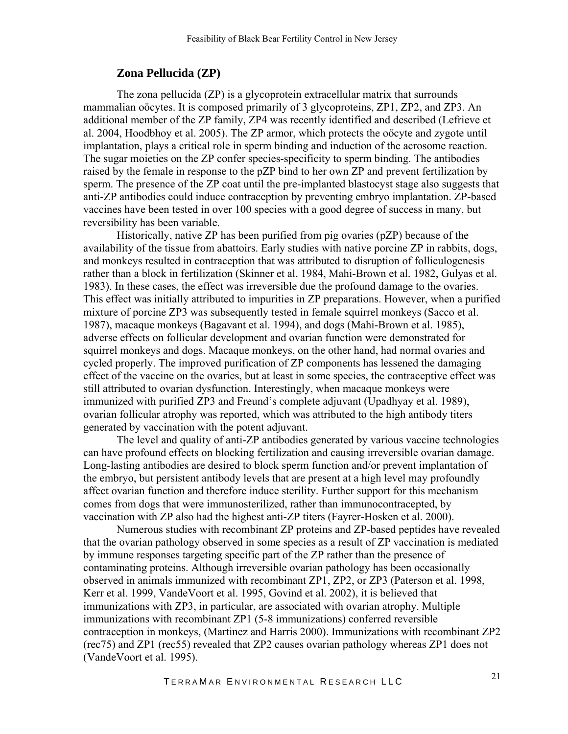## Zona Pellucida (ZP)

The zona pellucida (ZP) is a glycoprotein extracellular matrix that surrounds mammalian oöcytes. It is composed primarily of 3 glycoproteins, ZP1, ZP2, and ZP3. An additional member of the ZP family, ZP4 was recently identified and described (Lefrieve et al. 2004, Hoodbhoy et al. 2005). The ZP armor, which protects the oöcyte and zygote until implantation, plays a critical role in sperm binding and induction of the acrosome reaction. The sugar moieties on the ZP confer species-specificity to sperm binding. The antibodies raised by the female in response to the pZP bind to her own ZP and prevent fertilization by sperm. The presence of the ZP coat until the pre-implanted blastocyst stage also suggests that anti-ZP antibodies could induce contraception by preventing embryo implantation. ZP-based vaccines have been tested in over 100 species with a good degree of success in many, but reversibility has been variable.

Historically, native ZP has been purified from pig ovaries (pZP) because of the availability of the tissue from abattoirs. Early studies with native porcine ZP in rabbits, dogs, and monkeys resulted in contraception that was attributed to disruption of folliculogenesis rather than a block in fertilization (Skinner et al. 1984, Mahi-Brown et al. 1982, Gulyas et al. 1983). In these cases, the effect was irreversible due the profound damage to the ovaries. This effect was initially attributed to impurities in ZP preparations. However, when a purified mixture of porcine ZP3 was subsequently tested in female squirrel monkeys (Sacco et al. 1987), macaque monkeys (Bagavant et al. 1994), and dogs (Mahi-Brown et al. 1985), adverse effects on follicular development and ovarian function were demonstrated for squirrel monkeys and dogs. Macaque monkeys, on the other hand, had normal ovaries and cycled properly. The improved purification of ZP components has lessened the damaging effect of the vaccine on the ovaries, but at least in some species, the contraceptive effect was still attributed to ovarian dysfunction. Interestingly, when macaque monkeys were immunized with purified ZP3 and Freund's complete adjuvant (Upadhyay et al. 1989), ovarian follicular atrophy was reported, which was attributed to the high antibody titers generated by vaccination with the potent adjuvant.

The level and quality of anti-ZP antibodies generated by various vaccine technologies can have profound effects on blocking fertilization and causing irreversible ovarian damage. Long-lasting antibodies are desired to block sperm function and/or prevent implantation of the embryo, but persistent antibody levels that are present at a high level may profoundly affect ovarian function and therefore induce sterility. Further support for this mechanism comes from dogs that were immunosterilized, rather than immunocontracepted, by vaccination with ZP also had the highest anti-ZP titers (Fayrer-Hosken et al. 2000).

Numerous studies with recombinant ZP proteins and ZP-based peptides have revealed that the ovarian pathology observed in some species as a result of ZP vaccination is mediated by immune responses targeting specific part of the ZP rather than the presence of contaminating proteins. Although irreversible ovarian pathology has been occasionally observed in animals immunized with recombinant ZP1, ZP2, or ZP3 (Paterson et al. 1998, Kerr et al. 1999, VandeVoort et al. 1995, Govind et al. 2002), it is believed that immunizations with ZP3, in particular, are associated with ovarian atrophy. Multiple immunizations with recombinant ZP1 (5-8 immunizations) conferred reversible contraception in monkeys, (Martinez and Harris 2000). Immunizations with recombinant ZP2 (rec75) and ZP1 (rec55) revealed that ZP2 causes ovarian pathology whereas ZP1 does not (VandeVoort et al. 1995).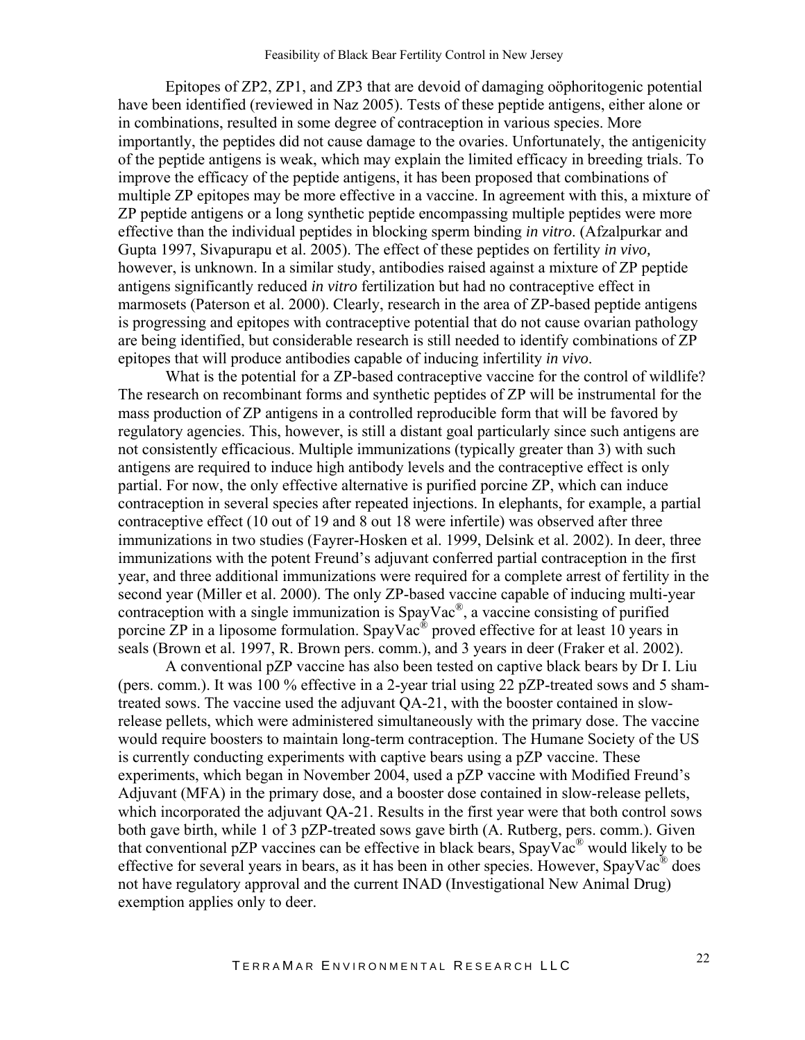Epitopes of ZP2, ZP1, and ZP3 that are devoid of damaging oöphoritogenic potential have been identified (reviewed in Naz 2005). Tests of these peptide antigens, either alone or in combinations, resulted in some degree of contraception in various species. More importantly, the peptides did not cause damage to the ovaries. Unfortunately, the antigenicity of the peptide antigens is weak, which may explain the limited efficacy in breeding trials. To improve the efficacy of the peptide antigens, it has been proposed that combinations of multiple ZP epitopes may be more effective in a vaccine. In agreement with this, a mixture of ZP peptide antigens or a long synthetic peptide encompassing multiple peptides were more effective than the individual peptides in blocking sperm binding *in vitro*. (Afzalpurkar and Gupta 1997, Sivapurapu et al. 2005). The effect of these peptides on fertility *in vivo,* however, is unknown. In a similar study, antibodies raised against a mixture of ZP peptide antigens significantly reduced *in vitro* fertilization but had no contraceptive effect in marmosets (Paterson et al. 2000). Clearly, research in the area of ZP-based peptide antigens is progressing and epitopes with contraceptive potential that do not cause ovarian pathology are being identified, but considerable research is still needed to identify combinations of ZP epitopes that will produce antibodies capable of inducing infertility *in vivo*.

What is the potential for a ZP-based contraceptive vaccine for the control of wildlife? The research on recombinant forms and synthetic peptides of ZP will be instrumental for the mass production of ZP antigens in a controlled reproducible form that will be favored by regulatory agencies. This, however, is still a distant goal particularly since such antigens are not consistently efficacious. Multiple immunizations (typically greater than 3) with such antigens are required to induce high antibody levels and the contraceptive effect is only partial. For now, the only effective alternative is purified porcine ZP, which can induce contraception in several species after repeated injections. In elephants, for example, a partial contraceptive effect (10 out of 19 and 8 out 18 were infertile) was observed after three immunizations in two studies (Fayrer-Hosken et al. 1999, Delsink et al. 2002). In deer, three immunizations with the potent Freund's adjuvant conferred partial contraception in the first year, and three additional immunizations were required for a complete arrest of fertility in the second year (Miller et al. 2000). The only ZP-based vaccine capable of inducing multi-year contraception with a single immunization is SpayVac®, a vaccine consisting of purified porcine ZP in a liposome formulation. SpayVac® proved effective for at least 10 years in seals (Brown et al. 1997, R. Brown pers. comm.), and 3 years in deer (Fraker et al. 2002).

A conventional pZP vaccine has also been tested on captive black bears by Dr I. Liu (pers. comm.). It was 100 % effective in a 2-year trial using 22 pZP-treated sows and 5 sham-treated sows. The vaccine used the adjuvant QA-21, with the booster contained in slow-release pellets, which were administered simultaneously with the primary dose. The vaccine would require boosters to maintain long-term contraception. The Humane Society of the US is currently conducting experiments with captive bears using a pZP vaccine. These experiments, which began in November 2004, used a pZP vaccine with Modified Freund's Adjuvant (MFA) in the primary dose, and a booster dose contained in slow-release pellets, which incorporated the adjuvant QA-21. Results in the first year were that both control sows both gave birth, while 1 of 3 pZP-treated sows gave birth (A. Rutberg, pers. comm.). Given that conventional pZP vaccines can be effective in black bears, SpayVac® would likely to be effective for several years in bears, as it has been in other species. However, SpayVac® does not have regulatory approval and the current INAD (Investigational New Animal Drug) exemption applies only to deer.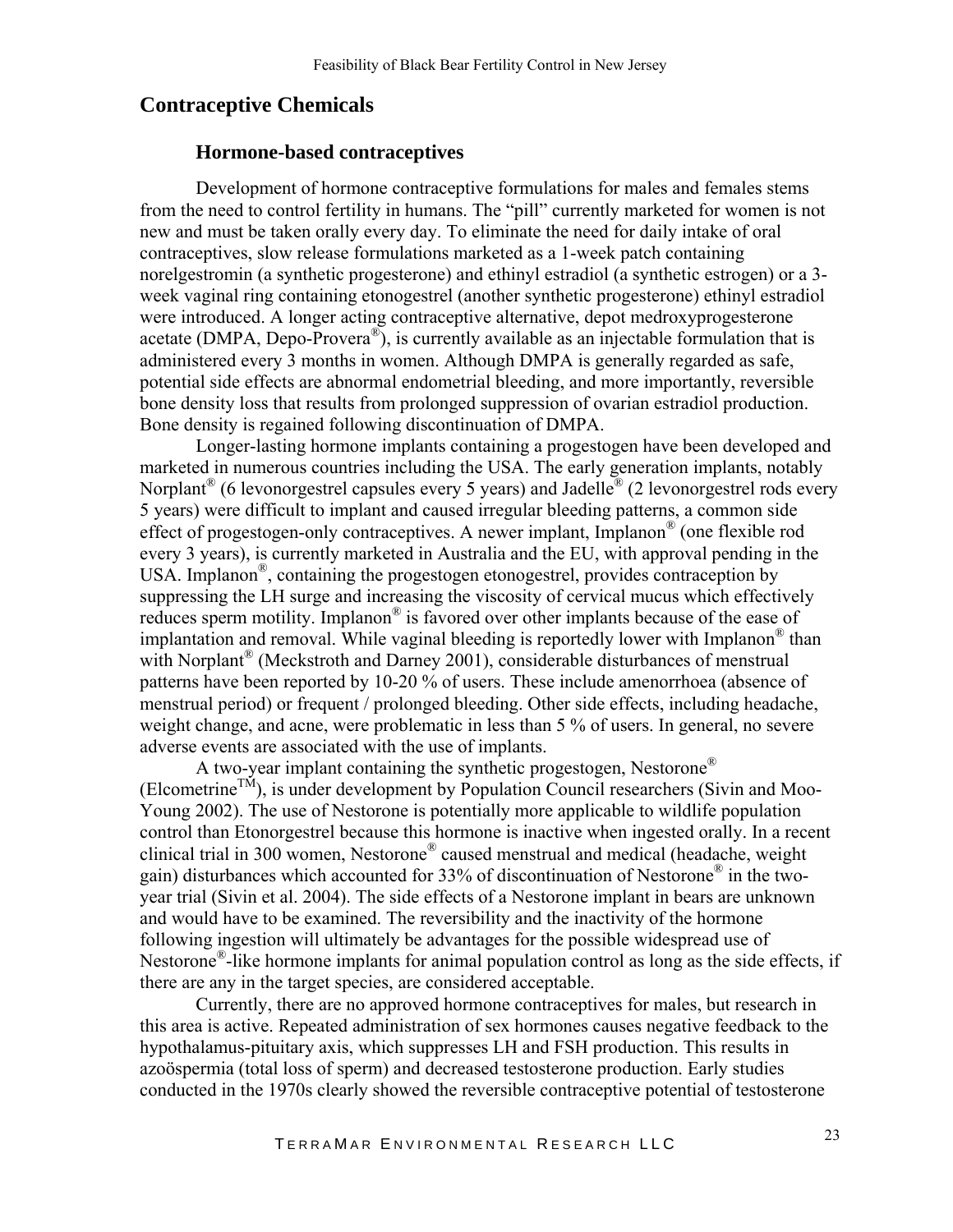## Contraceptive Chemicals

### Hormone-based contraceptives

Development of hormone contraceptive formulations for males and females stems from the need to control fertility in humans. The "pill" currently marketed for women is not new and must be taken orally every day. To eliminate the need for daily intake of oral contraceptives, slow release formulations marketed as a 1-week patch containing norelgestromin (a synthetic progesterone) and ethinyl estradiol (a synthetic estrogen) or a 3-week vaginal ring containing etonogestrel (another synthetic progesterone) ethinyl estradiol were introduced. A longer acting contraceptive alternative, depot medroxyprogesterone acetate (DMPA, Depo-Provera®), is currently available as an injectable formulation that is administered every 3 months in women. Although DMPA is generally regarded as safe, potential side effects are abnormal endometrial bleeding, and more importantly, reversible bone density loss that results from prolonged suppression of ovarian estradiol production. Bone density is regained following discontinuation of DMPA.

Longer-lasting hormone implants containing a progestogen have been developed and marketed in numerous countries including the USA. The early generation implants, notably Norplant® (6 levonorgestrel capsules every 5 years) and Jadelle® (2 levonorgestrel rods every 5 years) were difficult to implant and caused irregular bleeding patterns, a common side effect of progestogen-only contraceptives. A newer implant, Implanon® (one flexible rod every 3 years), is currently marketed in Australia and the EU, with approval pending in the USA. Implanon®, containing the progestogen etonogestrel, provides contraception by suppressing the LH surge and increasing the viscosity of cervical mucus which effectively reduces sperm motility. Implanon® is favored over other implants because of the ease of implantation and removal. While vaginal bleeding is reportedly lower with Implanon® than with Norplant® (Meckstroth and Darney 2001), considerable disturbances of menstrual patterns have been reported by 10-20 % of users. These include amenorrhoea (absence of menstrual period) or frequent / prolonged bleeding. Other side effects, including headache, weight change, and acne, were problematic in less than 5 % of users. In general, no severe adverse events are associated with the use of implants.

A two-year implant containing the synthetic progestogen, Nestorone® (Elcometrine™), is under development by Population Council researchers (Sivin and Moo-Young 2002). The use of Nestorone is potentially more applicable to wildlife population control than Etonorgestrel because this hormone is inactive when ingested orally. In a recent clinical trial in 300 women, Nestorone® caused menstrual and medical (headache, weight gain) disturbances which accounted for 33% of discontinuation of Nestorone® in the two-year trial (Sivin et al. 2004). The side effects of a Nestorone implant in bears are unknown and would have to be examined. The reversibility and the inactivity of the hormone following ingestion will ultimately be advantages for the possible widespread use of Nestorone®-like hormone implants for animal population control as long as the side effects, if there are any in the target species, are considered acceptable.

Currently, there are no approved hormone contraceptives for males, but research in this area is active. Repeated administration of sex hormones causes negative feedback to the hypothalamus-pituitary axis, which suppresses LH and FSH production. This results in azoöspermia (total loss of sperm) and decreased testosterone production. Early studies conducted in the 1970s clearly showed the reversible contraceptive potential of testosterone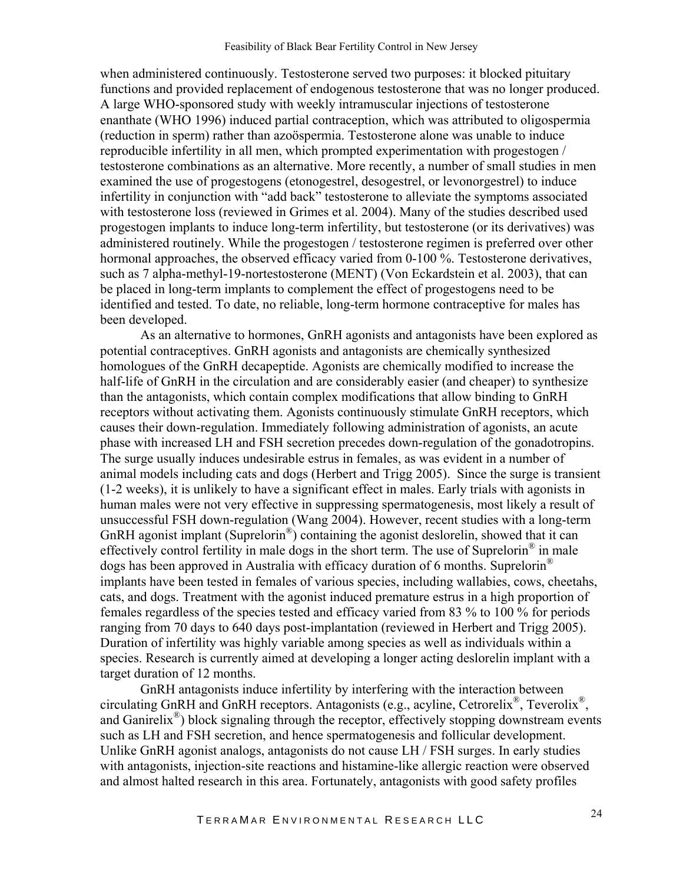when administered continuously. Testosterone served two purposes: it blocked pituitary functions and provided replacement of endogenous testosterone that was no longer produced. A large WHO-sponsored study with weekly intramuscular injections of testosterone enanthate (WHO 1996) induced partial contraception, which was attributed to oligospermia (reduction in sperm) rather than azoöspermia. Testosterone alone was unable to induce reproducible infertility in all men, which prompted experimentation with progestogen / testosterone combinations as an alternative. More recently, a number of small studies in men examined the use of progestogens (etonogestrel, desogestrel, or levonorgestrel) to induce infertility in conjunction with "add back" testosterone to alleviate the symptoms associated with testosterone loss (reviewed in Grimes et al. 2004). Many of the studies described used progestogen implants to induce long-term infertility, but testosterone (or its derivatives) was administered routinely. While the progestogen / testosterone regimen is preferred over other hormonal approaches, the observed efficacy varied from 0-100 %. Testosterone derivatives, such as 7 alpha-methyl-19-nortestosterone (MENT) (Von Eckardstein et al. 2003), that can be placed in long-term implants to complement the effect of progestogens need to be identified and tested. To date, no reliable, long-term hormone contraceptive for males has been developed.

As an alternative to hormones, GnRH agonists and antagonists have been explored as potential contraceptives. GnRH agonists and antagonists are chemically synthesized homologues of the GnRH decapeptide. Agonists are chemically modified to increase the half-life of GnRH in the circulation and are considerably easier (and cheaper) to synthesize than the antagonists, which contain complex modifications that allow binding to GnRH receptors without activating them. Agonists continuously stimulate GnRH receptors, which causes their down-regulation. Immediately following administration of agonists, an acute phase with increased LH and FSH secretion precedes down-regulation of the gonadotropins. The surge usually induces undesirable estrus in females, as was evident in a number of animal models including cats and dogs (Herbert and Trigg 2005). Since the surge is transient (1-2 weeks), it is unlikely to have a significant effect in males. Early trials with agonists in human males were not very effective in suppressing spermatogenesis, most likely a result of unsuccessful FSH down-regulation (Wang 2004). However, recent studies with a long-term GnRH agonist implant (Suprelorin®) containing the agonist deslorelin, showed that it can effectively control fertility in male dogs in the short term. The use of Suprelorin® in male dogs has been approved in Australia with efficacy duration of 6 months. Suprelorin® implants have been tested in females of various species, including wallabies, cows, cheetahs, cats, and dogs. Treatment with the agonist induced premature estrus in a high proportion of females regardless of the species tested and efficacy varied from 83 % to 100 % for periods ranging from 70 days to 640 days post-implantation (reviewed in Herbert and Trigg 2005). Duration of infertility was highly variable among species as well as individuals within a species. Research is currently aimed at developing a longer acting deslorelin implant with a target duration of 12 months.

GnRH antagonists induce infertility by interfering with the interaction between circulating GnRH and GnRH receptors. Antagonists (e.g., acyline, Cetrorelix®, Teverolix®, and Ganirelix®) block signaling through the receptor, effectively stopping downstream events such as LH and FSH secretion, and hence spermatogenesis and follicular development. Unlike GnRH agonist analogs, antagonists do not cause LH / FSH surges. In early studies with antagonists, injection-site reactions and histamine-like allergic reaction were observed and almost halted research in this area. Fortunately, antagonists with good safety profiles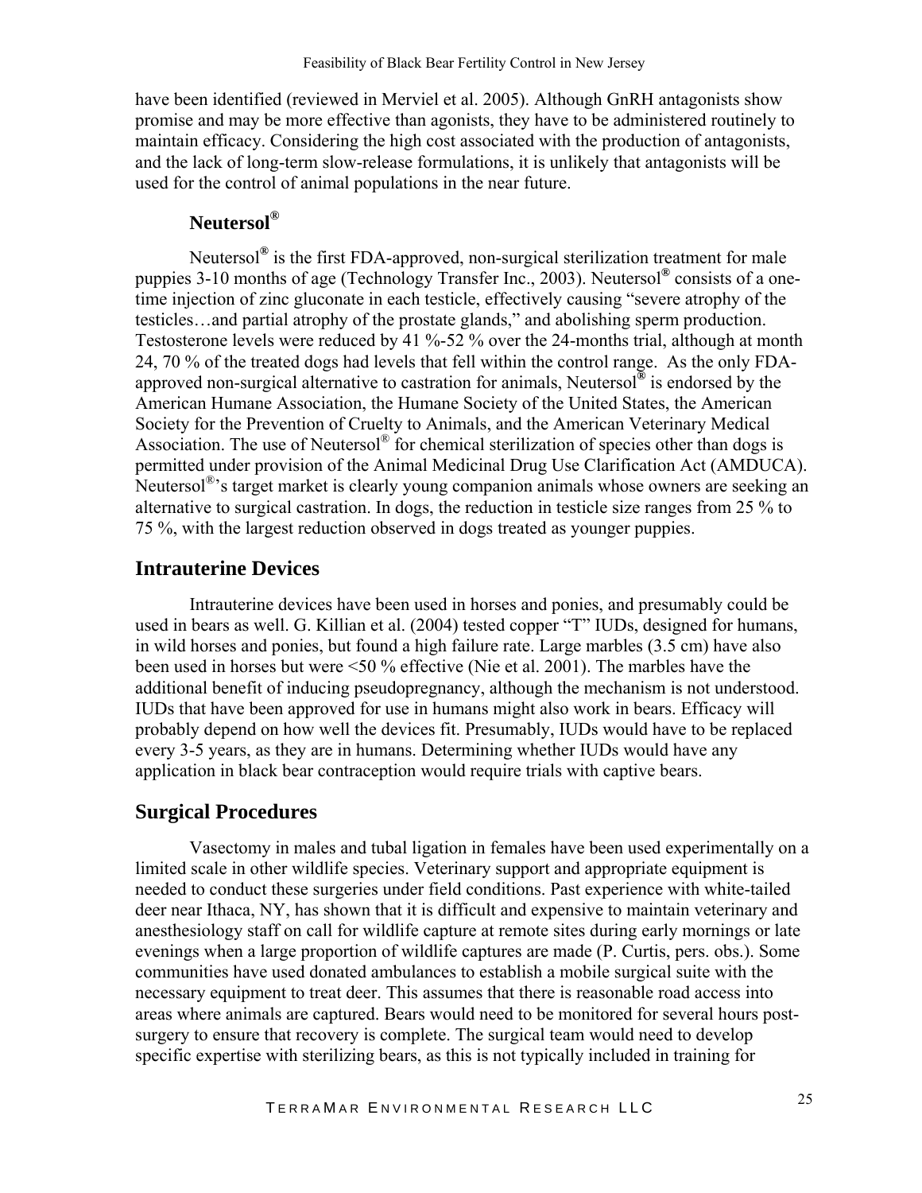have been identified (reviewed in Merviel et al. 2005). Although GnRH antagonists show promise and may be more effective than agonists, they have to be administered routinely to maintain efficacy. Considering the high cost associated with the production of antagonists, and the lack of long-term slow-release formulations, it is unlikely that antagonists will be used for the control of animal populations in the near future.

### Neutersol®

Neutersol® is the first FDA-approved, non-surgical sterilization treatment for male puppies 3-10 months of age (Technology Transfer Inc., 2003). Neutersol® consists of a one-time injection of zinc gluconate in each testicle, effectively causing "severe atrophy of the testicles…and partial atrophy of the prostate glands," and abolishing sperm production. Testosterone levels were reduced by 41 %-52 % over the 24-months trial, although at month 24, 70 % of the treated dogs had levels that fell within the control range. As the only FDA-approved non-surgical alternative to castration for animals, Neutersol® is endorsed by the American Humane Association, the Humane Society of the United States, the American Society for the Prevention of Cruelty to Animals, and the American Veterinary Medical Association. The use of Neutersol® for chemical sterilization of species other than dogs is permitted under provision of the Animal Medicinal Drug Use Clarification Act (AMDUCA). Neutersol®'s target market is clearly young companion animals whose owners are seeking an alternative to surgical castration. In dogs, the reduction in testicle size ranges from 25 % to 75 %, with the largest reduction observed in dogs treated as younger puppies.

## Intrauterine Devices

Intrauterine devices have been used in horses and ponies, and presumably could be used in bears as well. G. Killian et al. (2004) tested copper "T" IUDs, designed for humans, in wild horses and ponies, but found a high failure rate. Large marbles (3.5 cm) have also been used in horses but were <50 % effective (Nie et al. 2001). The marbles have the additional benefit of inducing pseudopregnancy, although the mechanism is not understood. IUDs that have been approved for use in humans might also work in bears. Efficacy will probably depend on how well the devices fit. Presumably, IUDs would have to be replaced every 3-5 years, as they are in humans. Determining whether IUDs would have any application in black bear contraception would require trials with captive bears.

## Surgical Procedures

Vasectomy in males and tubal ligation in females have been used experimentally on a limited scale in other wildlife species. Veterinary support and appropriate equipment is needed to conduct these surgeries under field conditions. Past experience with white-tailed deer near Ithaca, NY, has shown that it is difficult and expensive to maintain veterinary and anesthesiology staff on call for wildlife capture at remote sites during early mornings or late evenings when a large proportion of wildlife captures are made (P. Curtis, pers. obs.). Some communities have used donated ambulances to establish a mobile surgical suite with the necessary equipment to treat deer. This assumes that there is reasonable road access into areas where animals are captured. Bears would need to be monitored for several hours post-surgery to ensure that recovery is complete. The surgical team would need to develop specific expertise with sterilizing bears, as this is not typically included in training for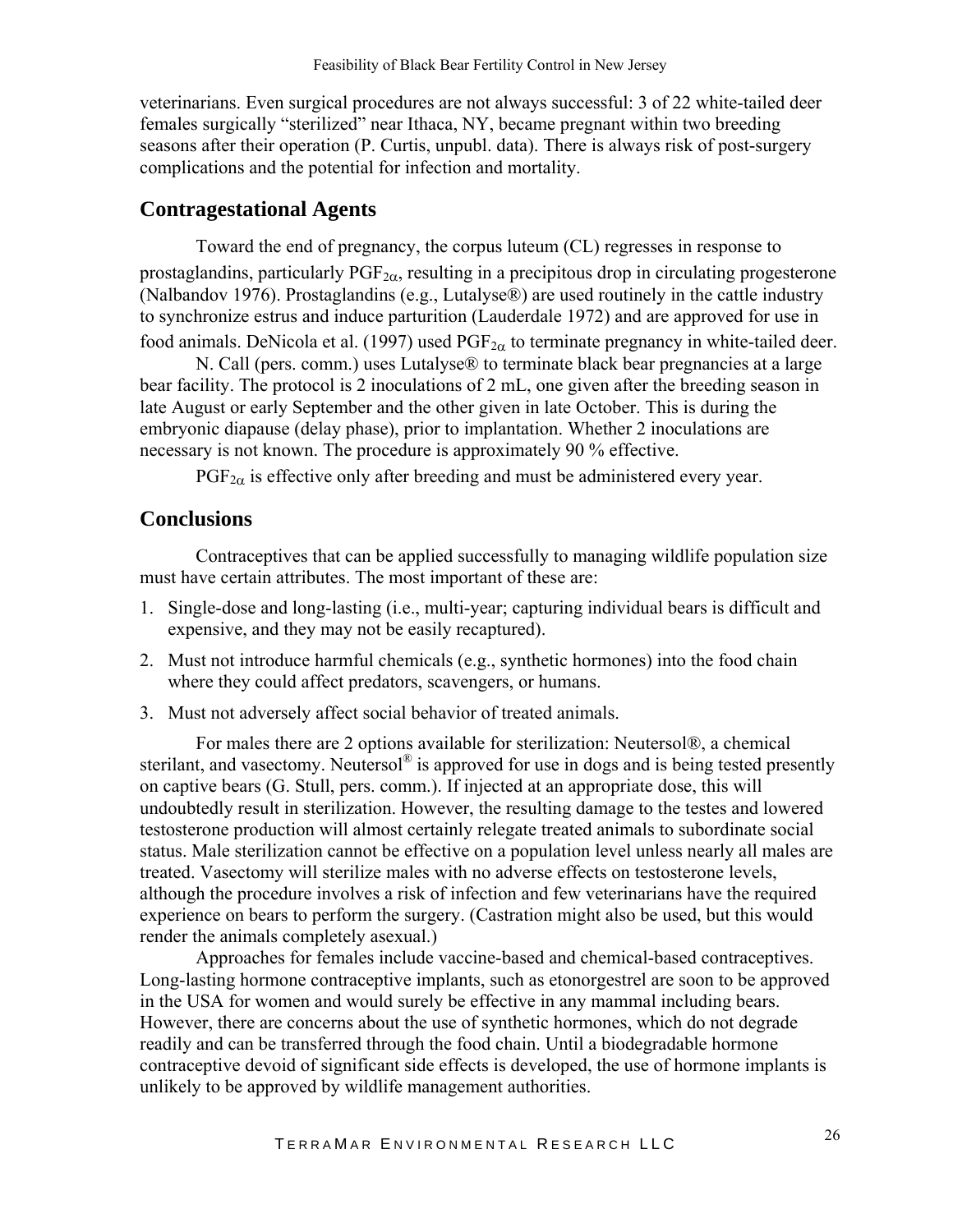veterinarians. Even surgical procedures are not always successful: 3 of 22 white-tailed deer females surgically "sterilized" near Ithaca, NY, became pregnant within two breeding seasons after their operation (P. Curtis, unpubl. data). There is always risk of post-surgery complications and the potential for infection and mortality.

## Contragestational Agents

Toward the end of pregnancy, the corpus luteum (CL) regresses in response to prostaglandins, particularly $PGF_{2\alpha}$, resulting in a precipitous drop in circulating progesterone (Nalbandov 1976). Prostaglandins (e.g., Lutalyse®) are used routinely in the cattle industry to synchronize estrus and induce parturition (Lauderdale 1972) and are approved for use in food animals. DeNicola et al. (1997) used $PGF_{2\alpha}$ to terminate pregnancy in white-tailed deer.

N. Call (pers. comm.) uses Lutalyse® to terminate black bear pregnancies at a large bear facility. The protocol is 2 inoculations of 2 mL, one given after the breeding season in late August or early September and the other given in late October. This is during the embryonic diapause (delay phase), prior to implantation. Whether 2 inoculations are necessary is not known. The procedure is approximately 90 % effective.

$PGF_{2\alpha}$ is effective only after breeding and must be administered every year.

## Conclusions

Contraceptives that can be applied successfully to managing wildlife population size must have certain attributes. The most important of these are:

1. Single-dose and long-lasting (i.e., multi-year; capturing individual bears is difficult and expensive, and they may not be easily recaptured).
2. Must not introduce harmful chemicals (e.g., synthetic hormones) into the food chain where they could affect predators, scavengers, or humans.
3. Must not adversely affect social behavior of treated animals.

For males there are 2 options available for sterilization: Neutersol®, a chemical sterilant, and vasectomy. Neutersol® is approved for use in dogs and is being tested presently on captive bears (G. Stull, pers. comm.). If injected at an appropriate dose, this will undoubtedly result in sterilization. However, the resulting damage to the testes and lowered testosterone production will almost certainly relegate treated animals to subordinate social status. Male sterilization cannot be effective on a population level unless nearly all males are treated. Vasectomy will sterilize males with no adverse effects on testosterone levels, although the procedure involves a risk of infection and few veterinarians have the required experience on bears to perform the surgery. (Castration might also be used, but this would render the animals completely asexual.)

Approaches for females include vaccine-based and chemical-based contraceptives. Long-lasting hormone contraceptive implants, such as etonorgestrel are soon to be approved in the USA for women and would surely be effective in any mammal including bears. However, there are concerns about the use of synthetic hormones, which do not degrade readily and can be transferred through the food chain. Until a biodegradable hormone contraceptive devoid of significant side effects is developed, the use of hormone implants is unlikely to be approved by wildlife management authorities.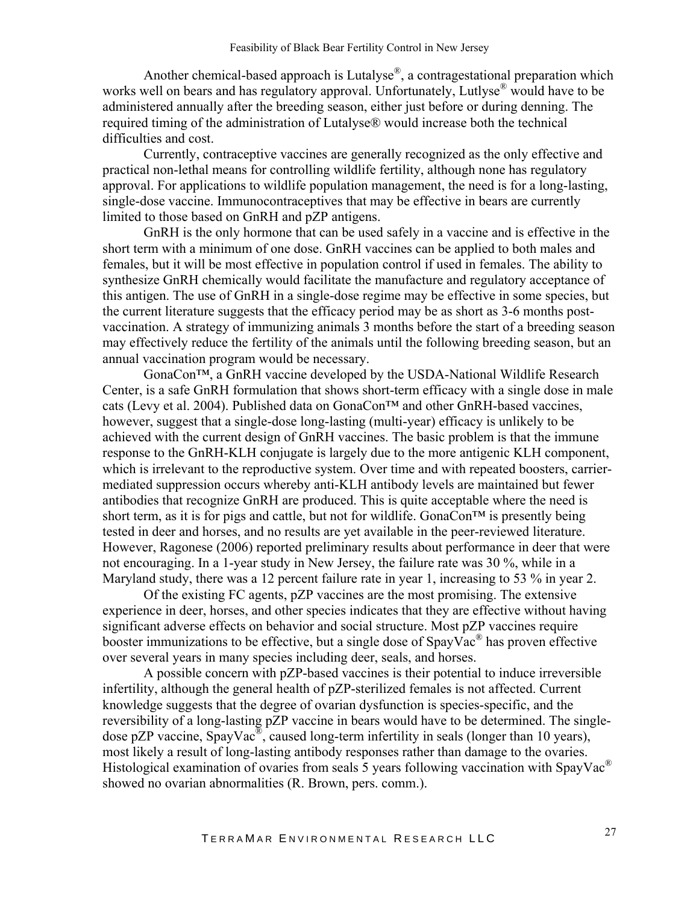Another chemical-based approach is Lutalyse®, a contragestational preparation which works well on bears and has regulatory approval. Unfortunately, Lutlyse® would have to be administered annually after the breeding season, either just before or during denning. The required timing of the administration of Lutalyse® would increase both the technical difficulties and cost.

Currently, contraceptive vaccines are generally recognized as the only effective and practical non-lethal means for controlling wildlife fertility, although none has regulatory approval. For applications to wildlife population management, the need is for a long-lasting, single-dose vaccine. Immunocontraceptives that may be effective in bears are currently limited to those based on GnRH and pZP antigens.

GnRH is the only hormone that can be used safely in a vaccine and is effective in the short term with a minimum of one dose. GnRH vaccines can be applied to both males and females, but it will be most effective in population control if used in females. The ability to synthesize GnRH chemically would facilitate the manufacture and regulatory acceptance of this antigen. The use of GnRH in a single-dose regime may be effective in some species, but the current literature suggests that the efficacy period may be as short as 3-6 months post-vaccination. A strategy of immunizing animals 3 months before the start of a breeding season may effectively reduce the fertility of the animals until the following breeding season, but an annual vaccination program would be necessary.

GonaCon™, a GnRH vaccine developed by the USDA-National Wildlife Research Center, is a safe GnRH formulation that shows short-term efficacy with a single dose in male cats (Levy et al. 2004). Published data on GonaCon™ and other GnRH-based vaccines, however, suggest that a single-dose long-lasting (multi-year) efficacy is unlikely to be achieved with the current design of GnRH vaccines. The basic problem is that the immune response to the GnRH-KLH conjugate is largely due to the more antigenic KLH component, which is irrelevant to the reproductive system. Over time and with repeated boosters, carrier-mediated suppression occurs whereby anti-KLH antibody levels are maintained but fewer antibodies that recognize GnRH are produced. This is quite acceptable where the need is short term, as it is for pigs and cattle, but not for wildlife. GonaCon™ is presently being tested in deer and horses, and no results are yet available in the peer-reviewed literature. However, Ragonese (2006) reported preliminary results about performance in deer that were not encouraging. In a 1-year study in New Jersey, the failure rate was 30 %, while in a Maryland study, there was a 12 percent failure rate in year 1, increasing to 53 % in year 2.

Of the existing FC agents, pZP vaccines are the most promising. The extensive experience in deer, horses, and other species indicates that they are effective without having significant adverse effects on behavior and social structure. Most pZP vaccines require booster immunizations to be effective, but a single dose of SpayVac® has proven effective over several years in many species including deer, seals, and horses.

A possible concern with pZP-based vaccines is their potential to induce irreversible infertility, although the general health of pZP-sterilized females is not affected. Current knowledge suggests that the degree of ovarian dysfunction is species-specific, and the reversibility of a long-lasting pZP vaccine in bears would have to be determined. The single-dose pZP vaccine, SpayVac®, caused long-term infertility in seals (longer than 10 years), most likely a result of long-lasting antibody responses rather than damage to the ovaries. Histological examination of ovaries from seals 5 years following vaccination with SpayVac® showed no ovarian abnormalities (R. Brown, pers. comm.).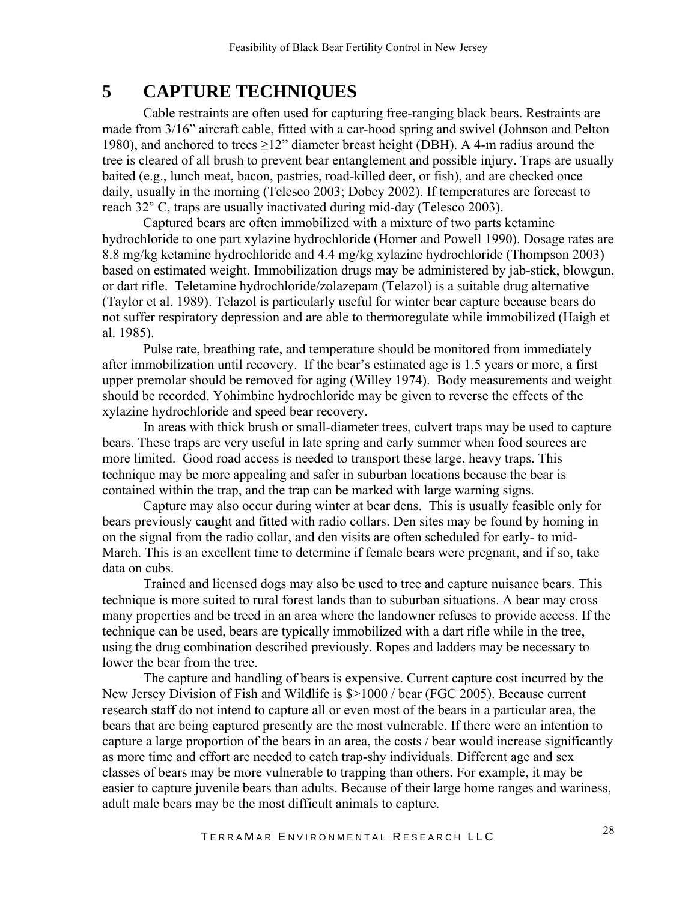# 5 CAPTURE TECHNIQUES

Cable restraints are often used for capturing free-ranging black bears. Restraints are made from 3/16" aircraft cable, fitted with a car-hood spring and swivel (Johnson and Pelton 1980), and anchored to trees ≥12" diameter breast height (DBH). A 4-m radius around the tree is cleared of all brush to prevent bear entanglement and possible injury. Traps are usually baited (e.g., lunch meat, bacon, pastries, road-killed deer, or fish), and are checked once daily, usually in the morning (Telesco 2003; Dobey 2002). If temperatures are forecast to reach 32° C, traps are usually inactivated during mid-day (Telesco 2003).

Captured bears are often immobilized with a mixture of two parts ketamine hydrochloride to one part xylazine hydrochloride (Horner and Powell 1990). Dosage rates are 8.8 mg/kg ketamine hydrochloride and 4.4 mg/kg xylazine hydrochloride (Thompson 2003) based on estimated weight. Immobilization drugs may be administered by jab-stick, blowgun, or dart rifle. Teletamine hydrochloride/zolazepam (Telazol) is a suitable drug alternative (Taylor et al. 1989). Telazol is particularly useful for winter bear capture because bears do not suffer respiratory depression and are able to thermoregulate while immobilized (Haigh et al. 1985).

Pulse rate, breathing rate, and temperature should be monitored from immediately after immobilization until recovery. If the bear's estimated age is 1.5 years or more, a first upper premolar should be removed for aging (Willey 1974). Body measurements and weight should be recorded. Yohimbine hydrochloride may be given to reverse the effects of the xylazine hydrochloride and speed bear recovery.

In areas with thick brush or small-diameter trees, culvert traps may be used to capture bears. These traps are very useful in late spring and early summer when food sources are more limited. Good road access is needed to transport these large, heavy traps. This technique may be more appealing and safer in suburban locations because the bear is contained within the trap, and the trap can be marked with large warning signs.

Capture may also occur during winter at bear dens. This is usually feasible only for bears previously caught and fitted with radio collars. Den sites may be found by homing in on the signal from the radio collar, and den visits are often scheduled for early- to mid-March. This is an excellent time to determine if female bears were pregnant, and if so, take data on cubs.

Trained and licensed dogs may also be used to tree and capture nuisance bears. This technique is more suited to rural forest lands than to suburban situations. A bear may cross many properties and be treed in an area where the landowner refuses to provide access. If the technique can be used, bears are typically immobilized with a dart rifle while in the tree, using the drug combination described previously. Ropes and ladders may be necessary to lower the bear from the tree.

The capture and handling of bears is expensive. Current capture cost incurred by the New Jersey Division of Fish and Wildlife is $>1000 / bear (FGC 2005). Because current research staff do not intend to capture all or even most of the bears in a particular area, the bears that are being captured presently are the most vulnerable. If there were an intention to capture a large proportion of the bears in an area, the costs / bear would increase significantly as more time and effort are needed to catch trap-shy individuals. Different age and sex classes of bears may be more vulnerable to trapping than others. For example, it may be easier to capture juvenile bears than adults. Because of their large home ranges and wariness, adult male bears may be the most difficult animals to capture.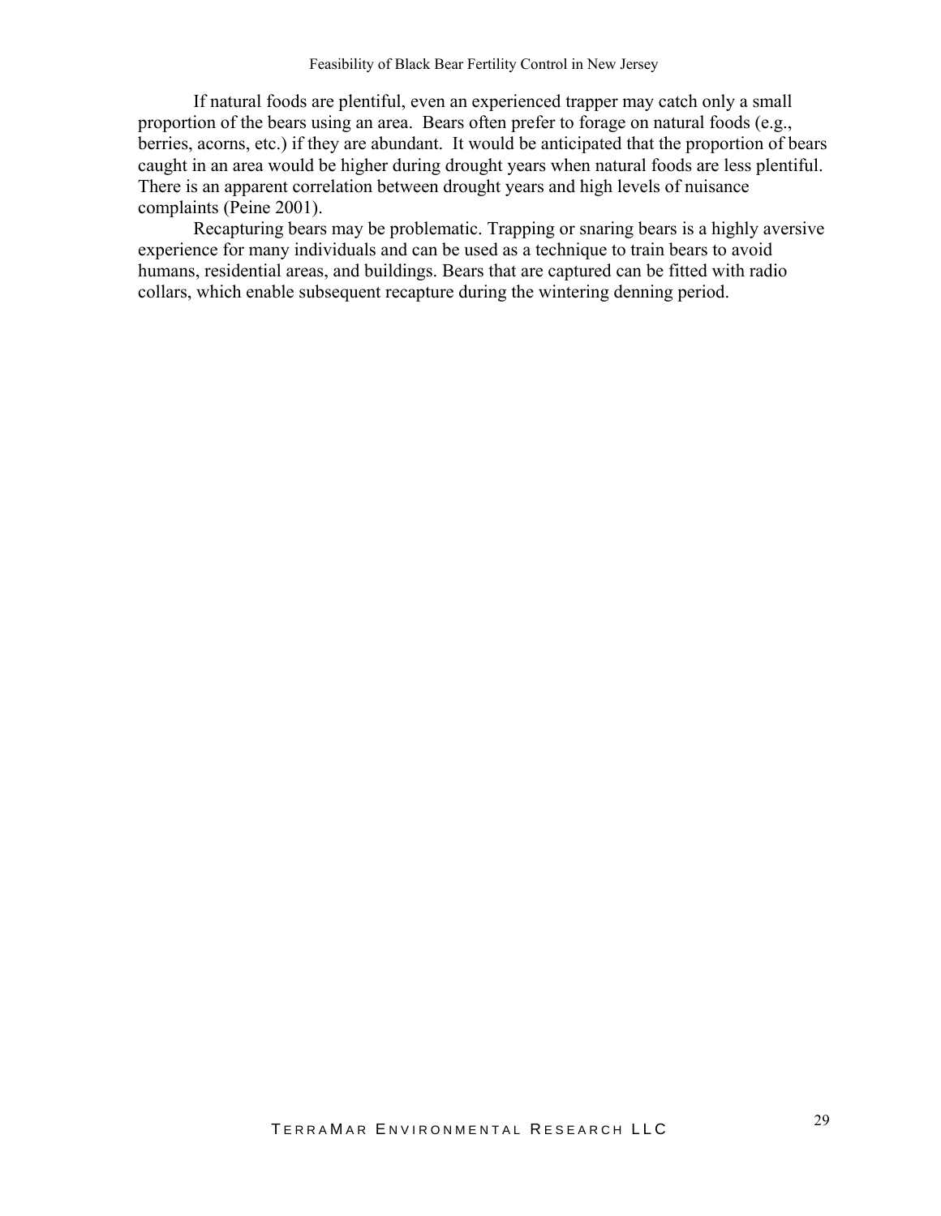If natural foods are plentiful, even an experienced trapper may catch only a small proportion of the bears using an area. Bears often prefer to forage on natural foods (e.g., berries, acorns, etc.) if they are abundant. It would be anticipated that the proportion of bears caught in an area would be higher during drought years when natural foods are less plentiful. There is an apparent correlation between drought years and high levels of nuisance complaints (Peine 2001).

Recapturing bears may be problematic. Trapping or snaring bears is a highly aversive experience for many individuals and can be used as a technique to train bears to avoid humans, residential areas, and buildings. Bears that are captured can be fitted with radio collars, which enable subsequent recapture during the wintering denning period.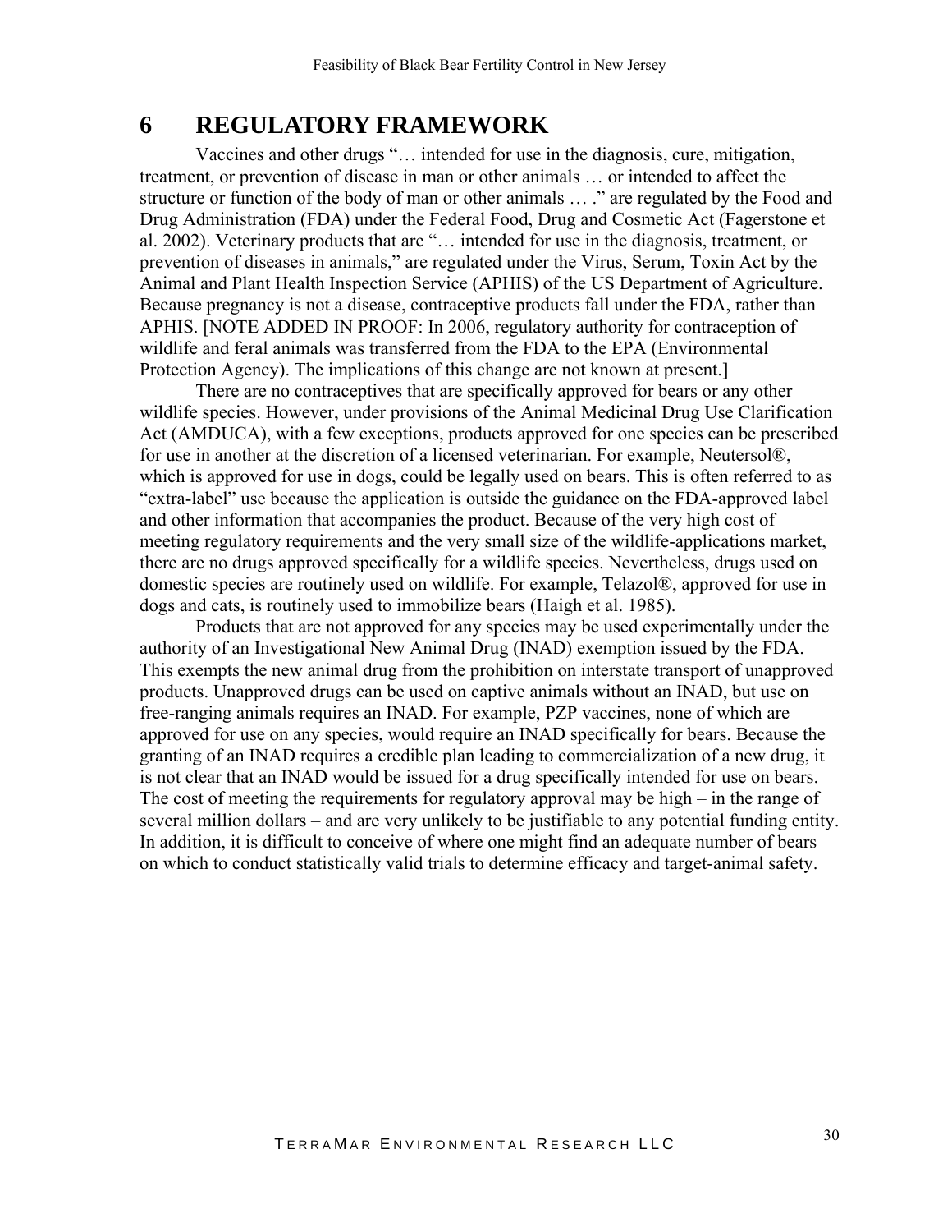# 6 REGULATORY FRAMEWORK

Vaccines and other drugs "… intended for use in the diagnosis, cure, mitigation, treatment, or prevention of disease in man or other animals … or intended to affect the structure or function of the body of man or other animals … ." are regulated by the Food and Drug Administration (FDA) under the Federal Food, Drug and Cosmetic Act (Fagerstone et al. 2002). Veterinary products that are "… intended for use in the diagnosis, treatment, or prevention of diseases in animals," are regulated under the Virus, Serum, Toxin Act by the Animal and Plant Health Inspection Service (APHIS) of the US Department of Agriculture. Because pregnancy is not a disease, contraceptive products fall under the FDA, rather than APHIS. [NOTE ADDED IN PROOF: In 2006, regulatory authority for contraception of wildlife and feral animals was transferred from the FDA to the EPA (Environmental Protection Agency). The implications of this change are not known at present.]

There are no contraceptives that are specifically approved for bears or any other wildlife species. However, under provisions of the Animal Medicinal Drug Use Clarification Act (AMDUCA), with a few exceptions, products approved for one species can be prescribed for use in another at the discretion of a licensed veterinarian. For example, Neutersol®, which is approved for use in dogs, could be legally used on bears. This is often referred to as "extra-label" use because the application is outside the guidance on the FDA-approved label and other information that accompanies the product. Because of the very high cost of meeting regulatory requirements and the very small size of the wildlife-applications market, there are no drugs approved specifically for a wildlife species. Nevertheless, drugs used on domestic species are routinely used on wildlife. For example, Telazol®, approved for use in dogs and cats, is routinely used to immobilize bears (Haigh et al. 1985).

Products that are not approved for any species may be used experimentally under the authority of an Investigational New Animal Drug (INAD) exemption issued by the FDA. This exempts the new animal drug from the prohibition on interstate transport of unapproved products. Unapproved drugs can be used on captive animals without an INAD, but use on free-ranging animals requires an INAD. For example, PZP vaccines, none of which are approved for use on any species, would require an INAD specifically for bears. Because the granting of an INAD requires a credible plan leading to commercialization of a new drug, it is not clear that an INAD would be issued for a drug specifically intended for use on bears. The cost of meeting the requirements for regulatory approval may be high – in the range of several million dollars – and are very unlikely to be justifiable to any potential funding entity. In addition, it is difficult to conceive of where one might find an adequate number of bears on which to conduct statistically valid trials to determine efficacy and target-animal safety.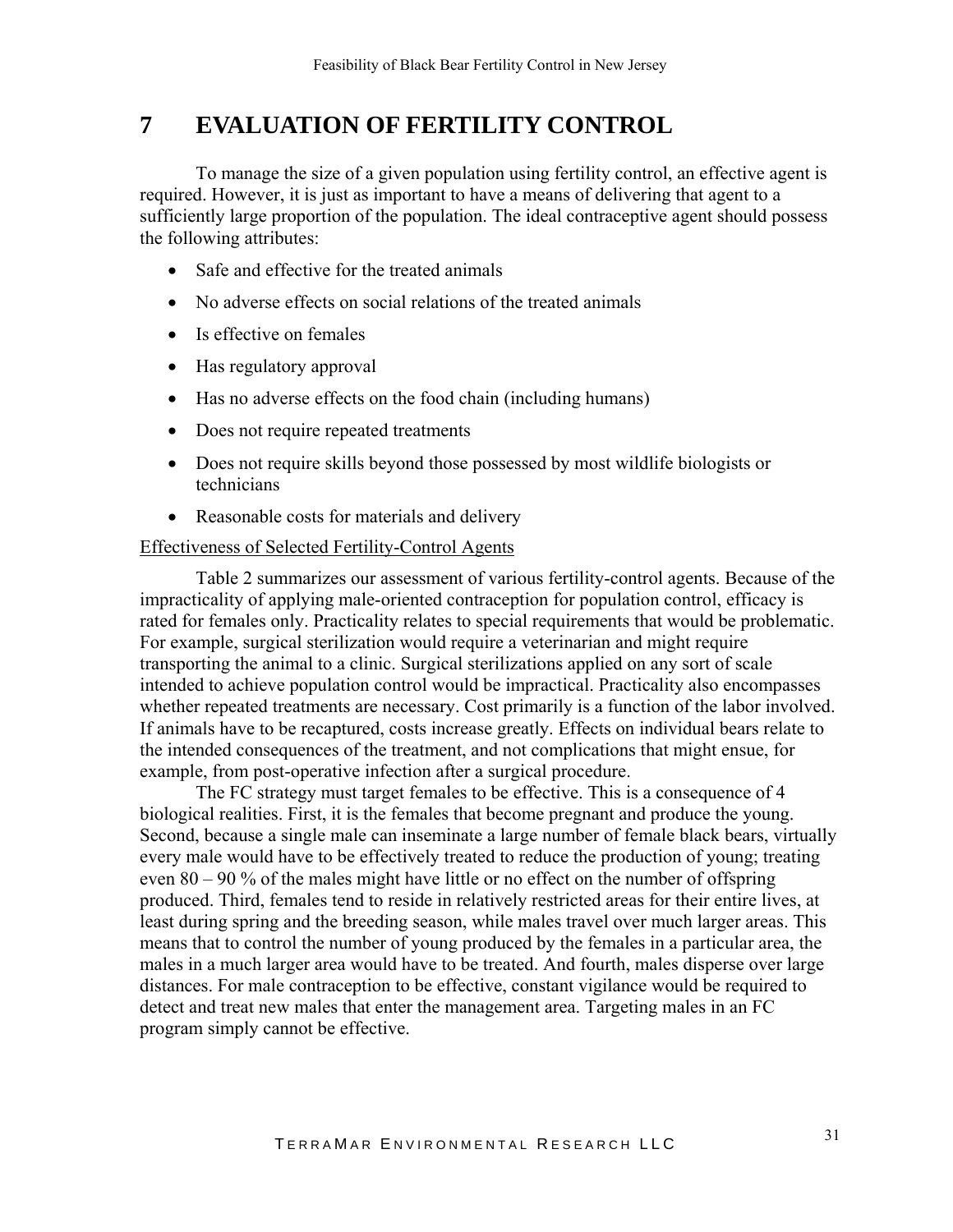# 7 EVALUATION OF FERTILITY CONTROL

To manage the size of a given population using fertility control, an effective agent is required. However, it is just as important to have a means of delivering that agent to a sufficiently large proportion of the population. The ideal contraceptive agent should possess the following attributes:

- Safe and effective for the treated animals
- No adverse effects on social relations of the treated animals
- Is effective on females
- Has regulatory approval
- Has no adverse effects on the food chain (including humans)
- Does not require repeated treatments
- Does not require skills beyond those possessed by most wildlife biologists or technicians
- Reasonable costs for materials and delivery

<u>Effectiveness of Selected Fertility-Control Agents</u>

Table 2 summarizes our assessment of various fertility-control agents. Because of the impracticality of applying male-oriented contraception for population control, efficacy is rated for females only. Practicality relates to special requirements that would be problematic. For example, surgical sterilization would require a veterinarian and might require transporting the animal to a clinic. Surgical sterilizations applied on any sort of scale intended to achieve population control would be impractical. Practicality also encompasses whether repeated treatments are necessary. Cost primarily is a function of the labor involved. If animals have to be recaptured, costs increase greatly. Effects on individual bears relate to the intended consequences of the treatment, and not complications that might ensue, for example, from post-operative infection after a surgical procedure.

The FC strategy must target females to be effective. This is a consequence of 4 biological realities. First, it is the females that become pregnant and produce the young. Second, because a single male can inseminate a large number of female black bears, virtually every male would have to be effectively treated to reduce the production of young; treating even 80 – 90 % of the males might have little or no effect on the number of offspring produced. Third, females tend to reside in relatively restricted areas for their entire lives, at least during spring and the breeding season, while males travel over much larger areas. This means that to control the number of young produced by the females in a particular area, the males in a much larger area would have to be treated. And fourth, males disperse over large distances. For male contraception to be effective, constant vigilance would be required to detect and treat new males that enter the management area. Targeting males in an FC program simply cannot be effective.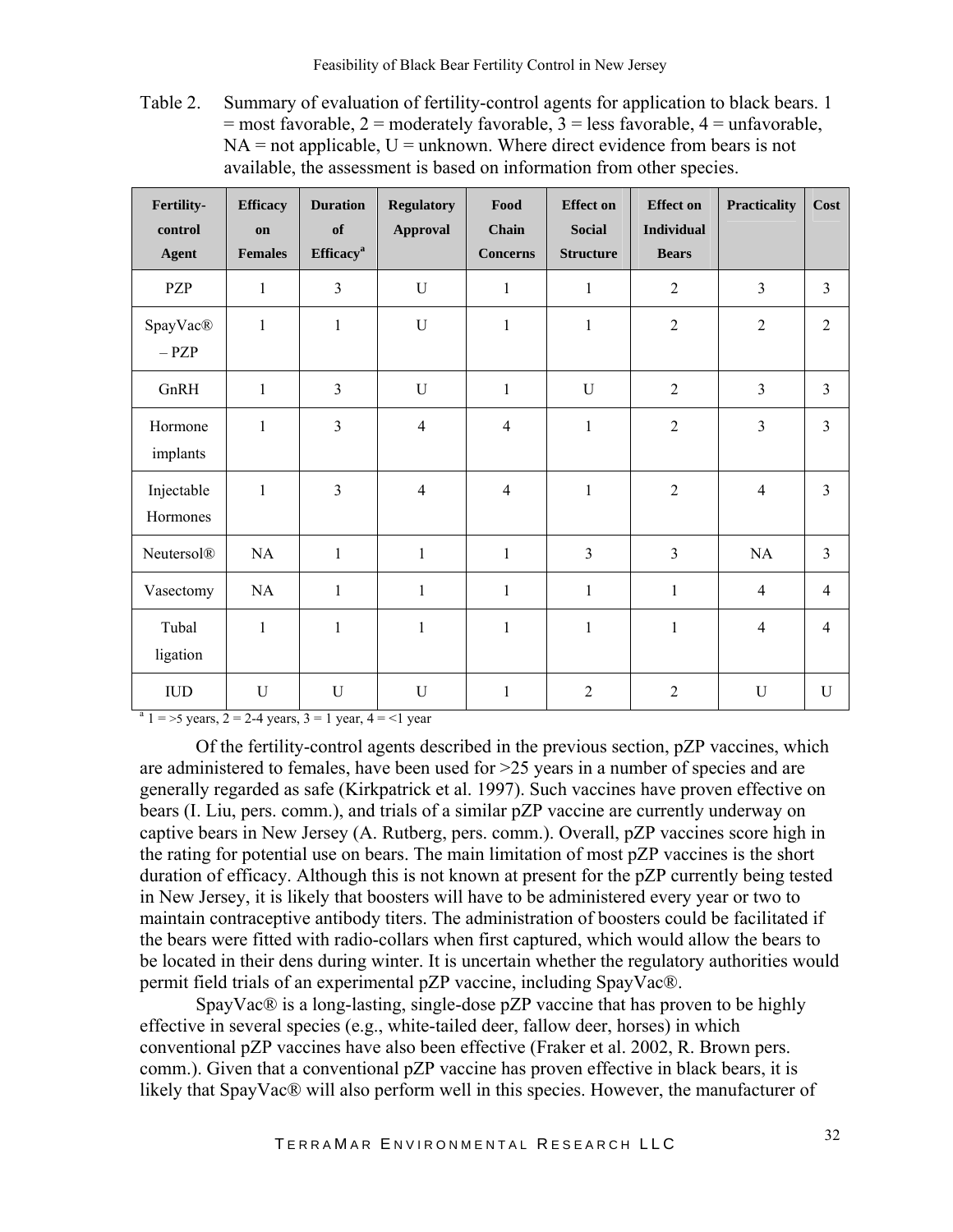Table 2. Summary of evaluation of fertility-control agents for application to black bears. 1 = most favorable, 2 = moderately favorable, 3 = less favorable, 4 = unfavorable, NA = not applicable, U = unknown. Where direct evidence from bears is not available, the assessment is based on information from other species.

| Fertility-control Agent | Efficacy on Females | Duration of Efficacy[a] | Regulatory Approval | Food Chain Concerns | Effect on Social Structure | Effect on Individual Bears | Practicality | Cost |
|---|---|---|---|---|---|---|---|---|
| PZP | 1 | 3 | U | 1 | 1 | 2 | 3 | 3 |
| SpayVac® – PZP | 1 | 1 | U | 1 | 1 | 2 | 2 | 2 |
| GnRH | 1 | 3 | U | 1 | U | 2 | 3 | 3 |
| Hormone implants | 1 | 3 | 4 | 4 | 1 | 2 | 3 | 3 |
| Injectable Hormones | 1 | 3 | 4 | 4 | 1 | 2 | 4 | 3 |
| Neutersol® | NA | 1 | 1 | 1 | 3 | 3 | NA | 3 |
| Vasectomy | NA | 1 | 1 | 1 | 1 | 1 | 4 | 4 |
| Tubal ligation | 1 | 1 | 1 | 1 | 1 | 1 | 4 | 4 |
| IUD | U | U | U | 1 | 2 | 2 | U | U |

[a] 1 = >5 years, 2 = 2-4 years, 3 = 1 year, 4 = <1 year

Of the fertility-control agents described in the previous section, pZP vaccines, which are administered to females, have been used for >25 years in a number of species and are generally regarded as safe (Kirkpatrick et al. 1997). Such vaccines have proven effective on bears (I. Liu, pers. comm.), and trials of a similar pZP vaccine are currently underway on captive bears in New Jersey (A. Rutberg, pers. comm.). Overall, pZP vaccines score high in the rating for potential use on bears. The main limitation of most pZP vaccines is the short duration of efficacy. Although this is not known at present for the pZP currently being tested in New Jersey, it is likely that boosters will have to be administered every year or two to maintain contraceptive antibody titers. The administration of boosters could be facilitated if the bears were fitted with radio-collars when first captured, which would allow the bears to be located in their dens during winter. It is uncertain whether the regulatory authorities would permit field trials of an experimental pZP vaccine, including SpayVac®.

SpayVac® is a long-lasting, single-dose pZP vaccine that has proven to be highly effective in several species (e.g., white-tailed deer, fallow deer, horses) in which conventional pZP vaccines have also been effective (Fraker et al. 2002, R. Brown pers. comm.). Given that a conventional pZP vaccine has proven effective in black bears, it is likely that SpayVac® will also perform well in this species. However, the manufacturer of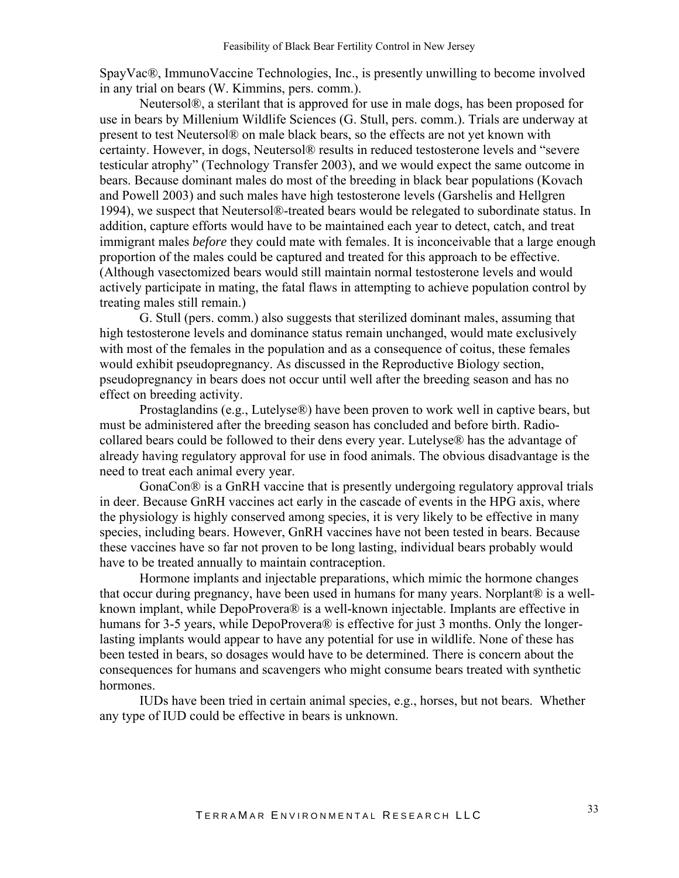SpayVac®, ImmunoVaccine Technologies, Inc., is presently unwilling to become involved in any trial on bears (W. Kimmins, pers. comm.).

Neutersol®, a sterilant that is approved for use in male dogs, has been proposed for use in bears by Millenium Wildlife Sciences (G. Stull, pers. comm.). Trials are underway at present to test Neutersol® on male black bears, so the effects are not yet known with certainty. However, in dogs, Neutersol® results in reduced testosterone levels and "severe testicular atrophy" (Technology Transfer 2003), and we would expect the same outcome in bears. Because dominant males do most of the breeding in black bear populations (Kovach and Powell 2003) and such males have high testosterone levels (Garshelis and Hellgren 1994), we suspect that Neutersol®-treated bears would be relegated to subordinate status. In addition, capture efforts would have to be maintained each year to detect, catch, and treat immigrant males *before* they could mate with females. It is inconceivable that a large enough proportion of the males could be captured and treated for this approach to be effective. (Although vasectomized bears would still maintain normal testosterone levels and would actively participate in mating, the fatal flaws in attempting to achieve population control by treating males still remain.)

G. Stull (pers. comm.) also suggests that sterilized dominant males, assuming that high testosterone levels and dominance status remain unchanged, would mate exclusively with most of the females in the population and as a consequence of coitus, these females would exhibit pseudopregnancy. As discussed in the Reproductive Biology section, pseudopregnancy in bears does not occur until well after the breeding season and has no effect on breeding activity.

Prostaglandins (e.g., Lutelyse®) have been proven to work well in captive bears, but must be administered after the breeding season has concluded and before birth. Radio-collared bears could be followed to their dens every year. Lutelyse® has the advantage of already having regulatory approval for use in food animals. The obvious disadvantage is the need to treat each animal every year.

GonaCon® is a GnRH vaccine that is presently undergoing regulatory approval trials in deer. Because GnRH vaccines act early in the cascade of events in the HPG axis, where the physiology is highly conserved among species, it is very likely to be effective in many species, including bears. However, GnRH vaccines have not been tested in bears. Because these vaccines have so far not proven to be long lasting, individual bears probably would have to be treated annually to maintain contraception.

Hormone implants and injectable preparations, which mimic the hormone changes that occur during pregnancy, have been used in humans for many years. Norplant® is a well-known implant, while DepoProvera® is a well-known injectable. Implants are effective in humans for 3-5 years, while DepoProvera® is effective for just 3 months. Only the longer-lasting implants would appear to have any potential for use in wildlife. None of these has been tested in bears, so dosages would have to be determined. There is concern about the consequences for humans and scavengers who might consume bears treated with synthetic hormones.

IUDs have been tried in certain animal species, e.g., horses, but not bears. Whether any type of IUD could be effective in bears is unknown.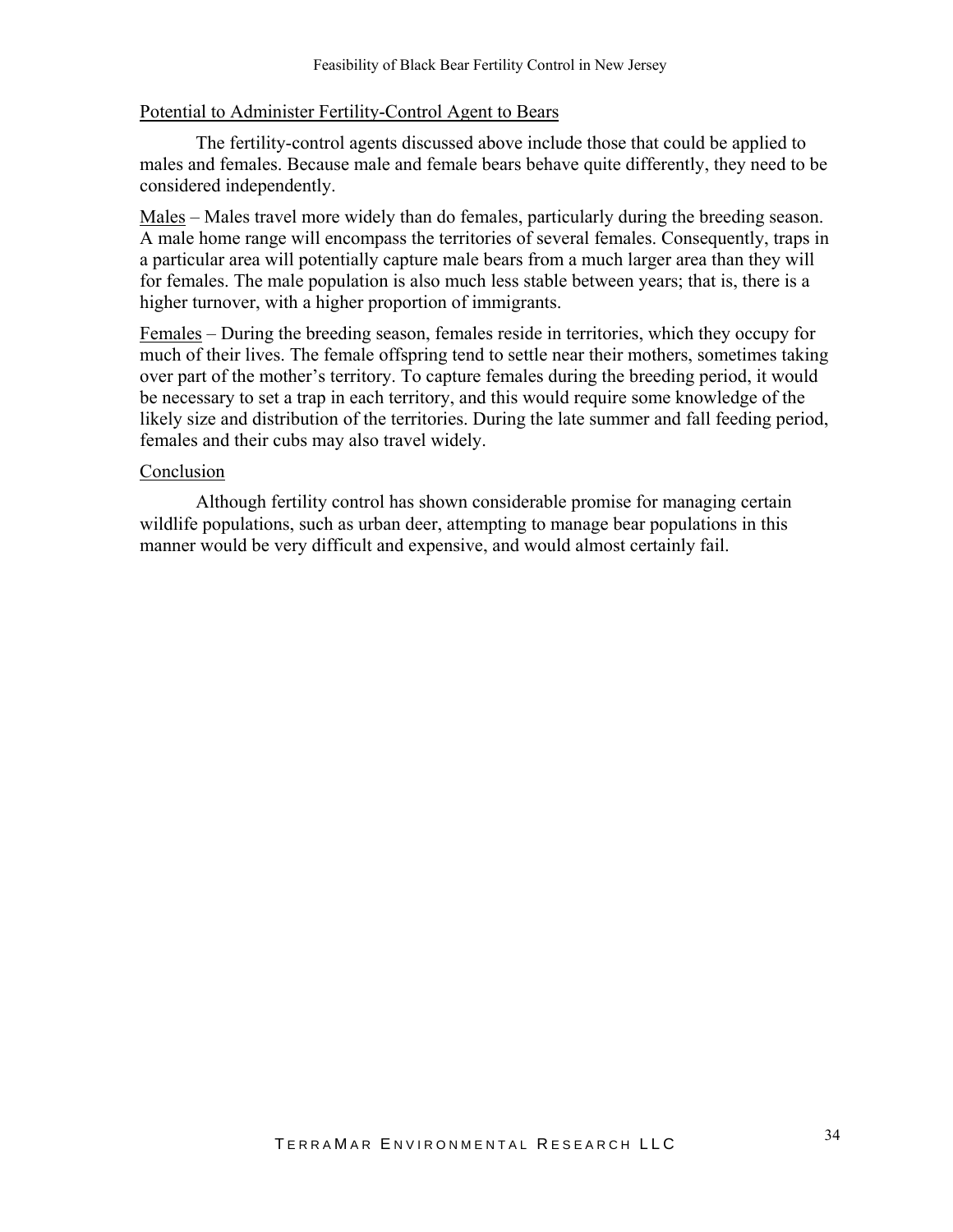## Potential to Administer Fertility-Control Agent to Bears

The fertility-control agents discussed above include those that could be applied to males and females. Because male and female bears behave quite differently, they need to be considered independently.

Males – Males travel more widely than do females, particularly during the breeding season. A male home range will encompass the territories of several females. Consequently, traps in a particular area will potentially capture male bears from a much larger area than they will for females. The male population is also much less stable between years; that is, there is a higher turnover, with a higher proportion of immigrants.

Females – During the breeding season, females reside in territories, which they occupy for much of their lives. The female offspring tend to settle near their mothers, sometimes taking over part of the mother's territory. To capture females during the breeding period, it would be necessary to set a trap in each territory, and this would require some knowledge of the likely size and distribution of the territories. During the late summer and fall feeding period, females and their cubs may also travel widely.

## Conclusion

Although fertility control has shown considerable promise for managing certain wildlife populations, such as urban deer, attempting to manage bear populations in this manner would be very difficult and expensive, and would almost certainly fail.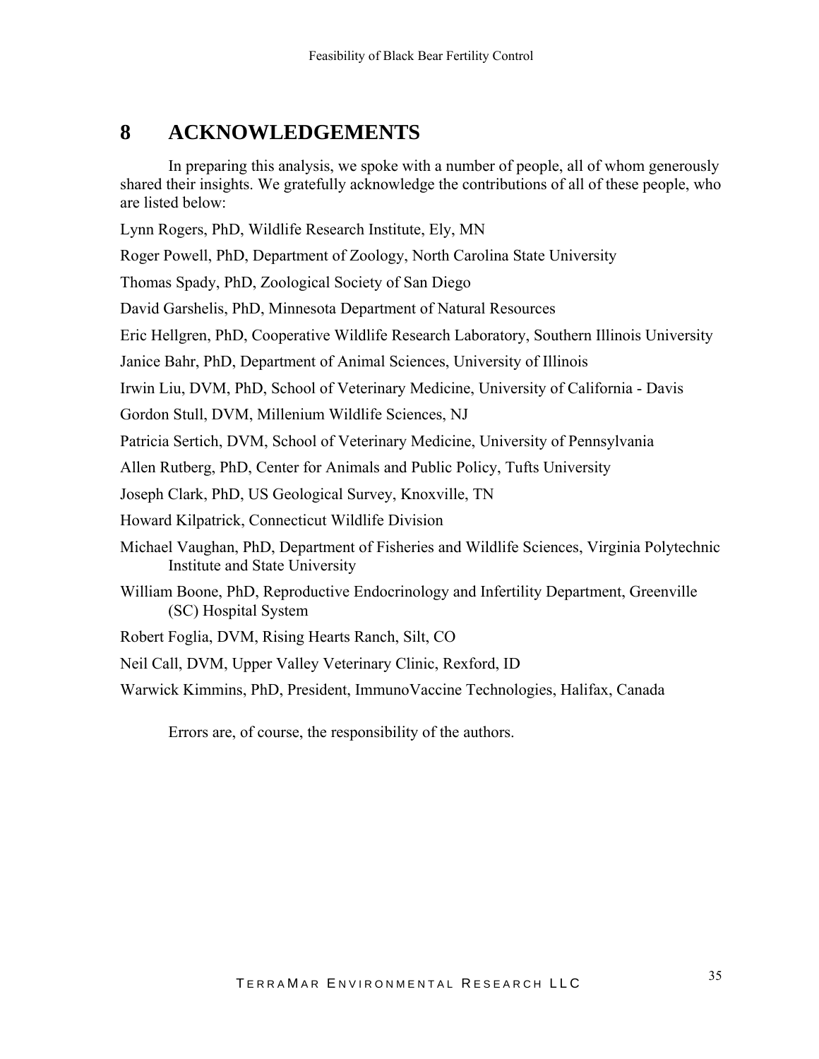# 8 ACKNOWLEDGEMENTS

In preparing this analysis, we spoke with a number of people, all of whom generously shared their insights. We gratefully acknowledge the contributions of all of these people, who are listed below:

Lynn Rogers, PhD, Wildlife Research Institute, Ely, MN

Roger Powell, PhD, Department of Zoology, North Carolina State University

Thomas Spady, PhD, Zoological Society of San Diego

David Garshelis, PhD, Minnesota Department of Natural Resources

Eric Hellgren, PhD, Cooperative Wildlife Research Laboratory, Southern Illinois University

Janice Bahr, PhD, Department of Animal Sciences, University of Illinois

Irwin Liu, DVM, PhD, School of Veterinary Medicine, University of California - Davis

Gordon Stull, DVM, Millenium Wildlife Sciences, NJ

Patricia Sertich, DVM, School of Veterinary Medicine, University of Pennsylvania

Allen Rutberg, PhD, Center for Animals and Public Policy, Tufts University

Joseph Clark, PhD, US Geological Survey, Knoxville, TN

Howard Kilpatrick, Connecticut Wildlife Division

Michael Vaughan, PhD, Department of Fisheries and Wildlife Sciences, Virginia Polytechnic Institute and State University

William Boone, PhD, Reproductive Endocrinology and Infertility Department, Greenville (SC) Hospital System

Robert Foglia, DVM, Rising Hearts Ranch, Silt, CO

Neil Call, DVM, Upper Valley Veterinary Clinic, Rexford, ID

Warwick Kimmins, PhD, President, ImmunoVaccine Technologies, Halifax, Canada

Errors are, of course, the responsibility of the authors.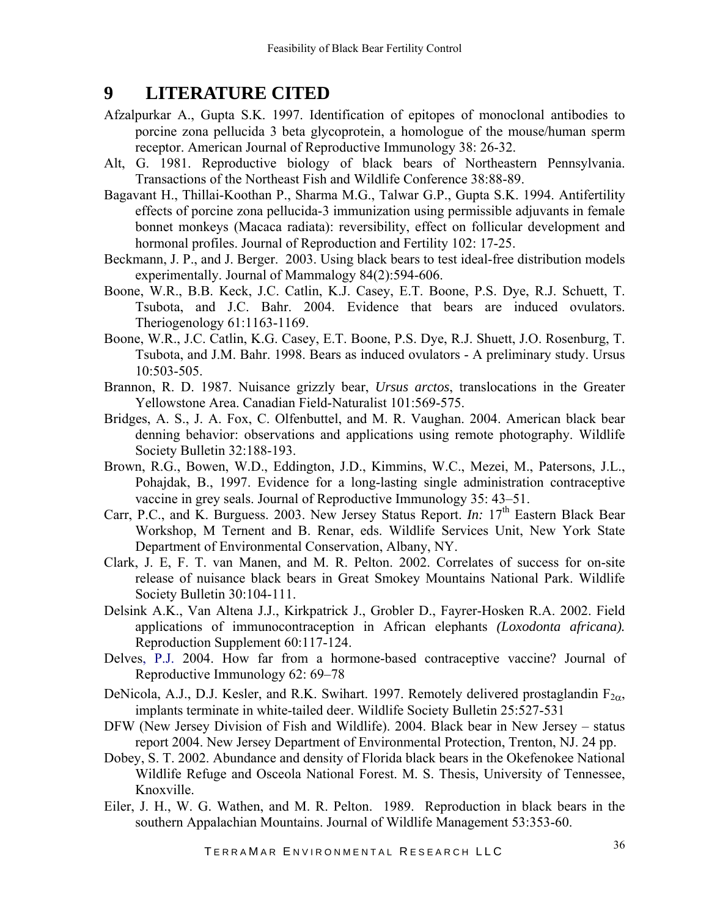# 9 LITERATURE CITED

Afzalpurkar A., Gupta S.K. 1997. Identification of epitopes of monoclonal antibodies to porcine zona pellucida 3 beta glycoprotein, a homologue of the mouse/human sperm receptor. American Journal of Reproductive Immunology 38: 26-32.

Alt, G. 1981. Reproductive biology of black bears of Northeastern Pennsylvania. Transactions of the Northeast Fish and Wildlife Conference 38:88-89.

Bagavant H., Thillai-Koothan P., Sharma M.G., Talwar G.P., Gupta S.K. 1994. Antifertility effects of porcine zona pellucida-3 immunization using permissible adjuvants in female bonnet monkeys (Macaca radiata): reversibility, effect on follicular development and hormonal profiles. Journal of Reproduction and Fertility 102: 17-25.

Beckmann, J. P., and J. Berger. 2003. Using black bears to test ideal-free distribution models experimentally. Journal of Mammalogy 84(2):594-606.

Boone, W.R., B.B. Keck, J.C. Catlin, K.J. Casey, E.T. Boone, P.S. Dye, R.J. Schuett, T. Tsubota, and J.C. Bahr. 2004. Evidence that bears are induced ovulators. Theriogenology 61:1163-1169.

Boone, W.R., J.C. Catlin, K.G. Casey, E.T. Boone, P.S. Dye, R.J. Shuett, J.O. Rosenburg, T. Tsubota, and J.M. Bahr. 1998. Bears as induced ovulators - A preliminary study. Ursus 10:503-505.

Brannon, R. D. 1987. Nuisance grizzly bear, *Ursus arctos*, translocations in the Greater Yellowstone Area. Canadian Field-Naturalist 101:569-575.

Bridges, A. S., J. A. Fox, C. Olfenbuttel, and M. R. Vaughan. 2004. American black bear denning behavior: observations and applications using remote photography. Wildlife Society Bulletin 32:188-193.

Brown, R.G., Bowen, W.D., Eddington, J.D., Kimmins, W.C., Mezei, M., Patersons, J.L., Pohajdak, B., 1997. Evidence for a long-lasting single administration contraceptive vaccine in grey seals. Journal of Reproductive Immunology 35: 43–51.

Carr, P.C., and K. Burguess. 2003. New Jersey Status Report. *In:* 17th Eastern Black Bear Workshop, M Ternent and B. Renar, eds. Wildlife Services Unit, New York State Department of Environmental Conservation, Albany, NY.

Clark, J. E, F. T. van Manen, and M. R. Pelton. 2002. Correlates of success for on-site release of nuisance black bears in Great Smokey Mountains National Park. Wildlife Society Bulletin 30:104-111.

Delsink A.K., Van Altena J.J., Kirkpatrick J., Grobler D., Fayrer-Hosken R.A. 2002. Field applications of immunocontraception in African elephants *(Loxodonta africana).* Reproduction Supplement 60:117-124.

Delves, P.J. 2004. How far from a hormone-based contraceptive vaccine? Journal of Reproductive Immunology 62: 69–78

DeNicola, A.J., D.J. Kesler, and R.K. Swihart. 1997. Remotely delivered prostaglandin $F_{2\alpha}$, implants terminate in white-tailed deer. Wildlife Society Bulletin 25:527-531

DFW (New Jersey Division of Fish and Wildlife). 2004. Black bear in New Jersey – status report 2004. New Jersey Department of Environmental Protection, Trenton, NJ. 24 pp.

Dobey, S. T. 2002. Abundance and density of Florida black bears in the Okefenokee National Wildlife Refuge and Osceola National Forest. M. S. Thesis, University of Tennessee, Knoxville.

Eiler, J. H., W. G. Wathen, and M. R. Pelton. 1989. Reproduction in black bears in the southern Appalachian Mountains. Journal of Wildlife Management 53:353-60.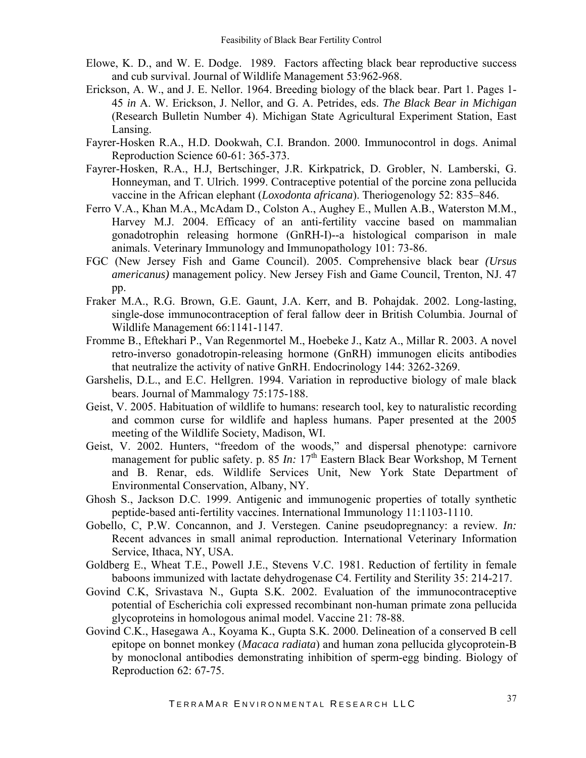Elowe, K. D., and W. E. Dodge. 1989. Factors affecting black bear reproductive success and cub survival. Journal of Wildlife Management 53:962-968.

Erickson, A. W., and J. E. Nellor. 1964. Breeding biology of the black bear. Part 1. Pages 1-45 *in* A. W. Erickson, J. Nellor, and G. A. Petrides, eds. *The Black Bear in Michigan* (Research Bulletin Number 4). Michigan State Agricultural Experiment Station, East Lansing.

Fayrer-Hosken R.A., H.D. Dookwah, C.I. Brandon. 2000. Immunocontrol in dogs. Animal Reproduction Science 60-61: 365-373.

Fayrer-Hosken, R.A., H.J, Bertschinger, J.R. Kirkpatrick, D. Grobler, N. Lamberski, G. Honneyman, and T. Ulrich. 1999. Contraceptive potential of the porcine zona pellucida vaccine in the African elephant (*Loxodonta africana*). Theriogenology 52: 835–846.

Ferro V.A., Khan M.A., McAdam D., Colston A., Aughey E., Mullen A.B., Waterston M.M., Harvey M.J. 2004. Efficacy of an anti-fertility vaccine based on mammalian gonadotrophin releasing hormone (GnRH-I)--a histological comparison in male animals. Veterinary Immunology and Immunopathology 101: 73-86.

FGC (New Jersey Fish and Game Council). 2005. Comprehensive black bear *(Ursus americanus)* management policy. New Jersey Fish and Game Council, Trenton, NJ. 47 pp.

Fraker M.A., R.G. Brown, G.E. Gaunt, J.A. Kerr, and B. Pohajdak. 2002. Long-lasting, single-dose immunocontraception of feral fallow deer in British Columbia. Journal of Wildlife Management 66:1141-1147.

Fromme B., Eftekhari P., Van Regenmortel M., Hoebeke J., Katz A., Millar R. 2003. A novel retro-inverso gonadotropin-releasing hormone (GnRH) immunogen elicits antibodies that neutralize the activity of native GnRH. Endocrinology 144: 3262-3269.

Garshelis, D.L., and E.C. Hellgren. 1994. Variation in reproductive biology of male black bears. Journal of Mammalogy 75:175-188.

Geist, V. 2005. Habituation of wildlife to humans: research tool, key to naturalistic recording and common curse for wildlife and hapless humans. Paper presented at the 2005 meeting of the Wildlife Society, Madison, WI.

Geist, V. 2002. Hunters, "freedom of the woods," and dispersal phenotype: carnivore management for public safety. p. 85 *In:* 17th Eastern Black Bear Workshop, M Ternent and B. Renar, eds. Wildlife Services Unit, New York State Department of Environmental Conservation, Albany, NY.

Ghosh S., Jackson D.C. 1999. Antigenic and immunogenic properties of totally synthetic peptide-based anti-fertility vaccines. International Immunology 11:1103-1110.

Gobello, C, P.W. Concannon, and J. Verstegen. Canine pseudopregnancy: a review. *In:* Recent advances in small animal reproduction. International Veterinary Information Service, Ithaca, NY, USA.

Goldberg E., Wheat T.E., Powell J.E., Stevens V.C. 1981. Reduction of fertility in female baboons immunized with lactate dehydrogenase C4. Fertility and Sterility 35: 214-217.

Govind C.K, Srivastava N., Gupta S.K. 2002. Evaluation of the immunocontraceptive potential of Escherichia coli expressed recombinant non-human primate zona pellucida glycoproteins in homologous animal model. Vaccine 21: 78-88.

Govind C.K., Hasegawa A., Koyama K., Gupta S.K. 2000. Delineation of a conserved B cell epitope on bonnet monkey (*Macaca radiata*) and human zona pellucida glycoprotein-B by monoclonal antibodies demonstrating inhibition of sperm-egg binding. Biology of Reproduction 62: 67-75.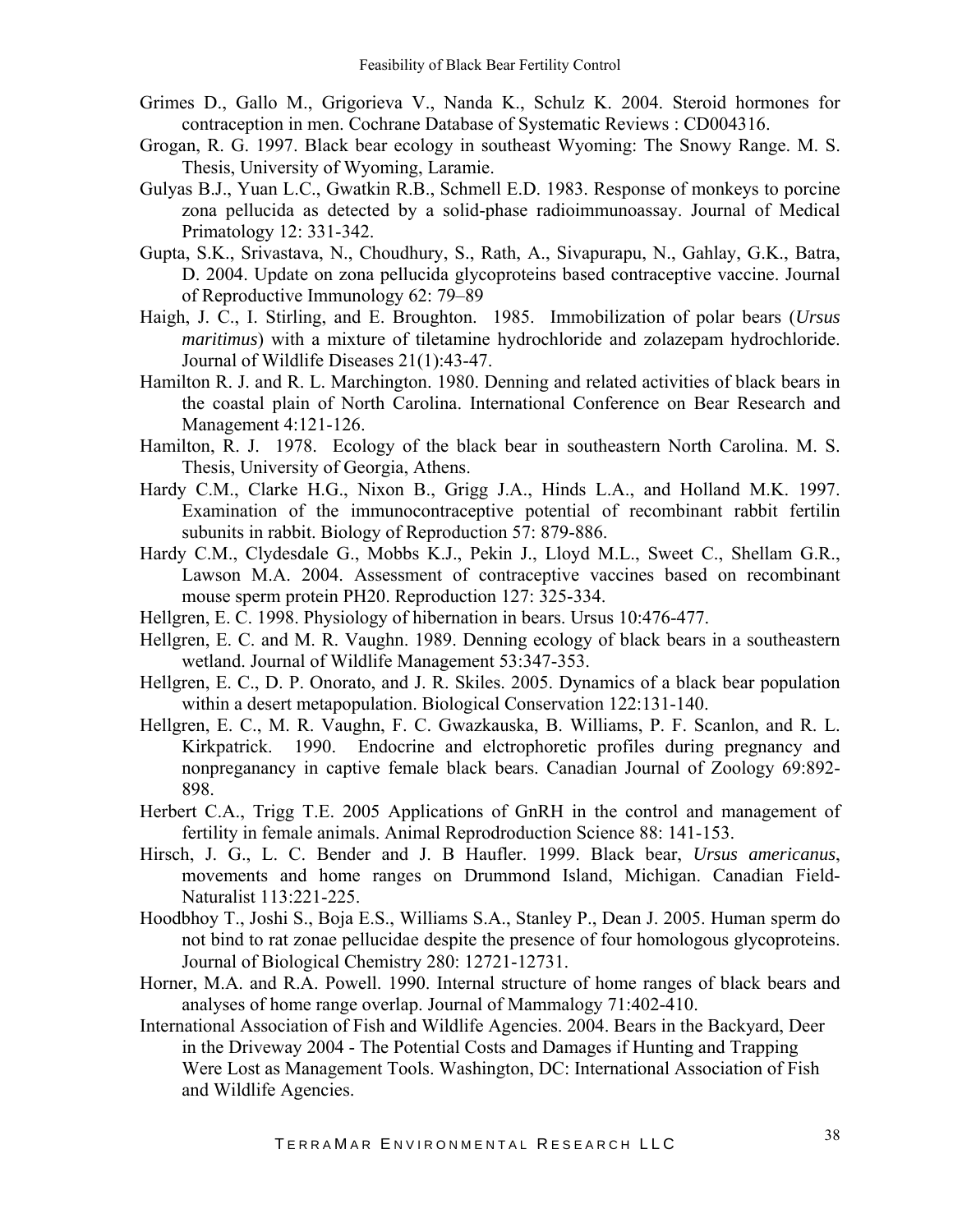Grimes D., Gallo M., Grigorieva V., Nanda K., Schulz K. 2004. Steroid hormones for contraception in men. Cochrane Database of Systematic Reviews : CD004316.

Grogan, R. G. 1997. Black bear ecology in southeast Wyoming: The Snowy Range. M. S. Thesis, University of Wyoming, Laramie.

Gulyas B.J., Yuan L.C., Gwatkin R.B., Schmell E.D. 1983. Response of monkeys to porcine zona pellucida as detected by a solid-phase radioimmunoassay. Journal of Medical Primatology 12: 331-342.

Gupta, S.K., Srivastava, N., Choudhury, S., Rath, A., Sivapurapu, N., Gahlay, G.K., Batra, D. 2004. Update on zona pellucida glycoproteins based contraceptive vaccine. Journal of Reproductive Immunology 62: 79–89

Haigh, J. C., I. Stirling, and E. Broughton. 1985. Immobilization of polar bears (*Ursus maritimus*) with a mixture of tiletamine hydrochloride and zolazepam hydrochloride. Journal of Wildlife Diseases 21(1):43-47.

Hamilton R. J. and R. L. Marchington. 1980. Denning and related activities of black bears in the coastal plain of North Carolina. International Conference on Bear Research and Management 4:121-126.

Hamilton, R. J. 1978. Ecology of the black bear in southeastern North Carolina. M. S. Thesis, University of Georgia, Athens.

Hardy C.M., Clarke H.G., Nixon B., Grigg J.A., Hinds L.A., and Holland M.K. 1997. Examination of the immunocontraceptive potential of recombinant rabbit fertilin subunits in rabbit. Biology of Reproduction 57: 879-886.

Hardy C.M., Clydesdale G., Mobbs K.J., Pekin J., Lloyd M.L., Sweet C., Shellam G.R., Lawson M.A. 2004. Assessment of contraceptive vaccines based on recombinant mouse sperm protein PH20. Reproduction 127: 325-334.

Hellgren, E. C. 1998. Physiology of hibernation in bears. Ursus 10:476-477.

Hellgren, E. C. and M. R. Vaughn. 1989. Denning ecology of black bears in a southeastern wetland. Journal of Wildlife Management 53:347-353.

Hellgren, E. C., D. P. Onorato, and J. R. Skiles. 2005. Dynamics of a black bear population within a desert metapopulation. Biological Conservation 122:131-140.

Hellgren, E. C., M. R. Vaughn, F. C. Gwazkauska, B. Williams, P. F. Scanlon, and R. L. Kirkpatrick. 1990. Endocrine and elctrophoretic profiles during pregnancy and nonpreganancy in captive female black bears. Canadian Journal of Zoology 69:892-898.

Herbert C.A., Trigg T.E. 2005 Applications of GnRH in the control and management of fertility in female animals. Animal Reprodroduction Science 88: 141-153.

Hirsch, J. G., L. C. Bender and J. B Haufler. 1999. Black bear, *Ursus americanus*, movements and home ranges on Drummond Island, Michigan. Canadian Field-Naturalist 113:221-225.

Hoodbhoy T., Joshi S., Boja E.S., Williams S.A., Stanley P., Dean J. 2005. Human sperm do not bind to rat zonae pellucidae despite the presence of four homologous glycoproteins. Journal of Biological Chemistry 280: 12721-12731.

Horner, M.A. and R.A. Powell. 1990. Internal structure of home ranges of black bears and analyses of home range overlap. Journal of Mammalogy 71:402-410.

International Association of Fish and Wildlife Agencies. 2004. Bears in the Backyard, Deer in the Driveway 2004 - The Potential Costs and Damages if Hunting and Trapping Were Lost as Management Tools. Washington, DC: International Association of Fish and Wildlife Agencies.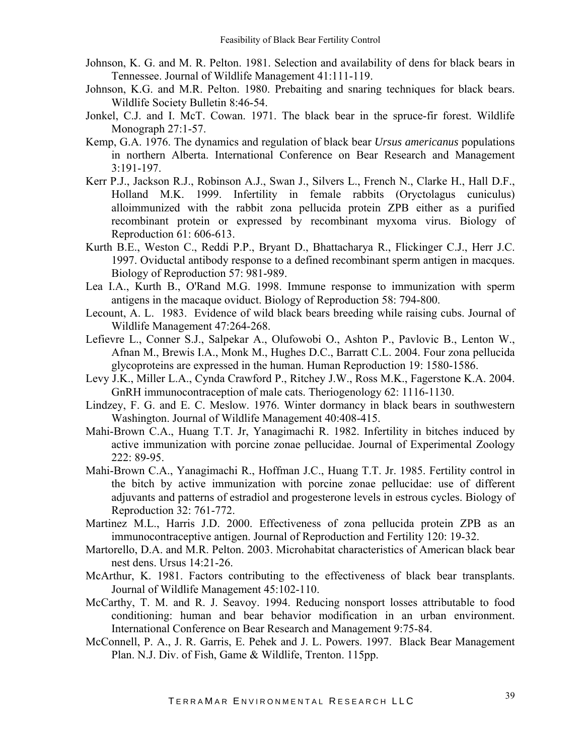Johnson, K. G. and M. R. Pelton. 1981. Selection and availability of dens for black bears in Tennessee. Journal of Wildlife Management 41:111-119.

Johnson, K.G. and M.R. Pelton. 1980. Prebaiting and snaring techniques for black bears. Wildlife Society Bulletin 8:46-54.

Jonkel, C.J. and I. McT. Cowan. 1971. The black bear in the spruce-fir forest. Wildlife Monograph 27:1-57.

Kemp, G.A. 1976. The dynamics and regulation of black bear *Ursus americanus* populations in northern Alberta. International Conference on Bear Research and Management 3:191-197.

Kerr P.J., Jackson R.J., Robinson A.J., Swan J., Silvers L., French N., Clarke H., Hall D.F., Holland M.K. 1999. Infertility in female rabbits (Oryctolagus cuniculus) alloimmunized with the rabbit zona pellucida protein ZPB either as a purified recombinant protein or expressed by recombinant myxoma virus. Biology of Reproduction 61: 606-613.

Kurth B.E., Weston C., Reddi P.P., Bryant D., Bhattacharya R., Flickinger C.J., Herr J.C. 1997. Oviductal antibody response to a defined recombinant sperm antigen in macques. Biology of Reproduction 57: 981-989.

Lea I.A., Kurth B., O'Rand M.G. 1998. Immune response to immunization with sperm antigens in the macaque oviduct. Biology of Reproduction 58: 794-800.

Lecount, A. L. 1983. Evidence of wild black bears breeding while raising cubs. Journal of Wildlife Management 47:264-268.

Lefievre L., Conner S.J., Salpekar A., Olufowobi O., Ashton P., Pavlovic B., Lenton W., Afnan M., Brewis I.A., Monk M., Hughes D.C., Barratt C.L. 2004. Four zona pellucida glycoproteins are expressed in the human. Human Reproduction 19: 1580-1586.

Levy J.K., Miller L.A., Cynda Crawford P., Ritchey J.W., Ross M.K., Fagerstone K.A. 2004. GnRH immunocontraception of male cats. Theriogenology 62: 1116-1130.

Lindzey, F. G. and E. C. Meslow. 1976. Winter dormancy in black bears in southwestern Washington. Journal of Wildlife Management 40:408-415.

Mahi-Brown C.A., Huang T.T. Jr, Yanagimachi R. 1982. Infertility in bitches induced by active immunization with porcine zonae pellucidae. Journal of Experimental Zoology 222: 89-95.

Mahi-Brown C.A., Yanagimachi R., Hoffman J.C., Huang T.T. Jr. 1985. Fertility control in the bitch by active immunization with porcine zonae pellucidae: use of different adjuvants and patterns of estradiol and progesterone levels in estrous cycles. Biology of Reproduction 32: 761-772.

Martinez M.L., Harris J.D. 2000. Effectiveness of zona pellucida protein ZPB as an immunocontraceptive antigen. Journal of Reproduction and Fertility 120: 19-32.

Martorello, D.A. and M.R. Pelton. 2003. Microhabitat characteristics of American black bear nest dens. Ursus 14:21-26.

McArthur, K. 1981. Factors contributing to the effectiveness of black bear transplants. Journal of Wildlife Management 45:102-110.

McCarthy, T. M. and R. J. Seavoy. 1994. Reducing nonsport losses attributable to food conditioning: human and bear behavior modification in an urban environment. International Conference on Bear Research and Management 9:75-84.

McConnell, P. A., J. R. Garris, E. Pehek and J. L. Powers. 1997. Black Bear Management Plan. N.J. Div. of Fish, Game & Wildlife, Trenton. 115pp.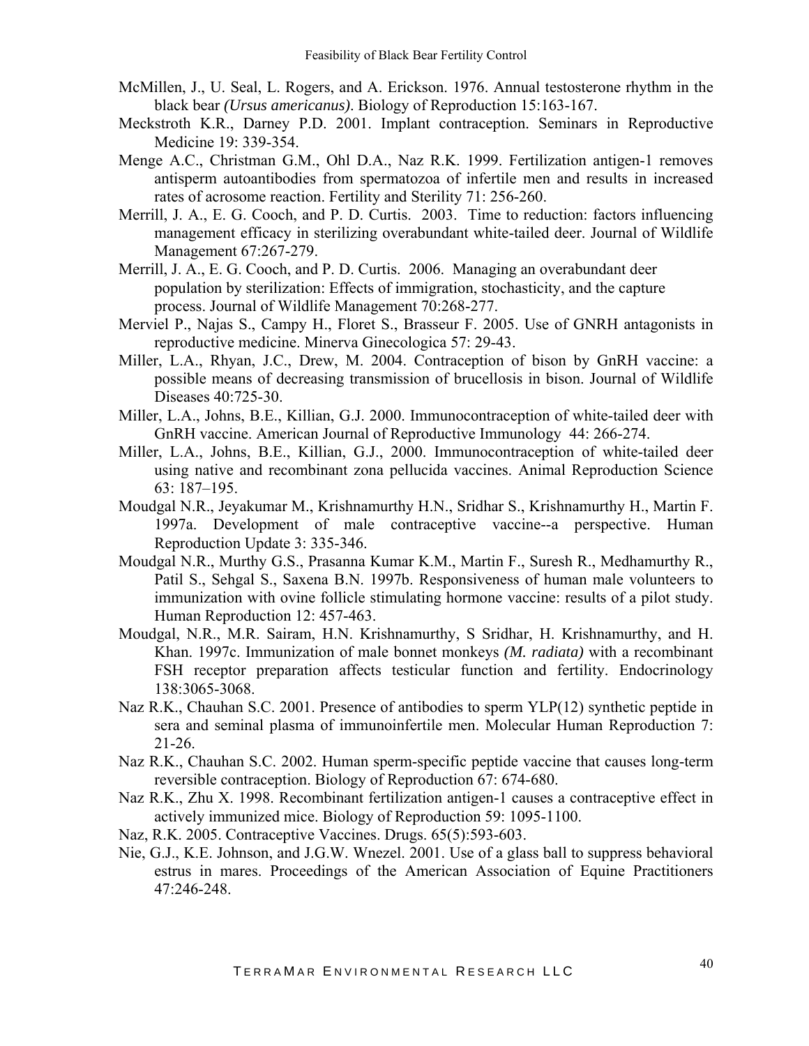McMillen, J., U. Seal, L. Rogers, and A. Erickson. 1976. Annual testosterone rhythm in the black bear *(Ursus americanus)*. Biology of Reproduction 15:163-167.

Meckstroth K.R., Darney P.D. 2001. Implant contraception. Seminars in Reproductive Medicine 19: 339-354.

Menge A.C., Christman G.M., Ohl D.A., Naz R.K. 1999. Fertilization antigen-1 removes antisperm autoantibodies from spermatozoa of infertile men and results in increased rates of acrosome reaction. Fertility and Sterility 71: 256-260.

Merrill, J. A., E. G. Cooch, and P. D. Curtis. 2003. Time to reduction: factors influencing management efficacy in sterilizing overabundant white-tailed deer. Journal of Wildlife Management 67:267-279.

Merrill, J. A., E. G. Cooch, and P. D. Curtis. 2006. Managing an overabundant deer population by sterilization: Effects of immigration, stochasticity, and the capture process. Journal of Wildlife Management 70:268-277.

Merviel P., Najas S., Campy H., Floret S., Brasseur F. 2005. Use of GNRH antagonists in reproductive medicine. Minerva Ginecologica 57: 29-43.

Miller, L.A., Rhyan, J.C., Drew, M. 2004. Contraception of bison by GnRH vaccine: a possible means of decreasing transmission of brucellosis in bison. Journal of Wildlife Diseases 40:725-30.

Miller, L.A., Johns, B.E., Killian, G.J. 2000. Immunocontraception of white-tailed deer with GnRH vaccine. American Journal of Reproductive Immunology 44: 266-274.

Miller, L.A., Johns, B.E., Killian, G.J., 2000. Immunocontraception of white-tailed deer using native and recombinant zona pellucida vaccines. Animal Reproduction Science 63: 187–195.

Moudgal N.R., Jeyakumar M., Krishnamurthy H.N., Sridhar S., Krishnamurthy H., Martin F. 1997a. Development of male contraceptive vaccine--a perspective. Human Reproduction Update 3: 335-346.

Moudgal N.R., Murthy G.S., Prasanna Kumar K.M., Martin F., Suresh R., Medhamurthy R., Patil S., Sehgal S., Saxena B.N. 1997b. Responsiveness of human male volunteers to immunization with ovine follicle stimulating hormone vaccine: results of a pilot study. Human Reproduction 12: 457-463.

Moudgal, N.R., M.R. Sairam, H.N. Krishnamurthy, S Sridhar, H. Krishnamurthy, and H. Khan. 1997c. Immunization of male bonnet monkeys *(M. radiata)* with a recombinant FSH receptor preparation affects testicular function and fertility. Endocrinology 138:3065-3068.

Naz R.K., Chauhan S.C. 2001. Presence of antibodies to sperm YLP(12) synthetic peptide in sera and seminal plasma of immunoinfertile men. Molecular Human Reproduction 7: 21-26.

Naz R.K., Chauhan S.C. 2002. Human sperm-specific peptide vaccine that causes long-term reversible contraception. Biology of Reproduction 67: 674-680.

Naz R.K., Zhu X. 1998. Recombinant fertilization antigen-1 causes a contraceptive effect in actively immunized mice. Biology of Reproduction 59: 1095-1100.

Naz, R.K. 2005. Contraceptive Vaccines. Drugs. 65(5):593-603.

Nie, G.J., K.E. Johnson, and J.G.W. Wnezel. 2001. Use of a glass ball to suppress behavioral estrus in mares. Proceedings of the American Association of Equine Practitioners 47:246-248.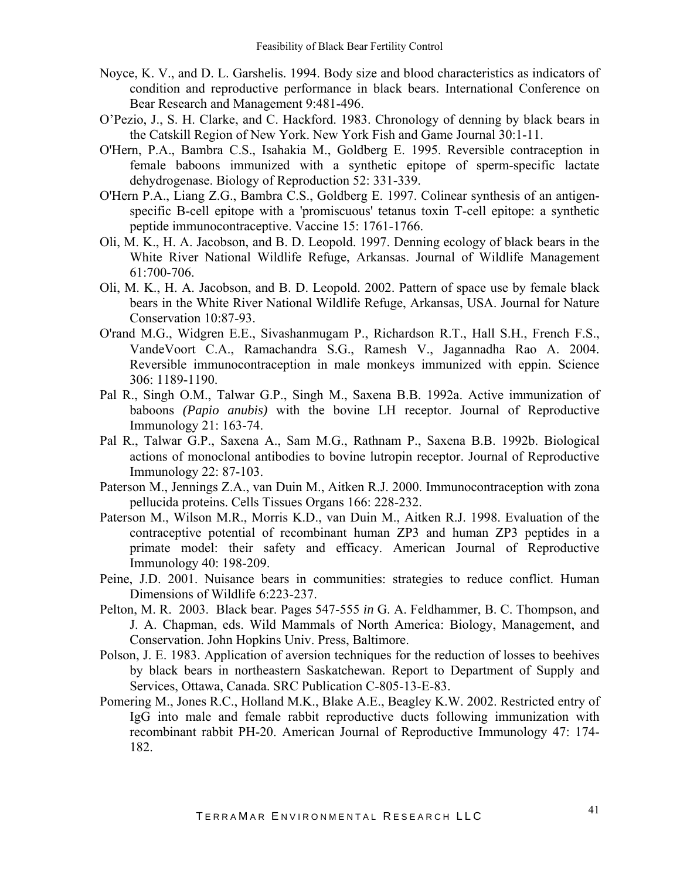Noyce, K. V., and D. L. Garshelis. 1994. Body size and blood characteristics as indicators of condition and reproductive performance in black bears. International Conference on Bear Research and Management 9:481-496.

O'Pezio, J., S. H. Clarke, and C. Hackford. 1983. Chronology of denning by black bears in the Catskill Region of New York. New York Fish and Game Journal 30:1-11.

O'Hern, P.A., Bambra C.S., Isahakia M., Goldberg E. 1995. Reversible contraception in female baboons immunized with a synthetic epitope of sperm-specific lactate dehydrogenase. Biology of Reproduction 52: 331-339.

O'Hern P.A., Liang Z.G., Bambra C.S., Goldberg E. 1997. Colinear synthesis of an antigen-specific B-cell epitope with a 'promiscuous' tetanus toxin T-cell epitope: a synthetic peptide immunocontraceptive. Vaccine 15: 1761-1766.

Oli, M. K., H. A. Jacobson, and B. D. Leopold. 1997. Denning ecology of black bears in the White River National Wildlife Refuge, Arkansas. Journal of Wildlife Management 61:700-706.

Oli, M. K., H. A. Jacobson, and B. D. Leopold. 2002. Pattern of space use by female black bears in the White River National Wildlife Refuge, Arkansas, USA. Journal for Nature Conservation 10:87-93.

O'rand M.G., Widgren E.E., Sivashanmugam P., Richardson R.T., Hall S.H., French F.S., VandeVoort C.A., Ramachandra S.G., Ramesh V., Jagannadha Rao A. 2004. Reversible immunocontraception in male monkeys immunized with eppin. Science 306: 1189-1190.

Pal R., Singh O.M., Talwar G.P., Singh M., Saxena B.B. 1992a. Active immunization of baboons *(Papio anubis)* with the bovine LH receptor. Journal of Reproductive Immunology 21: 163-74.

Pal R., Talwar G.P., Saxena A., Sam M.G., Rathnam P., Saxena B.B. 1992b. Biological actions of monoclonal antibodies to bovine lutropin receptor. Journal of Reproductive Immunology 22: 87-103.

Paterson M., Jennings Z.A., van Duin M., Aitken R.J. 2000. Immunocontraception with zona pellucida proteins. Cells Tissues Organs 166: 228-232.

Paterson M., Wilson M.R., Morris K.D., van Duin M., Aitken R.J. 1998. Evaluation of the contraceptive potential of recombinant human ZP3 and human ZP3 peptides in a primate model: their safety and efficacy. American Journal of Reproductive Immunology 40: 198-209.

Peine, J.D. 2001. Nuisance bears in communities: strategies to reduce conflict. Human Dimensions of Wildlife 6:223-237.

Pelton, M. R. 2003. Black bear. Pages 547-555 *in* G. A. Feldhammer, B. C. Thompson, and J. A. Chapman, eds. Wild Mammals of North America: Biology, Management, and Conservation. John Hopkins Univ. Press, Baltimore.

Polson, J. E. 1983. Application of aversion techniques for the reduction of losses to beehives by black bears in northeastern Saskatchewan. Report to Department of Supply and Services, Ottawa, Canada. SRC Publication C-805-13-E-83.

Pomering M., Jones R.C., Holland M.K., Blake A.E., Beagley K.W. 2002. Restricted entry of IgG into male and female rabbit reproductive ducts following immunization with recombinant rabbit PH-20. American Journal of Reproductive Immunology 47: 174-182.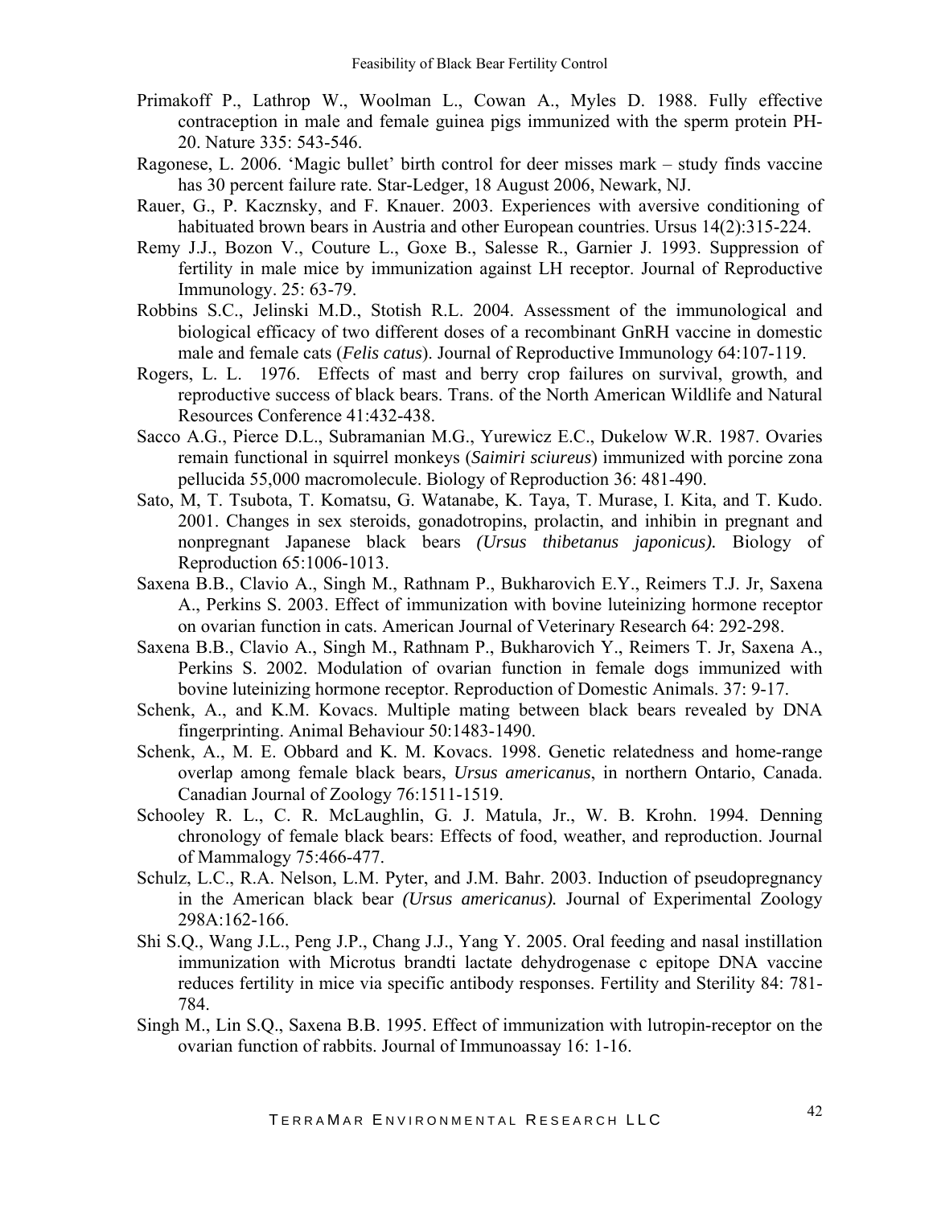Primakoff P., Lathrop W., Woolman L., Cowan A., Myles D. 1988. Fully effective contraception in male and female guinea pigs immunized with the sperm protein PH-20. Nature 335: 543-546.

Ragonese, L. 2006. 'Magic bullet' birth control for deer misses mark – study finds vaccine has 30 percent failure rate. Star-Ledger, 18 August 2006, Newark, NJ.

Rauer, G., P. Kacznsky, and F. Knauer. 2003. Experiences with aversive conditioning of habituated brown bears in Austria and other European countries. Ursus 14(2):315-224.

Remy J.J., Bozon V., Couture L., Goxe B., Salesse R., Garnier J. 1993. Suppression of fertility in male mice by immunization against LH receptor. Journal of Reproductive Immunology. 25: 63-79.

Robbins S.C., Jelinski M.D., Stotish R.L. 2004. Assessment of the immunological and biological efficacy of two different doses of a recombinant GnRH vaccine in domestic male and female cats (*Felis catus*). Journal of Reproductive Immunology 64:107-119.

Rogers, L. L. 1976. Effects of mast and berry crop failures on survival, growth, and reproductive success of black bears. Trans. of the North American Wildlife and Natural Resources Conference 41:432-438.

Sacco A.G., Pierce D.L., Subramanian M.G., Yurewicz E.C., Dukelow W.R. 1987. Ovaries remain functional in squirrel monkeys (*Saimiri sciureus*) immunized with porcine zona pellucida 55,000 macromolecule. Biology of Reproduction 36: 481-490.

Sato, M, T. Tsubota, T. Komatsu, G. Watanabe, K. Taya, T. Murase, I. Kita, and T. Kudo. 2001. Changes in sex steroids, gonadotropins, prolactin, and inhibin in pregnant and nonpregnant Japanese black bears *(Ursus thibetanus japonicus).* Biology of Reproduction 65:1006-1013.

Saxena B.B., Clavio A., Singh M., Rathnam P., Bukharovich E.Y., Reimers T.J. Jr, Saxena A., Perkins S. 2003. Effect of immunization with bovine luteinizing hormone receptor on ovarian function in cats. American Journal of Veterinary Research 64: 292-298.

Saxena B.B., Clavio A., Singh M., Rathnam P., Bukharovich Y., Reimers T. Jr, Saxena A., Perkins S. 2002. Modulation of ovarian function in female dogs immunized with bovine luteinizing hormone receptor. Reproduction of Domestic Animals. 37: 9-17.

Schenk, A., and K.M. Kovacs. Multiple mating between black bears revealed by DNA fingerprinting. Animal Behaviour 50:1483-1490.

Schenk, A., M. E. Obbard and K. M. Kovacs. 1998. Genetic relatedness and home-range overlap among female black bears, *Ursus americanus*, in northern Ontario, Canada. Canadian Journal of Zoology 76:1511-1519.

Schooley R. L., C. R. McLaughlin, G. J. Matula, Jr., W. B. Krohn. 1994. Denning chronology of female black bears: Effects of food, weather, and reproduction. Journal of Mammalogy 75:466-477.

Schulz, L.C., R.A. Nelson, L.M. Pyter, and J.M. Bahr. 2003. Induction of pseudopregnancy in the American black bear *(Ursus americanus).* Journal of Experimental Zoology 298A:162-166.

Shi S.Q., Wang J.L., Peng J.P., Chang J.J., Yang Y. 2005. Oral feeding and nasal instillation immunization with Microtus brandti lactate dehydrogenase c epitope DNA vaccine reduces fertility in mice via specific antibody responses. Fertility and Sterility 84: 781-784.

Singh M., Lin S.Q., Saxena B.B. 1995. Effect of immunization with lutropin-receptor on the ovarian function of rabbits. Journal of Immunoassay 16: 1-16.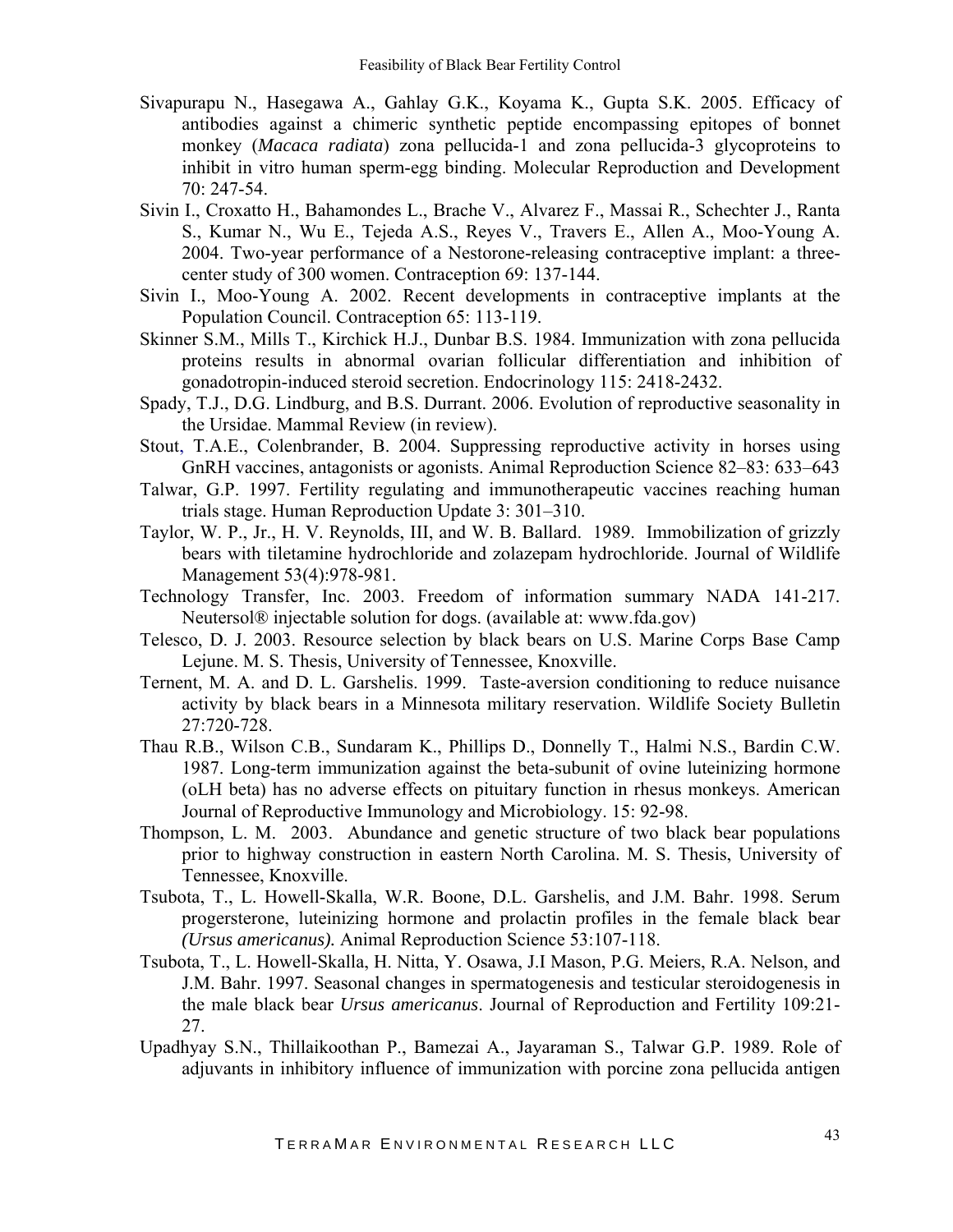Sivapurapu N., Hasegawa A., Gahlay G.K., Koyama K., Gupta S.K. 2005. Efficacy of antibodies against a chimeric synthetic peptide encompassing epitopes of bonnet monkey (*Macaca radiata*) zona pellucida-1 and zona pellucida-3 glycoproteins to inhibit in vitro human sperm-egg binding. Molecular Reproduction and Development 70: 247-54.

Sivin I., Croxatto H., Bahamondes L., Brache V., Alvarez F., Massai R., Schechter J., Ranta S., Kumar N., Wu E., Tejeda A.S., Reyes V., Travers E., Allen A., Moo-Young A. 2004. Two-year performance of a Nestorone-releasing contraceptive implant: a three-center study of 300 women. Contraception 69: 137-144.

Sivin I., Moo-Young A. 2002. Recent developments in contraceptive implants at the Population Council. Contraception 65: 113-119.

Skinner S.M., Mills T., Kirchick H.J., Dunbar B.S. 1984. Immunization with zona pellucida proteins results in abnormal ovarian follicular differentiation and inhibition of gonadotropin-induced steroid secretion. Endocrinology 115: 2418-2432.

Spady, T.J., D.G. Lindburg, and B.S. Durrant. 2006. Evolution of reproductive seasonality in the Ursidae. Mammal Review (in review).

Stout, T.A.E., Colenbrander, B. 2004. Suppressing reproductive activity in horses using GnRH vaccines, antagonists or agonists. Animal Reproduction Science 82–83: 633–643

Talwar, G.P. 1997. Fertility regulating and immunotherapeutic vaccines reaching human trials stage. Human Reproduction Update 3: 301–310.

Taylor, W. P., Jr., H. V. Reynolds, III, and W. B. Ballard. 1989. Immobilization of grizzly bears with tiletamine hydrochloride and zolazepam hydrochloride. Journal of Wildlife Management 53(4):978-981.

Technology Transfer, Inc. 2003. Freedom of information summary NADA 141-217. Neutersol® injectable solution for dogs. (available at: www.fda.gov)

Telesco, D. J. 2003. Resource selection by black bears on U.S. Marine Corps Base Camp Lejune. M. S. Thesis, University of Tennessee, Knoxville.

Ternent, M. A. and D. L. Garshelis. 1999. Taste-aversion conditioning to reduce nuisance activity by black bears in a Minnesota military reservation. Wildlife Society Bulletin 27:720-728.

Thau R.B., Wilson C.B., Sundaram K., Phillips D., Donnelly T., Halmi N.S., Bardin C.W. 1987. Long-term immunization against the beta-subunit of ovine luteinizing hormone (oLH beta) has no adverse effects on pituitary function in rhesus monkeys. American Journal of Reproductive Immunology and Microbiology. 15: 92-98.

Thompson, L. M. 2003. Abundance and genetic structure of two black bear populations prior to highway construction in eastern North Carolina. M. S. Thesis, University of Tennessee, Knoxville.

Tsubota, T., L. Howell-Skalla, W.R. Boone, D.L. Garshelis, and J.M. Bahr. 1998. Serum progersterone, luteinizing hormone and prolactin profiles in the female black bear *(Ursus americanus).* Animal Reproduction Science 53:107-118.

Tsubota, T., L. Howell-Skalla, H. Nitta, Y. Osawa, J.I Mason, P.G. Meiers, R.A. Nelson, and J.M. Bahr. 1997. Seasonal changes in spermatogenesis and testicular steroidogenesis in the male black bear *Ursus americanus*. Journal of Reproduction and Fertility 109:21-27.

Upadhyay S.N., Thillaikoothan P., Bamezai A., Jayaraman S., Talwar G.P. 1989. Role of adjuvants in inhibitory influence of immunization with porcine zona pellucida antigen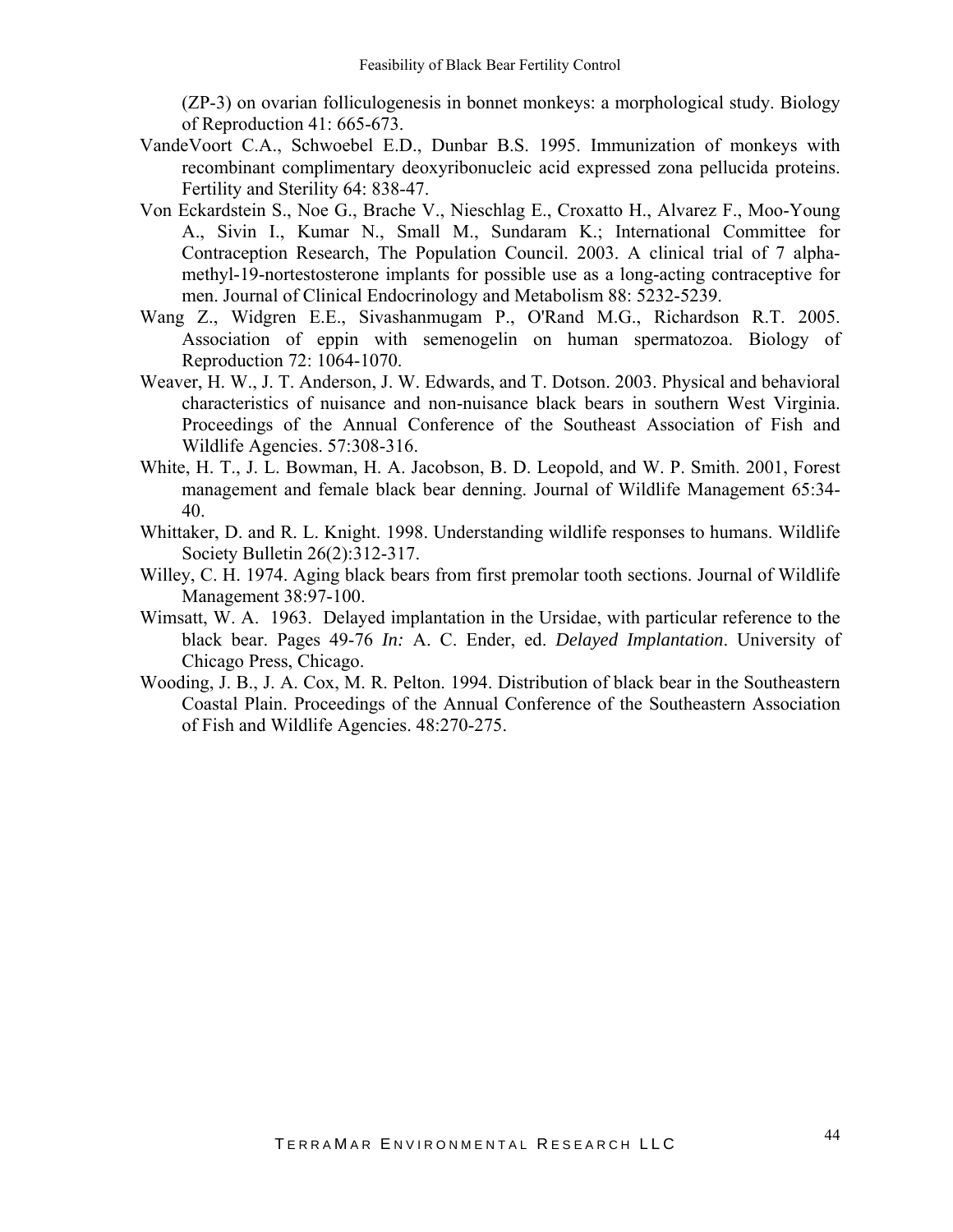(ZP-3) on ovarian folliculogenesis in bonnet monkeys: a morphological study. Biology of Reproduction 41: 665-673.

VandeVoort C.A., Schwoebel E.D., Dunbar B.S. 1995. Immunization of monkeys with recombinant complimentary deoxyribonucleic acid expressed zona pellucida proteins. Fertility and Sterility 64: 838-47.

Von Eckardstein S., Noe G., Brache V., Nieschlag E., Croxatto H., Alvarez F., Moo-Young A., Sivin I., Kumar N., Small M., Sundaram K.; International Committee for Contraception Research, The Population Council. 2003. A clinical trial of 7 alpha-methyl-19-nortestosterone implants for possible use as a long-acting contraceptive for men. Journal of Clinical Endocrinology and Metabolism 88: 5232-5239.

Wang Z., Widgren E.E., Sivashanmugam P., O'Rand M.G., Richardson R.T. 2005. Association of eppin with semenogelin on human spermatozoa. Biology of Reproduction 72: 1064-1070.

Weaver, H. W., J. T. Anderson, J. W. Edwards, and T. Dotson. 2003. Physical and behavioral characteristics of nuisance and non-nuisance black bears in southern West Virginia. Proceedings of the Annual Conference of the Southeast Association of Fish and Wildlife Agencies. 57:308-316.

White, H. T., J. L. Bowman, H. A. Jacobson, B. D. Leopold, and W. P. Smith. 2001, Forest management and female black bear denning. Journal of Wildlife Management 65:34-40.

Whittaker, D. and R. L. Knight. 1998. Understanding wildlife responses to humans. Wildlife Society Bulletin 26(2):312-317.

Willey, C. H. 1974. Aging black bears from first premolar tooth sections. Journal of Wildlife Management 38:97-100.

Wimsatt, W. A. 1963. Delayed implantation in the Ursidae, with particular reference to the black bear. Pages 49-76 *In:* A. C. Ender, ed. *Delayed Implantation*. University of Chicago Press, Chicago.

Wooding, J. B., J. A. Cox, M. R. Pelton. 1994. Distribution of black bear in the Southeastern Coastal Plain. Proceedings of the Annual Conference of the Southeastern Association of Fish and Wildlife Agencies. 48:270-275.